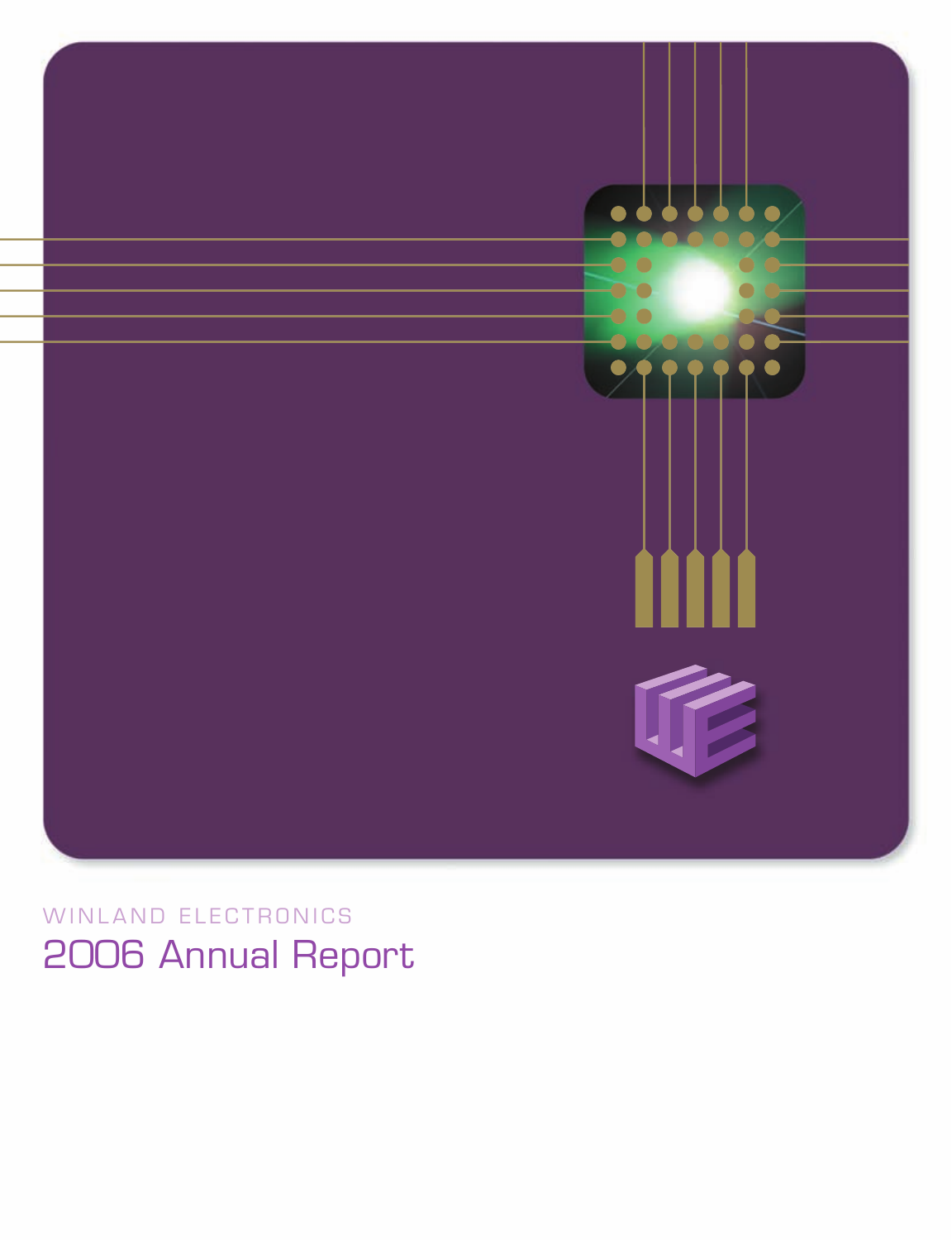WINLAND ELECTRONICS

# 2006 Annual Report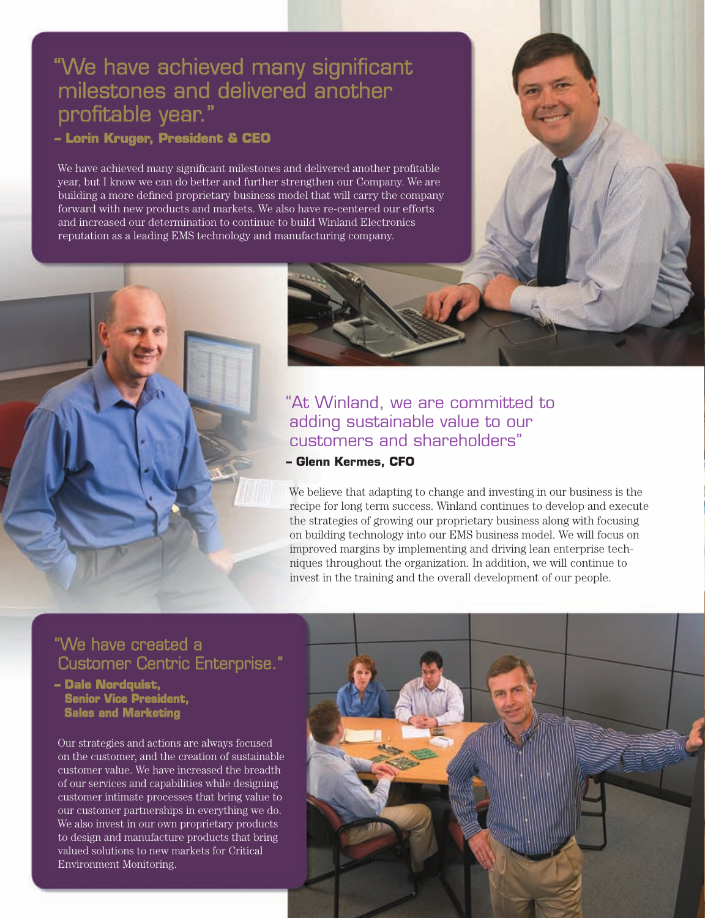## "We have achieved many significant milestones and delivered another profitable year."

**– Lorin Kruger, President & CEO**

We have achieved many significant milestones and delivered another profitable year, but I know we can do better and further strengthen our Company. We are building a more defined proprietary business model that will carry the company forward with new products and markets. We also have re-centered our efforts and increased our determination to continue to build Winland Electronics reputation as a leading EMS technology and manufacturing company.

## "At Winland, we are committed to adding sustainable value to our customers and shareholders"

**– Glenn Kermes, CFO**

We believe that adapting to change and investing in our business is the recipe for long term success. Winland continues to develop and execute the strategies of growing our proprietary business along with focusing on building technology into our EMS business model. We will focus on improved margins by implementing and driving lean enterprise techniques throughout the organization. In addition, we will continue to invest in the training and the overall development of our people.

## "We have created a Customer Centric Enterprise."

**– Dale Nordquist, Senior Vice President, Sales and Marketing**

Our strategies and actions are always focused on the customer, and the creation of sustainable customer value. We have increased the breadth of our services and capabilities while designing customer intimate processes that bring value to our customer partnerships in everything we do. We also invest in our own proprietary products to design and manufacture products that bring valued solutions to new markets for Critical Environment Monitoring.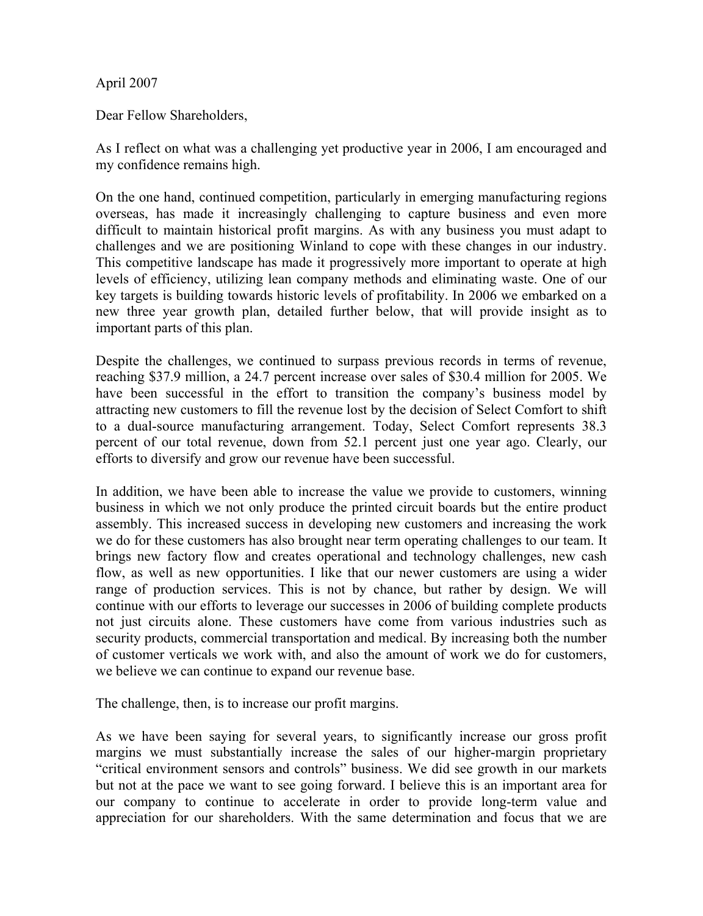April 2007

Dear Fellow Shareholders,

As I reflect on what was a challenging yet productive year in 2006, I am encouraged and my confidence remains high.

On the one hand, continued competition, particularly in emerging manufacturing regions overseas, has made it increasingly challenging to capture business and even more difficult to maintain historical profit margins. As with any business you must adapt to challenges and we are positioning Winland to cope with these changes in our industry. This competitive landscape has made it progressively more important to operate at high levels of efficiency, utilizing lean company methods and eliminating waste. One of our key targets is building towards historic levels of profitability. In 2006 we embarked on a new three year growth plan, detailed further below, that will provide insight as to important parts of this plan.

Despite the challenges, we continued to surpass previous records in terms of revenue, reaching $37.9 million, a 24.7 percent increase over sales of $30.4 million for 2005. We have been successful in the effort to transition the company's business model by attracting new customers to fill the revenue lost by the decision of Select Comfort to shift to a dual-source manufacturing arrangement. Today, Select Comfort represents 38.3 percent of our total revenue, down from 52.1 percent just one year ago. Clearly, our efforts to diversify and grow our revenue have been successful.

In addition, we have been able to increase the value we provide to customers, winning business in which we not only produce the printed circuit boards but the entire product assembly. This increased success in developing new customers and increasing the work we do for these customers has also brought near term operating challenges to our team. It brings new factory flow and creates operational and technology challenges, new cash flow, as well as new opportunities. I like that our newer customers are using a wider range of production services. This is not by chance, but rather by design. We will continue with our efforts to leverage our successes in 2006 of building complete products not just circuits alone. These customers have come from various industries such as security products, commercial transportation and medical. By increasing both the number of customer verticals we work with, and also the amount of work we do for customers, we believe we can continue to expand our revenue base.

The challenge, then, is to increase our profit margins.

As we have been saying for several years, to significantly increase our gross profit margins we must substantially increase the sales of our higher-margin proprietary "critical environment sensors and controls" business. We did see growth in our markets but not at the pace we want to see going forward. I believe this is an important area for our company to continue to accelerate in order to provide long-term value and appreciation for our shareholders. With the same determination and focus that we are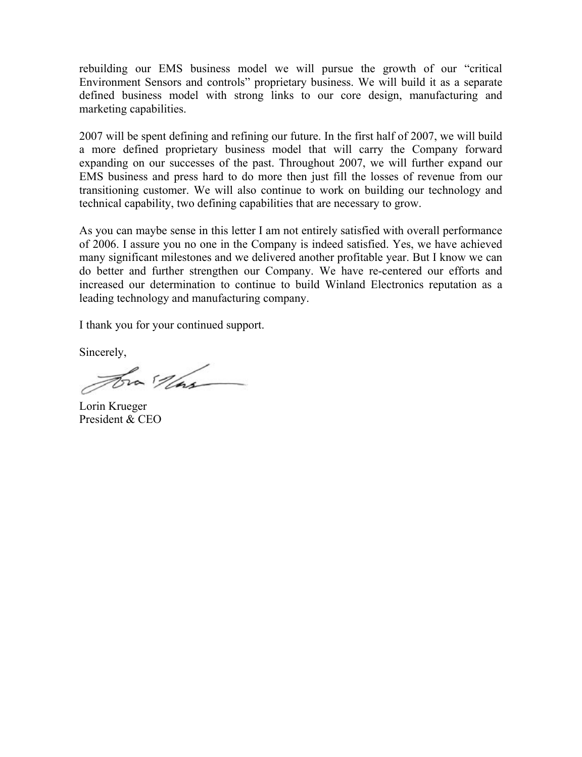rebuilding our EMS business model we will pursue the growth of our "critical Environment Sensors and controls" proprietary business. We will build it as a separate defined business model with strong links to our core design, manufacturing and marketing capabilities.

2007 will be spent defining and refining our future. In the first half of 2007, we will build a more defined proprietary business model that will carry the Company forward expanding on our successes of the past. Throughout 2007, we will further expand our EMS business and press hard to do more then just fill the losses of revenue from our transitioning customer. We will also continue to work on building our technology and technical capability, two defining capabilities that are necessary to grow.

As you can maybe sense in this letter I am not entirely satisfied with overall performance of 2006. I assure you no one in the Company is indeed satisfied. Yes, we have achieved many significant milestones and we delivered another profitable year. But I know we can do better and further strengthen our Company. We have re-centered our efforts and increased our determination to continue to build Winland Electronics reputation as a leading technology and manufacturing company.

I thank you for your continued support.

Sincerely,

Lorin Krueger
President & CEO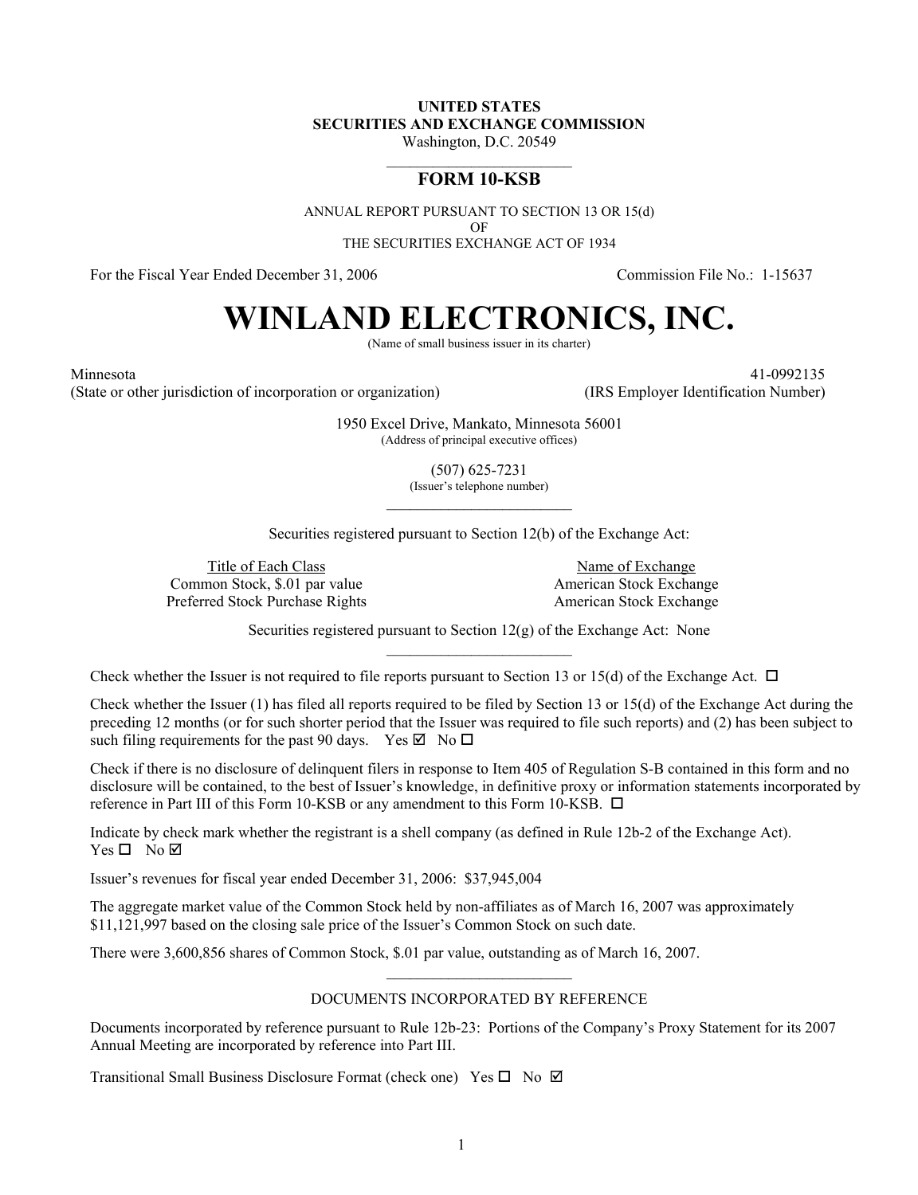**UNITED STATES**
**SECURITIES AND EXCHANGE COMMISSION**
Washington, D.C. 20549

---

# FORM 10-KSB

ANNUAL REPORT PURSUANT TO SECTION 13 OR 15(d)
OF
THE SECURITIES EXCHANGE ACT OF 1934

For the Fiscal Year Ended December 31, 2006 | Commission File No.: 1-15637

# WINLAND ELECTRONICS, INC.

(Name of small business issuer in its charter)

Minnesota | 41-0992135
(State or other jurisdiction of incorporation or organization) | (IRS Employer Identification Number)

1950 Excel Drive, Mankato, Minnesota 56001
(Address of principal executive offices)

(507) 625-7231
(Issuer's telephone number)

---

Securities registered pursuant to Section 12(b) of the Exchange Act:

| Title of Each Class | Name of Exchange |
|---|---|
| Common Stock, $.01 par value | American Stock Exchange |
| Preferred Stock Purchase Rights | American Stock Exchange |

Securities registered pursuant to Section 12(g) of the Exchange Act: None

---

Check whether the Issuer is not required to file reports pursuant to Section 13 or 15(d) of the Exchange Act. ☐

Check whether the Issuer (1) has filed all reports required to be filed by Section 13 or 15(d) of the Exchange Act during the preceding 12 months (or for such shorter period that the Issuer was required to file such reports) and (2) has been subject to such filing requirements for the past 90 days. Yes ☑ No ☐

Check if there is no disclosure of delinquent filers in response to Item 405 of Regulation S-B contained in this form and no disclosure will be contained, to the best of Issuer's knowledge, in definitive proxy or information statements incorporated by reference in Part III of this Form 10-KSB or any amendment to this Form 10-KSB. ☐

Indicate by check mark whether the registrant is a shell company (as defined in Rule 12b-2 of the Exchange Act). Yes ☐ No ☑

Issuer's revenues for fiscal year ended December 31, 2006: $37,945,004

The aggregate market value of the Common Stock held by non-affiliates as of March 16, 2007 was approximately $11,121,997 based on the closing sale price of the Issuer's Common Stock on such date.

There were 3,600,856 shares of Common Stock, $.01 par value, outstanding as of March 16, 2007.

---

DOCUMENTS INCORPORATED BY REFERENCE

Documents incorporated by reference pursuant to Rule 12b-23: Portions of the Company's Proxy Statement for its 2007 Annual Meeting are incorporated by reference into Part III.

Transitional Small Business Disclosure Format (check one) Yes ☐ No ☑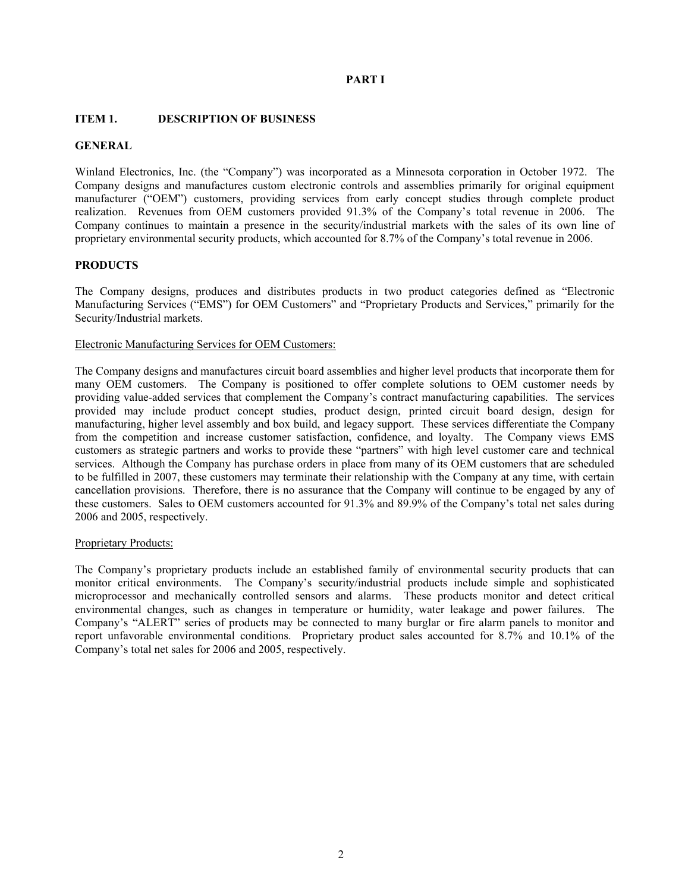# PART I

## ITEM 1. DESCRIPTION OF BUSINESS

### GENERAL

Winland Electronics, Inc. (the "Company") was incorporated as a Minnesota corporation in October 1972. The Company designs and manufactures custom electronic controls and assemblies primarily for original equipment manufacturer ("OEM") customers, providing services from early concept studies through complete product realization. Revenues from OEM customers provided 91.3% of the Company's total revenue in 2006. The Company continues to maintain a presence in the security/industrial markets with the sales of its own line of proprietary environmental security products, which accounted for 8.7% of the Company's total revenue in 2006.

### PRODUCTS

The Company designs, produces and distributes products in two product categories defined as "Electronic Manufacturing Services ("EMS") for OEM Customers" and "Proprietary Products and Services," primarily for the Security/Industrial markets.

Electronic Manufacturing Services for OEM Customers:

The Company designs and manufactures circuit board assemblies and higher level products that incorporate them for many OEM customers. The Company is positioned to offer complete solutions to OEM customer needs by providing value-added services that complement the Company's contract manufacturing capabilities. The services provided may include product concept studies, product design, printed circuit board design, design for manufacturing, higher level assembly and box build, and legacy support. These services differentiate the Company from the competition and increase customer satisfaction, confidence, and loyalty. The Company views EMS customers as strategic partners and works to provide these "partners" with high level customer care and technical services. Although the Company has purchase orders in place from many of its OEM customers that are scheduled to be fulfilled in 2007, these customers may terminate their relationship with the Company at any time, with certain cancellation provisions. Therefore, there is no assurance that the Company will continue to be engaged by any of these customers. Sales to OEM customers accounted for 91.3% and 89.9% of the Company's total net sales during 2006 and 2005, respectively.

Proprietary Products:

The Company's proprietary products include an established family of environmental security products that can monitor critical environments. The Company's security/industrial products include simple and sophisticated microprocessor and mechanically controlled sensors and alarms. These products monitor and detect critical environmental changes, such as changes in temperature or humidity, water leakage and power failures. The Company's "ALERT" series of products may be connected to many burglar or fire alarm panels to monitor and report unfavorable environmental conditions. Proprietary product sales accounted for 8.7% and 10.1% of the Company's total net sales for 2006 and 2005, respectively.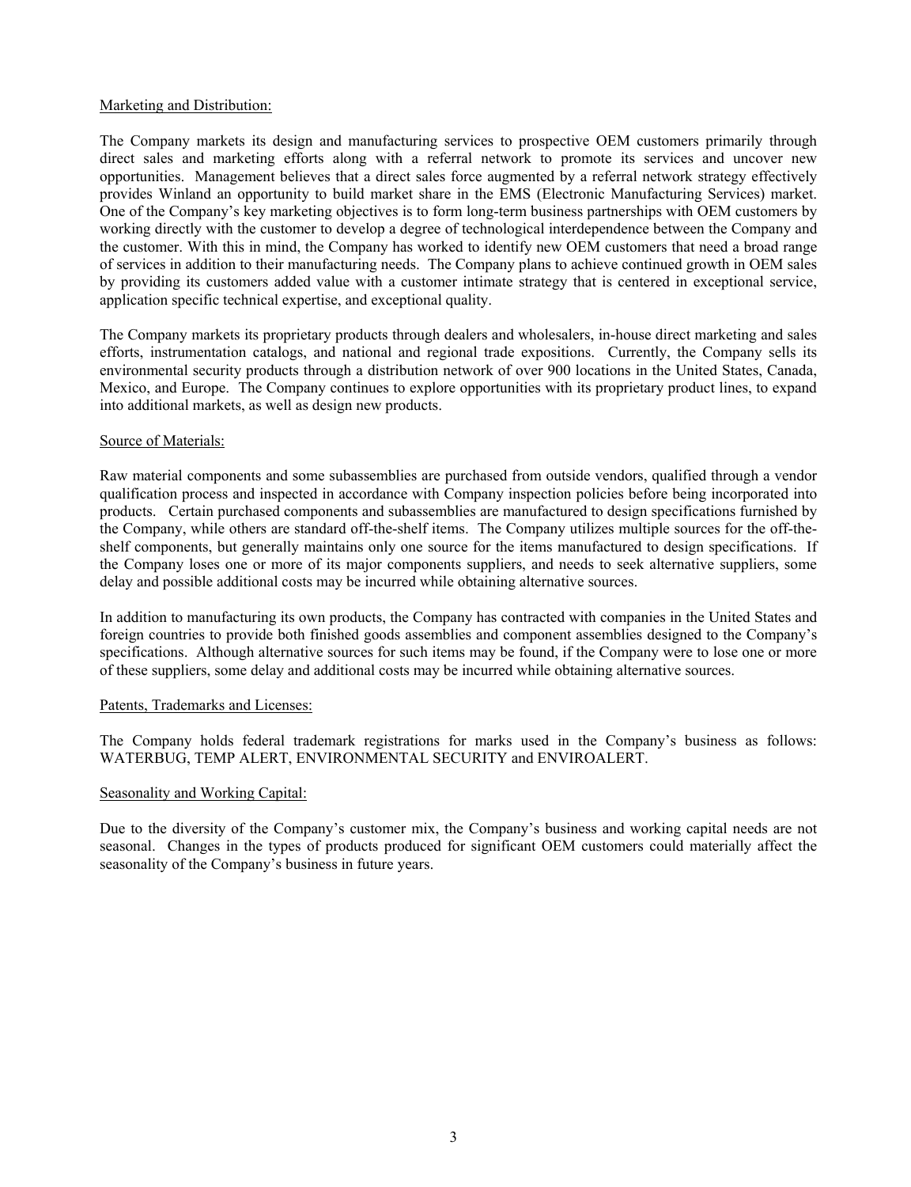Marketing and Distribution:

The Company markets its design and manufacturing services to prospective OEM customers primarily through direct sales and marketing efforts along with a referral network to promote its services and uncover new opportunities. Management believes that a direct sales force augmented by a referral network strategy effectively provides Winland an opportunity to build market share in the EMS (Electronic Manufacturing Services) market. One of the Company's key marketing objectives is to form long-term business partnerships with OEM customers by working directly with the customer to develop a degree of technological interdependence between the Company and the customer. With this in mind, the Company has worked to identify new OEM customers that need a broad range of services in addition to their manufacturing needs. The Company plans to achieve continued growth in OEM sales by providing its customers added value with a customer intimate strategy that is centered in exceptional service, application specific technical expertise, and exceptional quality.

The Company markets its proprietary products through dealers and wholesalers, in-house direct marketing and sales efforts, instrumentation catalogs, and national and regional trade expositions. Currently, the Company sells its environmental security products through a distribution network of over 900 locations in the United States, Canada, Mexico, and Europe. The Company continues to explore opportunities with its proprietary product lines, to expand into additional markets, as well as design new products.

Source of Materials:

Raw material components and some subassemblies are purchased from outside vendors, qualified through a vendor qualification process and inspected in accordance with Company inspection policies before being incorporated into products. Certain purchased components and subassemblies are manufactured to design specifications furnished by the Company, while others are standard off-the-shelf items. The Company utilizes multiple sources for the off-the-shelf components, but generally maintains only one source for the items manufactured to design specifications. If the Company loses one or more of its major components suppliers, and needs to seek alternative suppliers, some delay and possible additional costs may be incurred while obtaining alternative sources.

In addition to manufacturing its own products, the Company has contracted with companies in the United States and foreign countries to provide both finished goods assemblies and component assemblies designed to the Company's specifications. Although alternative sources for such items may be found, if the Company were to lose one or more of these suppliers, some delay and additional costs may be incurred while obtaining alternative sources.

Patents, Trademarks and Licenses:

The Company holds federal trademark registrations for marks used in the Company's business as follows: WATERBUG, TEMP ALERT, ENVIRONMENTAL SECURITY and ENVIROALERT.

Seasonality and Working Capital:

Due to the diversity of the Company's customer mix, the Company's business and working capital needs are not seasonal. Changes in the types of products produced for significant OEM customers could materially affect the seasonality of the Company's business in future years.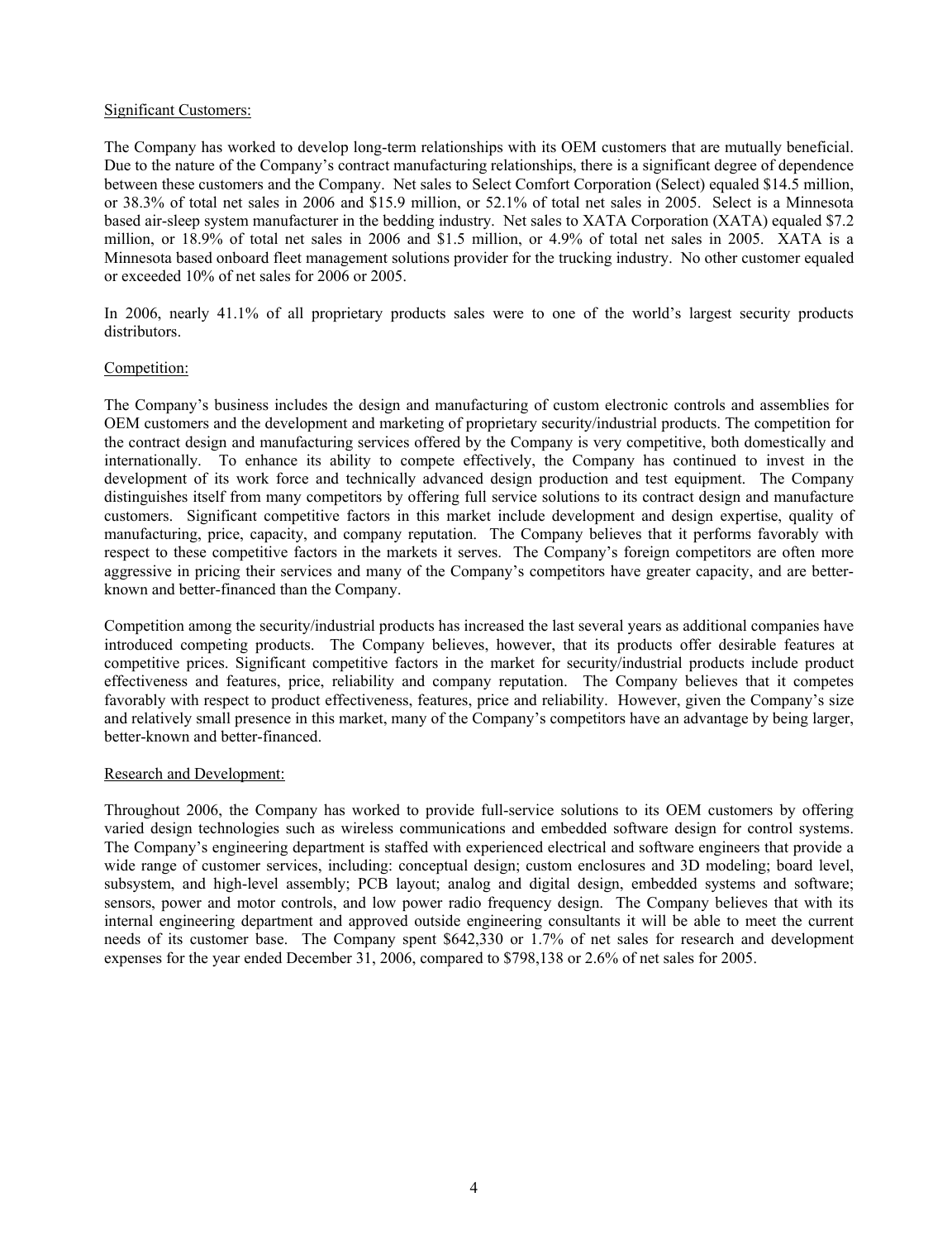Significant Customers:

The Company has worked to develop long-term relationships with its OEM customers that are mutually beneficial. Due to the nature of the Company's contract manufacturing relationships, there is a significant degree of dependence between these customers and the Company. Net sales to Select Comfort Corporation (Select) equaled \$14.5 million, or 38.3% of total net sales in 2006 and \$15.9 million, or 52.1% of total net sales in 2005. Select is a Minnesota based air-sleep system manufacturer in the bedding industry. Net sales to XATA Corporation (XATA) equaled \$7.2 million, or 18.9% of total net sales in 2006 and \$1.5 million, or 4.9% of total net sales in 2005. XATA is a Minnesota based onboard fleet management solutions provider for the trucking industry. No other customer equaled or exceeded 10% of net sales for 2006 or 2005.

In 2006, nearly 41.1% of all proprietary products sales were to one of the world's largest security products distributors.

Competition:

The Company's business includes the design and manufacturing of custom electronic controls and assemblies for OEM customers and the development and marketing of proprietary security/industrial products. The competition for the contract design and manufacturing services offered by the Company is very competitive, both domestically and internationally. To enhance its ability to compete effectively, the Company has continued to invest in the development of its work force and technically advanced design production and test equipment. The Company distinguishes itself from many competitors by offering full service solutions to its contract design and manufacture customers. Significant competitive factors in this market include development and design expertise, quality of manufacturing, price, capacity, and company reputation. The Company believes that it performs favorably with respect to these competitive factors in the markets it serves. The Company's foreign competitors are often more aggressive in pricing their services and many of the Company's competitors have greater capacity, and are better-known and better-financed than the Company.

Competition among the security/industrial products has increased the last several years as additional companies have introduced competing products. The Company believes, however, that its products offer desirable features at competitive prices. Significant competitive factors in the market for security/industrial products include product effectiveness and features, price, reliability and company reputation. The Company believes that it competes favorably with respect to product effectiveness, features, price and reliability. However, given the Company's size and relatively small presence in this market, many of the Company's competitors have an advantage by being larger, better-known and better-financed.

Research and Development:

Throughout 2006, the Company has worked to provide full-service solutions to its OEM customers by offering varied design technologies such as wireless communications and embedded software design for control systems. The Company's engineering department is staffed with experienced electrical and software engineers that provide a wide range of customer services, including: conceptual design; custom enclosures and 3D modeling; board level, subsystem, and high-level assembly; PCB layout; analog and digital design, embedded systems and software; sensors, power and motor controls, and low power radio frequency design. The Company believes that with its internal engineering department and approved outside engineering consultants it will be able to meet the current needs of its customer base. The Company spent \$642,330 or 1.7% of net sales for research and development expenses for the year ended December 31, 2006, compared to \$798,138 or 2.6% of net sales for 2005.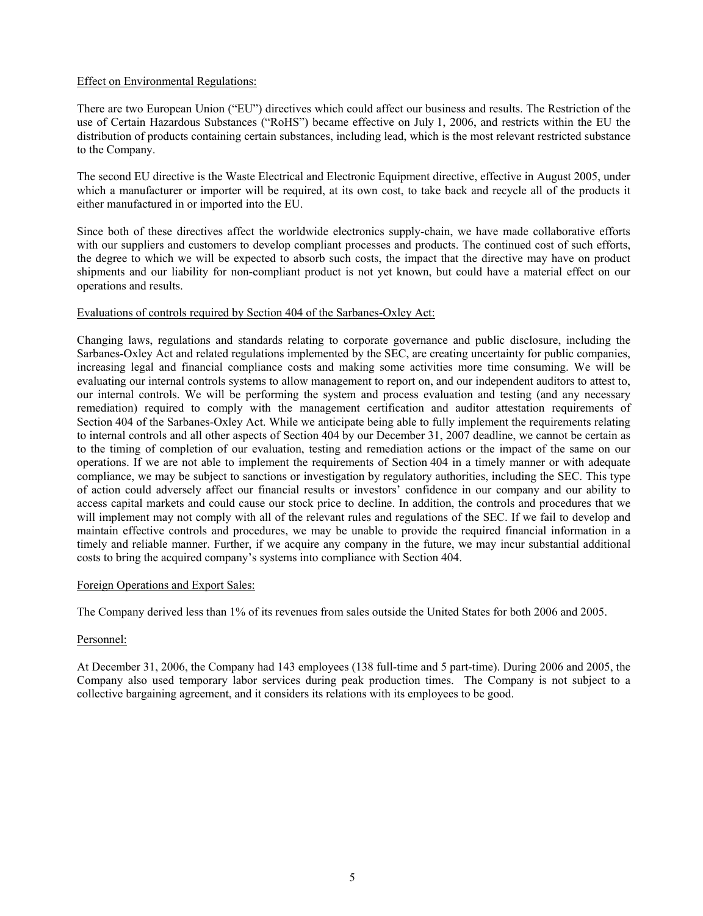Effect on Environmental Regulations:

There are two European Union ("EU") directives which could affect our business and results. The Restriction of the use of Certain Hazardous Substances ("RoHS") became effective on July 1, 2006, and restricts within the EU the distribution of products containing certain substances, including lead, which is the most relevant restricted substance to the Company.

The second EU directive is the Waste Electrical and Electronic Equipment directive, effective in August 2005, under which a manufacturer or importer will be required, at its own cost, to take back and recycle all of the products it either manufactured in or imported into the EU.

Since both of these directives affect the worldwide electronics supply-chain, we have made collaborative efforts with our suppliers and customers to develop compliant processes and products. The continued cost of such efforts, the degree to which we will be expected to absorb such costs, the impact that the directive may have on product shipments and our liability for non-compliant product is not yet known, but could have a material effect on our operations and results.

Evaluations of controls required by Section 404 of the Sarbanes-Oxley Act:

Changing laws, regulations and standards relating to corporate governance and public disclosure, including the Sarbanes-Oxley Act and related regulations implemented by the SEC, are creating uncertainty for public companies, increasing legal and financial compliance costs and making some activities more time consuming. We will be evaluating our internal controls systems to allow management to report on, and our independent auditors to attest to, our internal controls. We will be performing the system and process evaluation and testing (and any necessary remediation) required to comply with the management certification and auditor attestation requirements of Section 404 of the Sarbanes-Oxley Act. While we anticipate being able to fully implement the requirements relating to internal controls and all other aspects of Section 404 by our December 31, 2007 deadline, we cannot be certain as to the timing of completion of our evaluation, testing and remediation actions or the impact of the same on our operations. If we are not able to implement the requirements of Section 404 in a timely manner or with adequate compliance, we may be subject to sanctions or investigation by regulatory authorities, including the SEC. This type of action could adversely affect our financial results or investors' confidence in our company and our ability to access capital markets and could cause our stock price to decline. In addition, the controls and procedures that we will implement may not comply with all of the relevant rules and regulations of the SEC. If we fail to develop and maintain effective controls and procedures, we may be unable to provide the required financial information in a timely and reliable manner. Further, if we acquire any company in the future, we may incur substantial additional costs to bring the acquired company's systems into compliance with Section 404.

Foreign Operations and Export Sales:

The Company derived less than 1% of its revenues from sales outside the United States for both 2006 and 2005.

Personnel:

At December 31, 2006, the Company had 143 employees (138 full-time and 5 part-time). During 2006 and 2005, the Company also used temporary labor services during peak production times. The Company is not subject to a collective bargaining agreement, and it considers its relations with its employees to be good.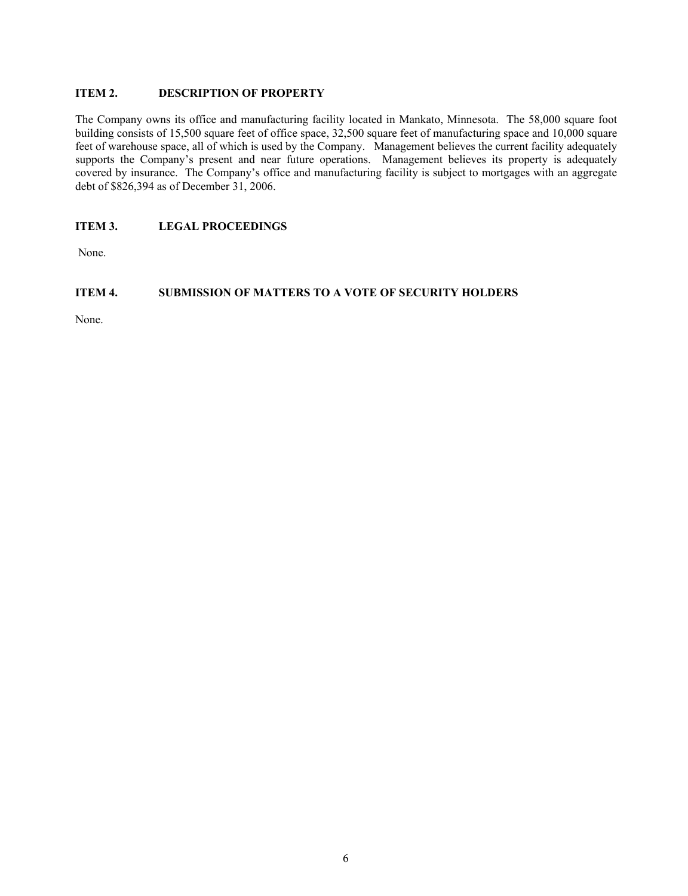## ITEM 2. DESCRIPTION OF PROPERTY

The Company owns its office and manufacturing facility located in Mankato, Minnesota. The 58,000 square foot building consists of 15,500 square feet of office space, 32,500 square feet of manufacturing space and 10,000 square feet of warehouse space, all of which is used by the Company. Management believes the current facility adequately supports the Company's present and near future operations. Management believes its property is adequately covered by insurance. The Company's office and manufacturing facility is subject to mortgages with an aggregate debt of $826,394 as of December 31, 2006.

## ITEM 3. LEGAL PROCEEDINGS

None.

## ITEM 4. SUBMISSION OF MATTERS TO A VOTE OF SECURITY HOLDERS

None.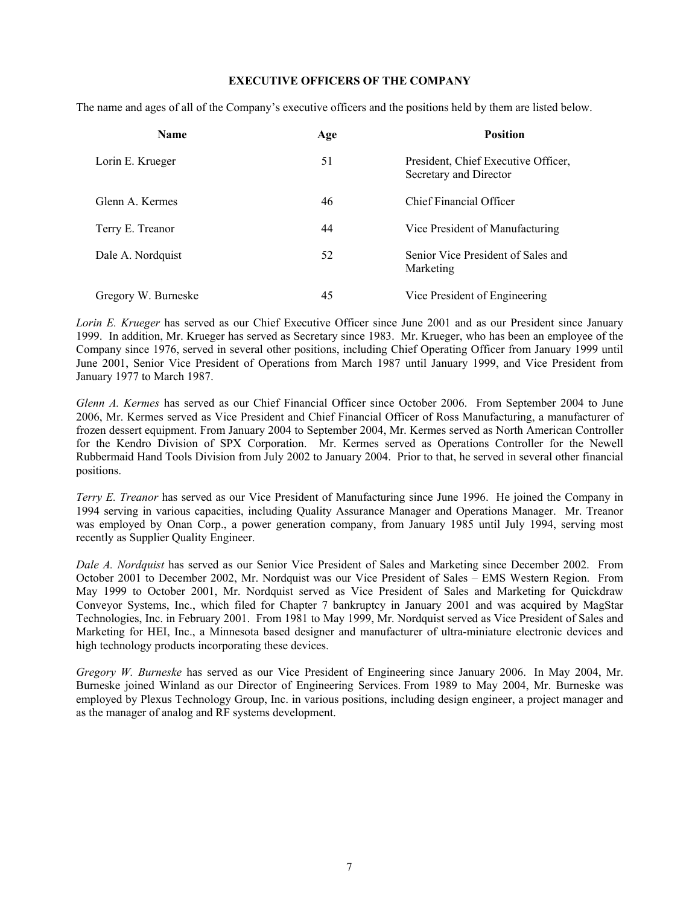## EXECUTIVE OFFICERS OF THE COMPANY

The name and ages of all of the Company's executive officers and the positions held by them are listed below.

| Name | Age | Position |
|---|---|---|
| Lorin E. Krueger | 51 | President, Chief Executive Officer, Secretary and Director |
| Glenn A. Kermes | 46 | Chief Financial Officer |
| Terry E. Treanor | 44 | Vice President of Manufacturing |
| Dale A. Nordquist | 52 | Senior Vice President of Sales and Marketing |
| Gregory W. Burneske | 45 | Vice President of Engineering |

*Lorin E. Krueger* has served as our Chief Executive Officer since June 2001 and as our President since January 1999. In addition, Mr. Krueger has served as Secretary since 1983. Mr. Krueger, who has been an employee of the Company since 1976, served in several other positions, including Chief Operating Officer from January 1999 until June 2001, Senior Vice President of Operations from March 1987 until January 1999, and Vice President from January 1977 to March 1987.

*Glenn A. Kermes* has served as our Chief Financial Officer since October 2006. From September 2004 to June 2006, Mr. Kermes served as Vice President and Chief Financial Officer of Ross Manufacturing, a manufacturer of frozen dessert equipment. From January 2004 to September 2004, Mr. Kermes served as North American Controller for the Kendro Division of SPX Corporation. Mr. Kermes served as Operations Controller for the Newell Rubbermaid Hand Tools Division from July 2002 to January 2004. Prior to that, he served in several other financial positions.

*Terry E. Treanor* has served as our Vice President of Manufacturing since June 1996. He joined the Company in 1994 serving in various capacities, including Quality Assurance Manager and Operations Manager. Mr. Treanor was employed by Onan Corp., a power generation company, from January 1985 until July 1994, serving most recently as Supplier Quality Engineer.

*Dale A. Nordquist* has served as our Senior Vice President of Sales and Marketing since December 2002. From October 2001 to December 2002, Mr. Nordquist was our Vice President of Sales – EMS Western Region. From May 1999 to October 2001, Mr. Nordquist served as Vice President of Sales and Marketing for Quickdraw Conveyor Systems, Inc., which filed for Chapter 7 bankruptcy in January 2001 and was acquired by MagStar Technologies, Inc. in February 2001. From 1981 to May 1999, Mr. Nordquist served as Vice President of Sales and Marketing for HEI, Inc., a Minnesota based designer and manufacturer of ultra-miniature electronic devices and high technology products incorporating these devices.

*Gregory W. Burneske* has served as our Vice President of Engineering since January 2006. In May 2004, Mr. Burneske joined Winland as our Director of Engineering Services. From 1989 to May 2004, Mr. Burneske was employed by Plexus Technology Group, Inc. in various positions, including design engineer, a project manager and as the manager of analog and RF systems development.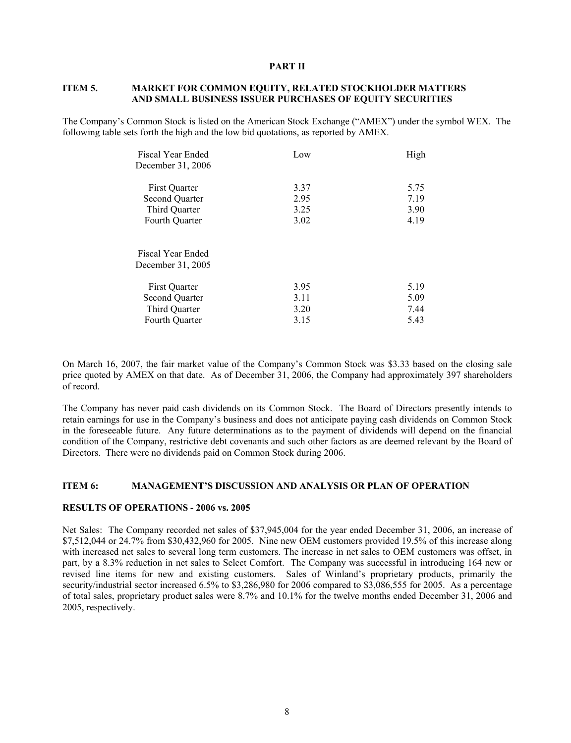# PART II

## ITEM 5. MARKET FOR COMMON EQUITY, RELATED STOCKHOLDER MATTERS AND SMALL BUSINESS ISSUER PURCHASES OF EQUITY SECURITIES

The Company's Common Stock is listed on the American Stock Exchange ("AMEX") under the symbol WEX. The following table sets forth the high and the low bid quotations, as reported by AMEX.

| Fiscal Year Ended December 31, 2006 | Low | High |
|---|---|---|
| First Quarter | 3.37 | 5.75 |
| Second Quarter | 2.95 | 7.19 |
| Third Quarter | 3.25 | 3.90 |
| Fourth Quarter | 3.02 | 4.19 |
| **Fiscal Year Ended December 31, 2005** | | |
| First Quarter | 3.95 | 5.19 |
| Second Quarter | 3.11 | 5.09 |
| Third Quarter | 3.20 | 7.44 |
| Fourth Quarter | 3.15 | 5.43 |

On March 16, 2007, the fair market value of the Company's Common Stock was $3.33 based on the closing sale price quoted by AMEX on that date. As of December 31, 2006, the Company had approximately 397 shareholders of record.

The Company has never paid cash dividends on its Common Stock. The Board of Directors presently intends to retain earnings for use in the Company's business and does not anticipate paying cash dividends on Common Stock in the foreseeable future. Any future determinations as to the payment of dividends will depend on the financial condition of the Company, restrictive debt covenants and such other factors as are deemed relevant by the Board of Directors. There were no dividends paid on Common Stock during 2006.

## ITEM 6: MANAGEMENT'S DISCUSSION AND ANALYSIS OR PLAN OF OPERATION

### RESULTS OF OPERATIONS - 2006 vs. 2005

Net Sales: The Company recorded net sales of $37,945,004 for the year ended December 31, 2006, an increase of $7,512,044 or 24.7% from $30,432,960 for 2005. Nine new OEM customers provided 19.5% of this increase along with increased net sales to several long term customers. The increase in net sales to OEM customers was offset, in part, by a 8.3% reduction in net sales to Select Comfort. The Company was successful in introducing 164 new or revised line items for new and existing customers. Sales of Winland's proprietary products, primarily the security/industrial sector increased 6.5% to $3,286,980 for 2006 compared to $3,086,555 for 2005. As a percentage of total sales, proprietary product sales were 8.7% and 10.1% for the twelve months ended December 31, 2006 and 2005, respectively.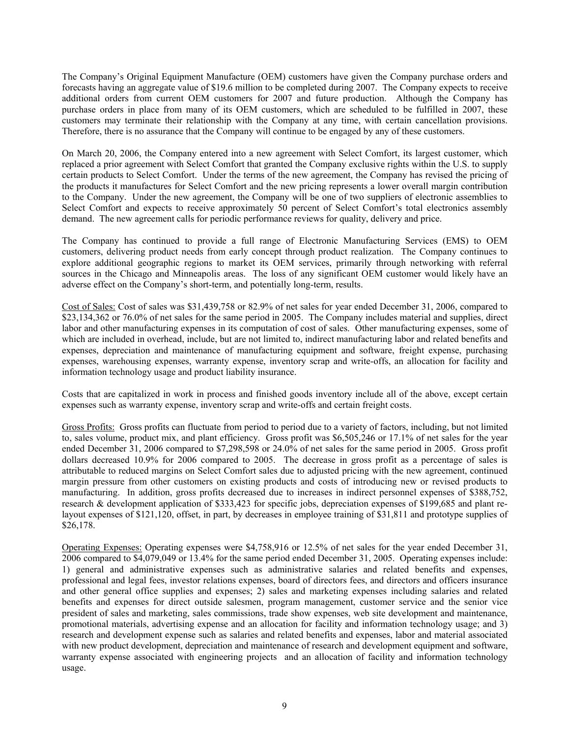The Company's Original Equipment Manufacture (OEM) customers have given the Company purchase orders and forecasts having an aggregate value of $19.6 million to be completed during 2007. The Company expects to receive additional orders from current OEM customers for 2007 and future production. Although the Company has purchase orders in place from many of its OEM customers, which are scheduled to be fulfilled in 2007, these customers may terminate their relationship with the Company at any time, with certain cancellation provisions. Therefore, there is no assurance that the Company will continue to be engaged by any of these customers.

On March 20, 2006, the Company entered into a new agreement with Select Comfort, its largest customer, which replaced a prior agreement with Select Comfort that granted the Company exclusive rights within the U.S. to supply certain products to Select Comfort. Under the terms of the new agreement, the Company has revised the pricing of the products it manufactures for Select Comfort and the new pricing represents a lower overall margin contribution to the Company. Under the new agreement, the Company will be one of two suppliers of electronic assemblies to Select Comfort and expects to receive approximately 50 percent of Select Comfort's total electronics assembly demand. The new agreement calls for periodic performance reviews for quality, delivery and price.

The Company has continued to provide a full range of Electronic Manufacturing Services (EMS) to OEM customers, delivering product needs from early concept through product realization. The Company continues to explore additional geographic regions to market its OEM services, primarily through networking with referral sources in the Chicago and Minneapolis areas. The loss of any significant OEM customer would likely have an adverse effect on the Company's short-term, and potentially long-term, results.

Cost of Sales: Cost of sales was $31,439,758 or 82.9% of net sales for year ended December 31, 2006, compared to $23,134,362 or 76.0% of net sales for the same period in 2005. The Company includes material and supplies, direct labor and other manufacturing expenses in its computation of cost of sales. Other manufacturing expenses, some of which are included in overhead, include, but are not limited to, indirect manufacturing labor and related benefits and expenses, depreciation and maintenance of manufacturing equipment and software, freight expense, purchasing expenses, warehousing expenses, warranty expense, inventory scrap and write-offs, an allocation for facility and information technology usage and product liability insurance.

Costs that are capitalized in work in process and finished goods inventory include all of the above, except certain expenses such as warranty expense, inventory scrap and write-offs and certain freight costs.

Gross Profits: Gross profits can fluctuate from period to period due to a variety of factors, including, but not limited to, sales volume, product mix, and plant efficiency. Gross profit was $6,505,246 or 17.1% of net sales for the year ended December 31, 2006 compared to $7,298,598 or 24.0% of net sales for the same period in 2005. Gross profit dollars decreased 10.9% for 2006 compared to 2005. The decrease in gross profit as a percentage of sales is attributable to reduced margins on Select Comfort sales due to adjusted pricing with the new agreement, continued margin pressure from other customers on existing products and costs of introducing new or revised products to manufacturing. In addition, gross profits decreased due to increases in indirect personnel expenses of $388,752, research & development application of $333,423 for specific jobs, depreciation expenses of $199,685 and plant re-layout expenses of $121,120, offset, in part, by decreases in employee training of $31,811 and prototype supplies of $26,178.

Operating Expenses: Operating expenses were $4,758,916 or 12.5% of net sales for the year ended December 31, 2006 compared to $4,079,049 or 13.4% for the same period ended December 31, 2005. Operating expenses include: 1) general and administrative expenses such as administrative salaries and related benefits and expenses, professional and legal fees, investor relations expenses, board of directors fees, and directors and officers insurance and other general office supplies and expenses; 2) sales and marketing expenses including salaries and related benefits and expenses for direct outside salesmen, program management, customer service and the senior vice president of sales and marketing, sales commissions, trade show expenses, web site development and maintenance, promotional materials, advertising expense and an allocation for facility and information technology usage; and 3) research and development expense such as salaries and related benefits and expenses, labor and material associated with new product development, depreciation and maintenance of research and development equipment and software, warranty expense associated with engineering projects and an allocation of facility and information technology usage.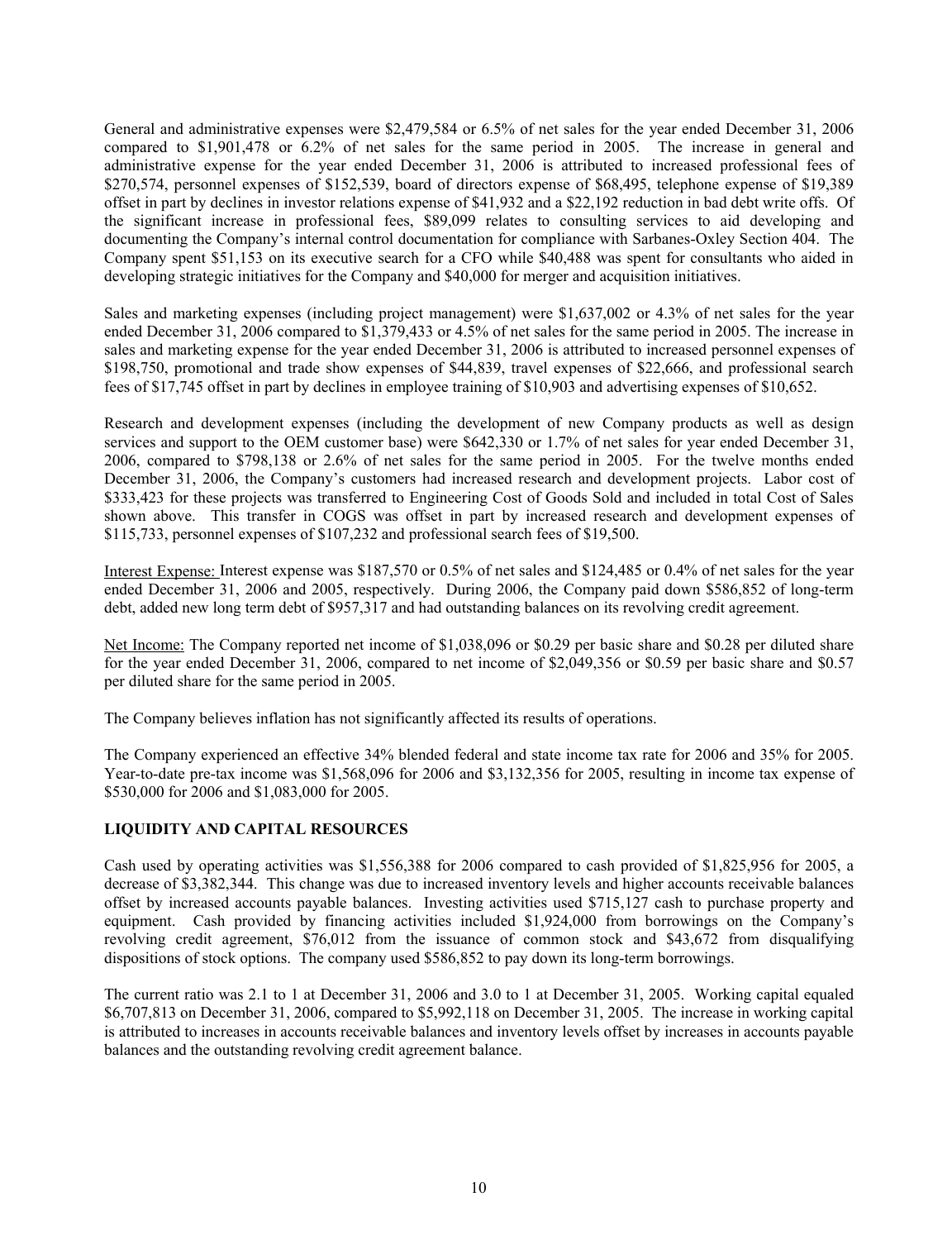General and administrative expenses were $2,479,584 or 6.5% of net sales for the year ended December 31, 2006 compared to $1,901,478 or 6.2% of net sales for the same period in 2005. The increase in general and administrative expense for the year ended December 31, 2006 is attributed to increased professional fees of $270,574, personnel expenses of $152,539, board of directors expense of $68,495, telephone expense of $19,389 offset in part by declines in investor relations expense of $41,932 and a $22,192 reduction in bad debt write offs. Of the significant increase in professional fees, $89,099 relates to consulting services to aid developing and documenting the Company's internal control documentation for compliance with Sarbanes-Oxley Section 404. The Company spent $51,153 on its executive search for a CFO while $40,488 was spent for consultants who aided in developing strategic initiatives for the Company and $40,000 for merger and acquisition initiatives.

Sales and marketing expenses (including project management) were $1,637,002 or 4.3% of net sales for the year ended December 31, 2006 compared to $1,379,433 or 4.5% of net sales for the same period in 2005. The increase in sales and marketing expense for the year ended December 31, 2006 is attributed to increased personnel expenses of $198,750, promotional and trade show expenses of $44,839, travel expenses of $22,666, and professional search fees of $17,745 offset in part by declines in employee training of $10,903 and advertising expenses of $10,652.

Research and development expenses (including the development of new Company products as well as design services and support to the OEM customer base) were $642,330 or 1.7% of net sales for year ended December 31, 2006, compared to $798,138 or 2.6% of net sales for the same period in 2005. For the twelve months ended December 31, 2006, the Company's customers had increased research and development projects. Labor cost of $333,423 for these projects was transferred to Engineering Cost of Goods Sold and included in total Cost of Sales shown above. This transfer in COGS was offset in part by increased research and development expenses of $115,733, personnel expenses of $107,232 and professional search fees of $19,500.

Interest Expense: Interest expense was $187,570 or 0.5% of net sales and $124,485 or 0.4% of net sales for the year ended December 31, 2006 and 2005, respectively. During 2006, the Company paid down $586,852 of long-term debt, added new long term debt of $957,317 and had outstanding balances on its revolving credit agreement.

Net Income: The Company reported net income of $1,038,096 or $0.29 per basic share and $0.28 per diluted share for the year ended December 31, 2006, compared to net income of $2,049,356 or $0.59 per basic share and $0.57 per diluted share for the same period in 2005.

The Company believes inflation has not significantly affected its results of operations.

The Company experienced an effective 34% blended federal and state income tax rate for 2006 and 35% for 2005. Year-to-date pre-tax income was $1,568,096 for 2006 and $3,132,356 for 2005, resulting in income tax expense of $530,000 for 2006 and $1,083,000 for 2005.

## LIQUIDITY AND CAPITAL RESOURCES

Cash used by operating activities was $1,556,388 for 2006 compared to cash provided of $1,825,956 for 2005, a decrease of $3,382,344. This change was due to increased inventory levels and higher accounts receivable balances offset by increased accounts payable balances. Investing activities used $715,127 cash to purchase property and equipment. Cash provided by financing activities included $1,924,000 from borrowings on the Company's revolving credit agreement, $76,012 from the issuance of common stock and $43,672 from disqualifying dispositions of stock options. The company used $586,852 to pay down its long-term borrowings.

The current ratio was 2.1 to 1 at December 31, 2006 and 3.0 to 1 at December 31, 2005. Working capital equaled $6,707,813 on December 31, 2006, compared to $5,992,118 on December 31, 2005. The increase in working capital is attributed to increases in accounts receivable balances and inventory levels offset by increases in accounts payable balances and the outstanding revolving credit agreement balance.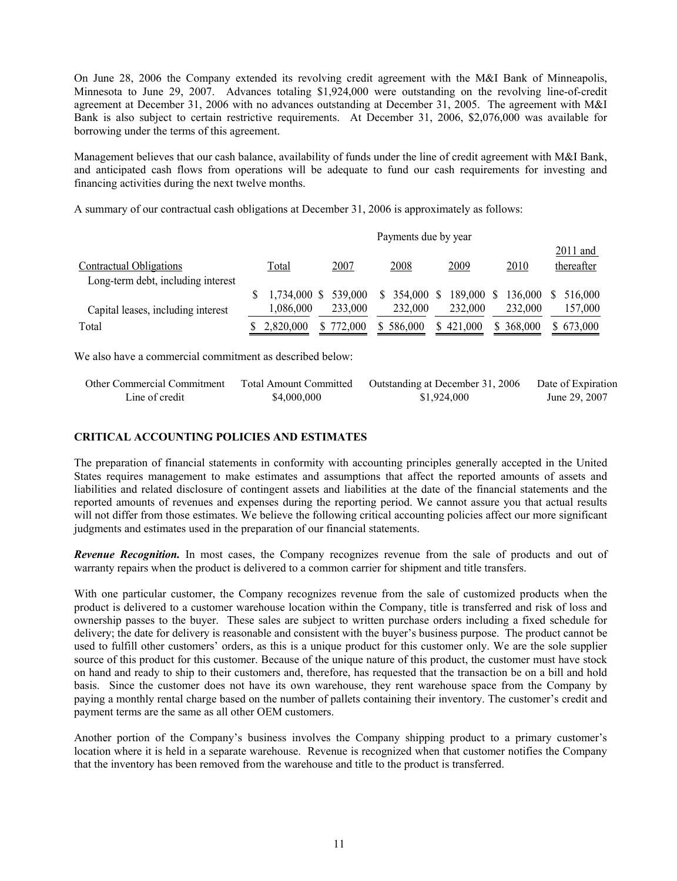On June 28, 2006 the Company extended its revolving credit agreement with the M&I Bank of Minneapolis, Minnesota to June 29, 2007. Advances totaling $1,924,000 were outstanding on the revolving line-of-credit agreement at December 31, 2006 with no advances outstanding at December 31, 2005. The agreement with M&I Bank is also subject to certain restrictive requirements. At December 31, 2006, $2,076,000 was available for borrowing under the terms of this agreement.

Management believes that our cash balance, availability of funds under the line of credit agreement with M&I Bank, and anticipated cash flows from operations will be adequate to fund our cash requirements for investing and financing activities during the next twelve months.

A summary of our contractual cash obligations at December 31, 2006 is approximately as follows:

| | Payments due by year | | | | | |
|---|---|---|---|---|---|---|
| Contractual Obligations | Total | 2007 | 2008 | 2009 | 2010 | 2011 and thereafter |
| Long-term debt, including interest | $ 1,734,000 | $ 539,000 | $ 354,000 | $ 189,000 | $ 136,000 | $ 516,000 |
| Capital leases, including interest | 1,086,000 | 233,000 | 232,000 | 232,000 | 232,000 | 157,000 |
| Total | $ 2,820,000 | $ 772,000 | $ 586,000 | $ 421,000 | $ 368,000 | $ 673,000 |

We also have a commercial commitment as described below:

| Other Commercial Commitment | Total Amount Committed | Outstanding at December 31, 2006 | Date of Expiration |
|---|---|---|---|
| Line of credit | $4,000,000 | $1,924,000 | June 29, 2007 |

## CRITICAL ACCOUNTING POLICIES AND ESTIMATES

The preparation of financial statements in conformity with accounting principles generally accepted in the United States requires management to make estimates and assumptions that affect the reported amounts of assets and liabilities and related disclosure of contingent assets and liabilities at the date of the financial statements and the reported amounts of revenues and expenses during the reporting period. We cannot assure you that actual results will not differ from those estimates. We believe the following critical accounting policies affect our more significant judgments and estimates used in the preparation of our financial statements.

***Revenue Recognition.*** In most cases, the Company recognizes revenue from the sale of products and out of warranty repairs when the product is delivered to a common carrier for shipment and title transfers.

With one particular customer, the Company recognizes revenue from the sale of customized products when the product is delivered to a customer warehouse location within the Company, title is transferred and risk of loss and ownership passes to the buyer. These sales are subject to written purchase orders including a fixed schedule for delivery; the date for delivery is reasonable and consistent with the buyer's business purpose. The product cannot be used to fulfill other customers' orders, as this is a unique product for this customer only. We are the sole supplier source of this product for this customer. Because of the unique nature of this product, the customer must have stock on hand and ready to ship to their customers and, therefore, has requested that the transaction be on a bill and hold basis. Since the customer does not have its own warehouse, they rent warehouse space from the Company by paying a monthly rental charge based on the number of pallets containing their inventory. The customer's credit and payment terms are the same as all other OEM customers.

Another portion of the Company's business involves the Company shipping product to a primary customer's location where it is held in a separate warehouse. Revenue is recognized when that customer notifies the Company that the inventory has been removed from the warehouse and title to the product is transferred.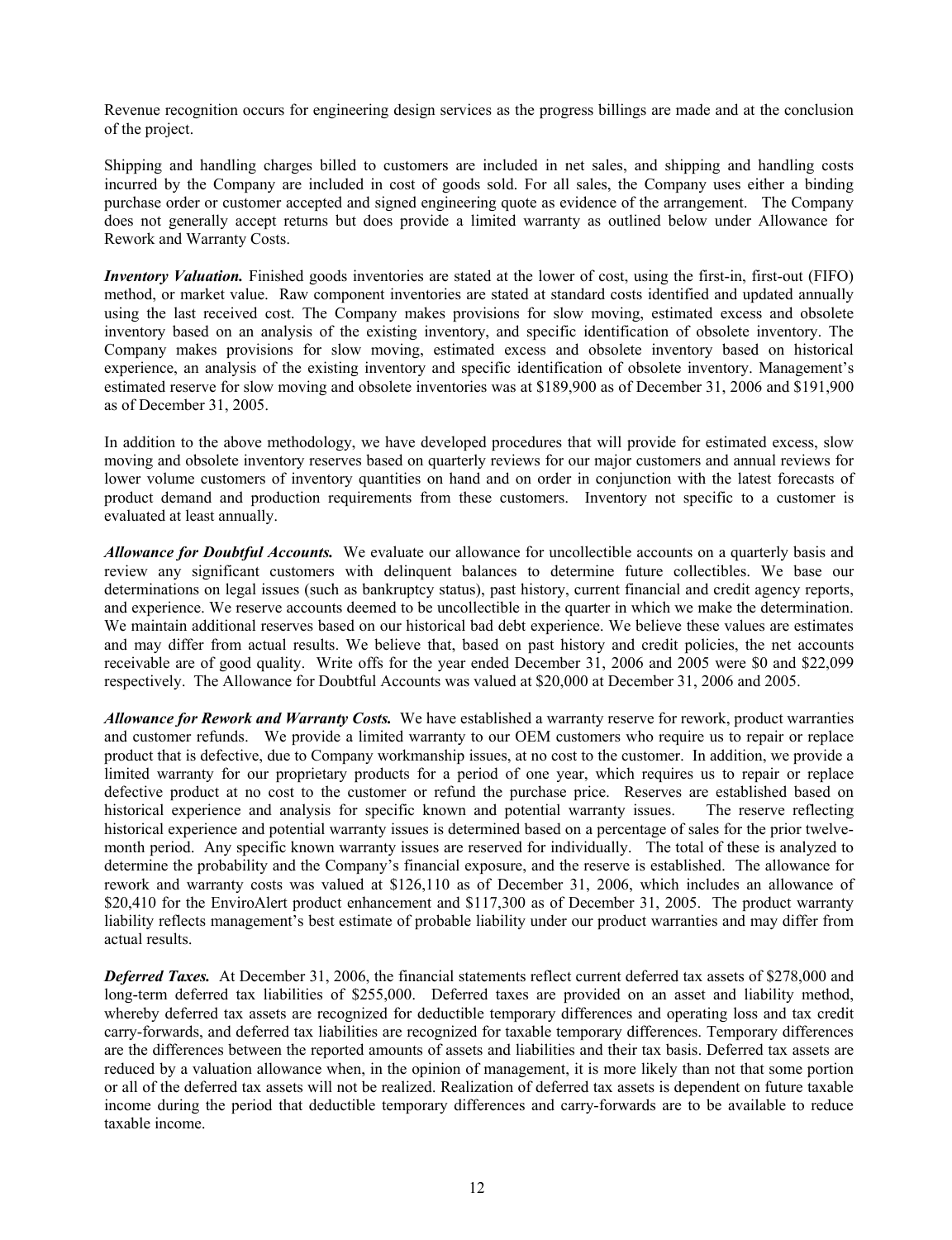Revenue recognition occurs for engineering design services as the progress billings are made and at the conclusion of the project.

Shipping and handling charges billed to customers are included in net sales, and shipping and handling costs incurred by the Company are included in cost of goods sold. For all sales, the Company uses either a binding purchase order or customer accepted and signed engineering quote as evidence of the arrangement. The Company does not generally accept returns but does provide a limited warranty as outlined below under Allowance for Rework and Warranty Costs.

***Inventory Valuation.*** Finished goods inventories are stated at the lower of cost, using the first-in, first-out (FIFO) method, or market value. Raw component inventories are stated at standard costs identified and updated annually using the last received cost. The Company makes provisions for slow moving, estimated excess and obsolete inventory based on an analysis of the existing inventory, and specific identification of obsolete inventory. The Company makes provisions for slow moving, estimated excess and obsolete inventory based on historical experience, an analysis of the existing inventory and specific identification of obsolete inventory. Management's estimated reserve for slow moving and obsolete inventories was at $189,900 as of December 31, 2006 and $191,900 as of December 31, 2005.

In addition to the above methodology, we have developed procedures that will provide for estimated excess, slow moving and obsolete inventory reserves based on quarterly reviews for our major customers and annual reviews for lower volume customers of inventory quantities on hand and on order in conjunction with the latest forecasts of product demand and production requirements from these customers. Inventory not specific to a customer is evaluated at least annually.

***Allowance for Doubtful Accounts.*** We evaluate our allowance for uncollectible accounts on a quarterly basis and review any significant customers with delinquent balances to determine future collectibles. We base our determinations on legal issues (such as bankruptcy status), past history, current financial and credit agency reports, and experience. We reserve accounts deemed to be uncollectible in the quarter in which we make the determination. We maintain additional reserves based on our historical bad debt experience. We believe these values are estimates and may differ from actual results. We believe that, based on past history and credit policies, the net accounts receivable are of good quality. Write offs for the year ended December 31, 2006 and 2005 were $0 and $22,099 respectively. The Allowance for Doubtful Accounts was valued at $20,000 at December 31, 2006 and 2005.

***Allowance for Rework and Warranty Costs.*** We have established a warranty reserve for rework, product warranties and customer refunds. We provide a limited warranty to our OEM customers who require us to repair or replace product that is defective, due to Company workmanship issues, at no cost to the customer. In addition, we provide a limited warranty for our proprietary products for a period of one year, which requires us to repair or replace defective product at no cost to the customer or refund the purchase price. Reserves are established based on historical experience and analysis for specific known and potential warranty issues. The reserve reflecting historical experience and potential warranty issues is determined based on a percentage of sales for the prior twelve-month period. Any specific known warranty issues are reserved for individually. The total of these is analyzed to determine the probability and the Company's financial exposure, and the reserve is established. The allowance for rework and warranty costs was valued at $126,110 as of December 31, 2006, which includes an allowance of $20,410 for the EnviroAlert product enhancement and $117,300 as of December 31, 2005. The product warranty liability reflects management's best estimate of probable liability under our product warranties and may differ from actual results.

***Deferred Taxes.*** At December 31, 2006, the financial statements reflect current deferred tax assets of $278,000 and long-term deferred tax liabilities of $255,000. Deferred taxes are provided on an asset and liability method, whereby deferred tax assets are recognized for deductible temporary differences and operating loss and tax credit carry-forwards, and deferred tax liabilities are recognized for taxable temporary differences. Temporary differences are the differences between the reported amounts of assets and liabilities and their tax basis. Deferred tax assets are reduced by a valuation allowance when, in the opinion of management, it is more likely than not that some portion or all of the deferred tax assets will not be realized. Realization of deferred tax assets is dependent on future taxable income during the period that deductible temporary differences and carry-forwards are to be available to reduce taxable income.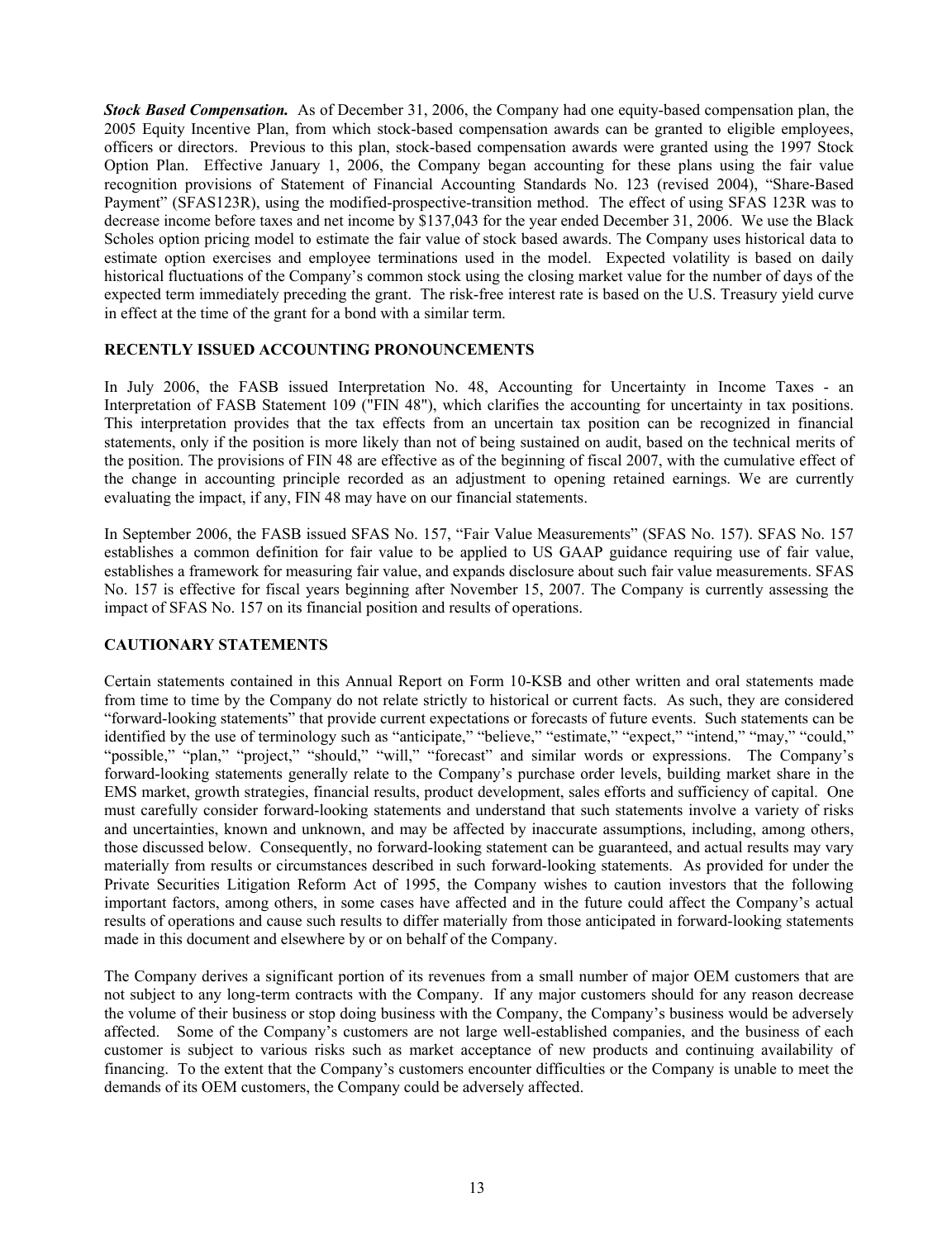***Stock Based Compensation.*** As of December 31, 2006, the Company had one equity-based compensation plan, the 2005 Equity Incentive Plan, from which stock-based compensation awards can be granted to eligible employees, officers or directors. Previous to this plan, stock-based compensation awards were granted using the 1997 Stock Option Plan. Effective January 1, 2006, the Company began accounting for these plans using the fair value recognition provisions of Statement of Financial Accounting Standards No. 123 (revised 2004), "Share-Based Payment" (SFAS123R), using the modified-prospective-transition method. The effect of using SFAS 123R was to decrease income before taxes and net income by $137,043 for the year ended December 31, 2006. We use the Black Scholes option pricing model to estimate the fair value of stock based awards. The Company uses historical data to estimate option exercises and employee terminations used in the model. Expected volatility is based on daily historical fluctuations of the Company's common stock using the closing market value for the number of days of the expected term immediately preceding the grant. The risk-free interest rate is based on the U.S. Treasury yield curve in effect at the time of the grant for a bond with a similar term.

## RECENTLY ISSUED ACCOUNTING PRONOUNCEMENTS

In July 2006, the FASB issued Interpretation No. 48, Accounting for Uncertainty in Income Taxes - an Interpretation of FASB Statement 109 ("FIN 48"), which clarifies the accounting for uncertainty in tax positions. This interpretation provides that the tax effects from an uncertain tax position can be recognized in financial statements, only if the position is more likely than not of being sustained on audit, based on the technical merits of the position. The provisions of FIN 48 are effective as of the beginning of fiscal 2007, with the cumulative effect of the change in accounting principle recorded as an adjustment to opening retained earnings. We are currently evaluating the impact, if any, FIN 48 may have on our financial statements.

In September 2006, the FASB issued SFAS No. 157, "Fair Value Measurements" (SFAS No. 157). SFAS No. 157 establishes a common definition for fair value to be applied to US GAAP guidance requiring use of fair value, establishes a framework for measuring fair value, and expands disclosure about such fair value measurements. SFAS No. 157 is effective for fiscal years beginning after November 15, 2007. The Company is currently assessing the impact of SFAS No. 157 on its financial position and results of operations.

## CAUTIONARY STATEMENTS

Certain statements contained in this Annual Report on Form 10-KSB and other written and oral statements made from time to time by the Company do not relate strictly to historical or current facts. As such, they are considered "forward-looking statements" that provide current expectations or forecasts of future events. Such statements can be identified by the use of terminology such as "anticipate," "believe," "estimate," "expect," "intend," "may," "could," "possible," "plan," "project," "should," "will," "forecast" and similar words or expressions. The Company's forward-looking statements generally relate to the Company's purchase order levels, building market share in the EMS market, growth strategies, financial results, product development, sales efforts and sufficiency of capital. One must carefully consider forward-looking statements and understand that such statements involve a variety of risks and uncertainties, known and unknown, and may be affected by inaccurate assumptions, including, among others, those discussed below. Consequently, no forward-looking statement can be guaranteed, and actual results may vary materially from results or circumstances described in such forward-looking statements. As provided for under the Private Securities Litigation Reform Act of 1995, the Company wishes to caution investors that the following important factors, among others, in some cases have affected and in the future could affect the Company's actual results of operations and cause such results to differ materially from those anticipated in forward-looking statements made in this document and elsewhere by or on behalf of the Company.

The Company derives a significant portion of its revenues from a small number of major OEM customers that are not subject to any long-term contracts with the Company. If any major customers should for any reason decrease the volume of their business or stop doing business with the Company, the Company's business would be adversely affected. Some of the Company's customers are not large well-established companies, and the business of each customer is subject to various risks such as market acceptance of new products and continuing availability of financing. To the extent that the Company's customers encounter difficulties or the Company is unable to meet the demands of its OEM customers, the Company could be adversely affected.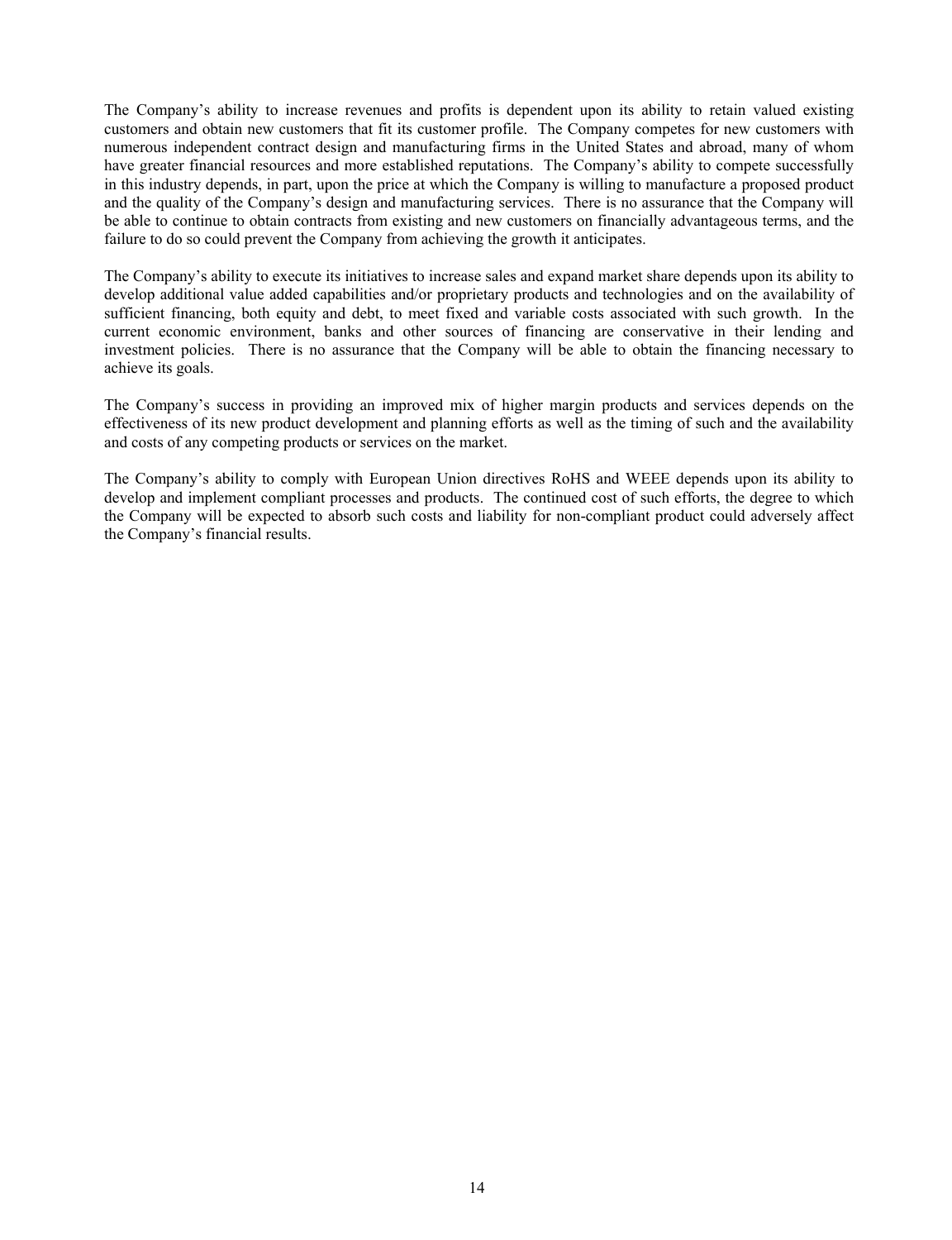The Company's ability to increase revenues and profits is dependent upon its ability to retain valued existing customers and obtain new customers that fit its customer profile. The Company competes for new customers with numerous independent contract design and manufacturing firms in the United States and abroad, many of whom have greater financial resources and more established reputations. The Company's ability to compete successfully in this industry depends, in part, upon the price at which the Company is willing to manufacture a proposed product and the quality of the Company's design and manufacturing services. There is no assurance that the Company will be able to continue to obtain contracts from existing and new customers on financially advantageous terms, and the failure to do so could prevent the Company from achieving the growth it anticipates.

The Company's ability to execute its initiatives to increase sales and expand market share depends upon its ability to develop additional value added capabilities and/or proprietary products and technologies and on the availability of sufficient financing, both equity and debt, to meet fixed and variable costs associated with such growth. In the current economic environment, banks and other sources of financing are conservative in their lending and investment policies. There is no assurance that the Company will be able to obtain the financing necessary to achieve its goals.

The Company's success in providing an improved mix of higher margin products and services depends on the effectiveness of its new product development and planning efforts as well as the timing of such and the availability and costs of any competing products or services on the market.

The Company's ability to comply with European Union directives RoHS and WEEE depends upon its ability to develop and implement compliant processes and products. The continued cost of such efforts, the degree to which the Company will be expected to absorb such costs and liability for non-compliant product could adversely affect the Company's financial results.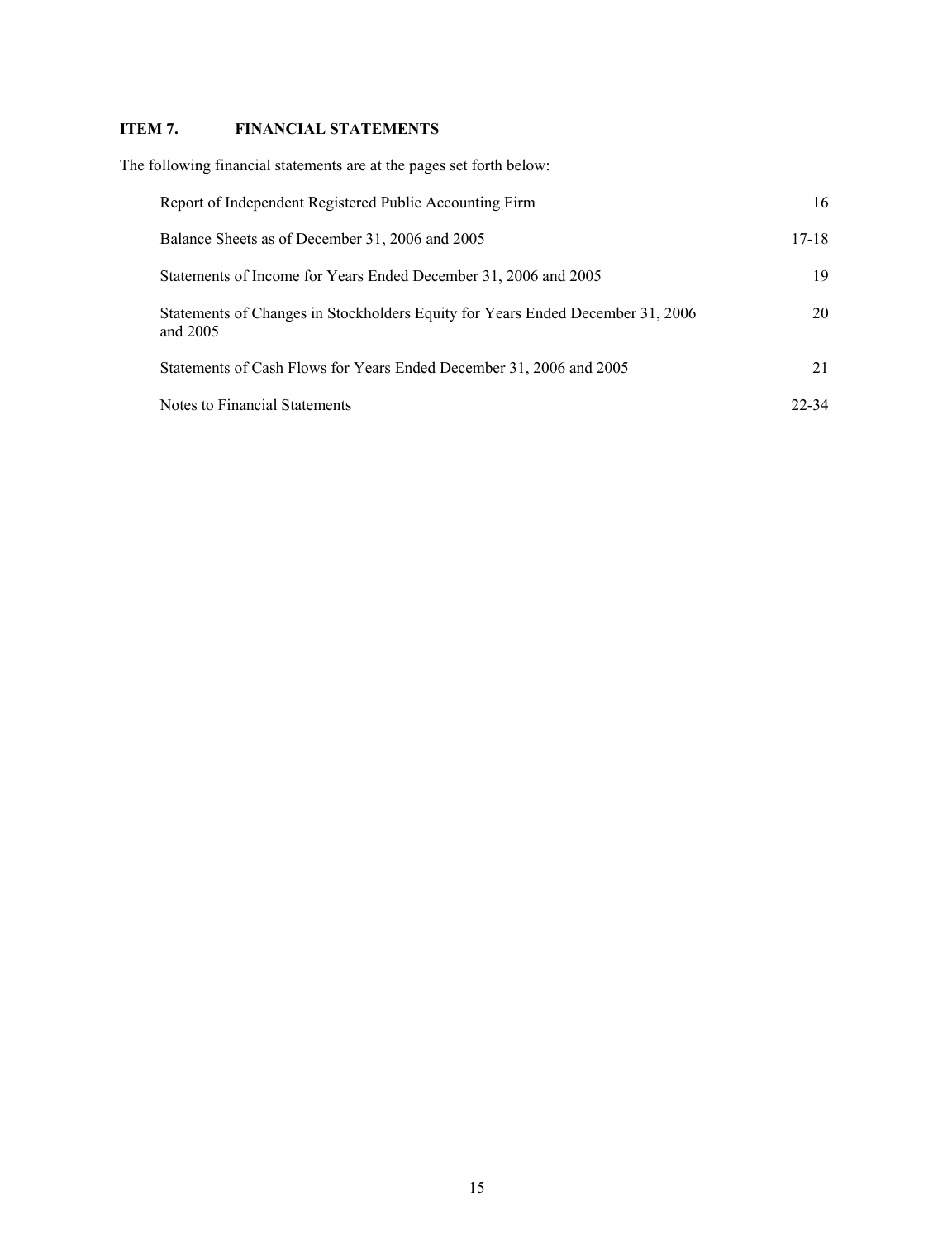## ITEM 7. FINANCIAL STATEMENTS

The following financial statements are at the pages set forth below:

| | |
|---|---|
| Report of Independent Registered Public Accounting Firm | 16 |
| Balance Sheets as of December 31, 2006 and 2005 | 17-18 |
| Statements of Income for Years Ended December 31, 2006 and 2005 | 19 |
| Statements of Changes in Stockholders Equity for Years Ended December 31, 2006 and 2005 | 20 |
| Statements of Cash Flows for Years Ended December 31, 2006 and 2005 | 21 |
| Notes to Financial Statements | 22-34 |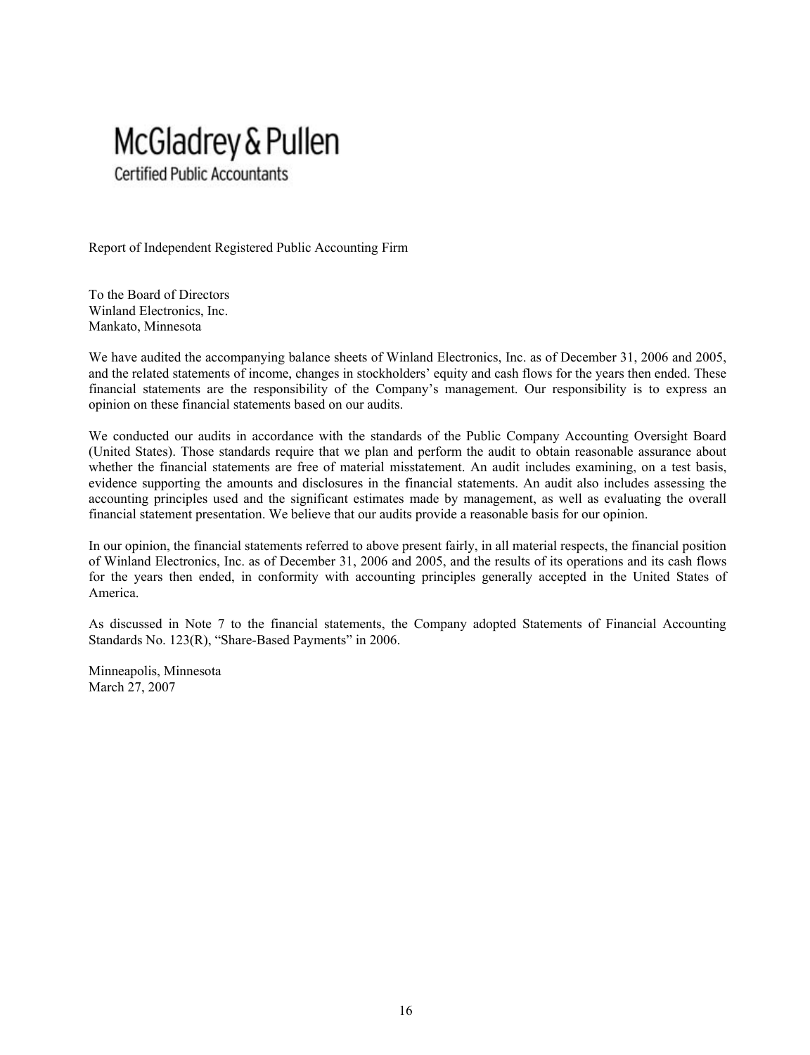# McGladrey & Pullen

Certified Public Accountants

Report of Independent Registered Public Accounting Firm

To the Board of Directors
Winland Electronics, Inc.
Mankato, Minnesota

We have audited the accompanying balance sheets of Winland Electronics, Inc. as of December 31, 2006 and 2005, and the related statements of income, changes in stockholders' equity and cash flows for the years then ended. These financial statements are the responsibility of the Company's management. Our responsibility is to express an opinion on these financial statements based on our audits.

We conducted our audits in accordance with the standards of the Public Company Accounting Oversight Board (United States). Those standards require that we plan and perform the audit to obtain reasonable assurance about whether the financial statements are free of material misstatement. An audit includes examining, on a test basis, evidence supporting the amounts and disclosures in the financial statements. An audit also includes assessing the accounting principles used and the significant estimates made by management, as well as evaluating the overall financial statement presentation. We believe that our audits provide a reasonable basis for our opinion.

In our opinion, the financial statements referred to above present fairly, in all material respects, the financial position of Winland Electronics, Inc. as of December 31, 2006 and 2005, and the results of its operations and its cash flows for the years then ended, in conformity with accounting principles generally accepted in the United States of America.

As discussed in Note 7 to the financial statements, the Company adopted Statements of Financial Accounting Standards No. 123(R), "Share-Based Payments" in 2006.

Minneapolis, Minnesota
March 27, 2007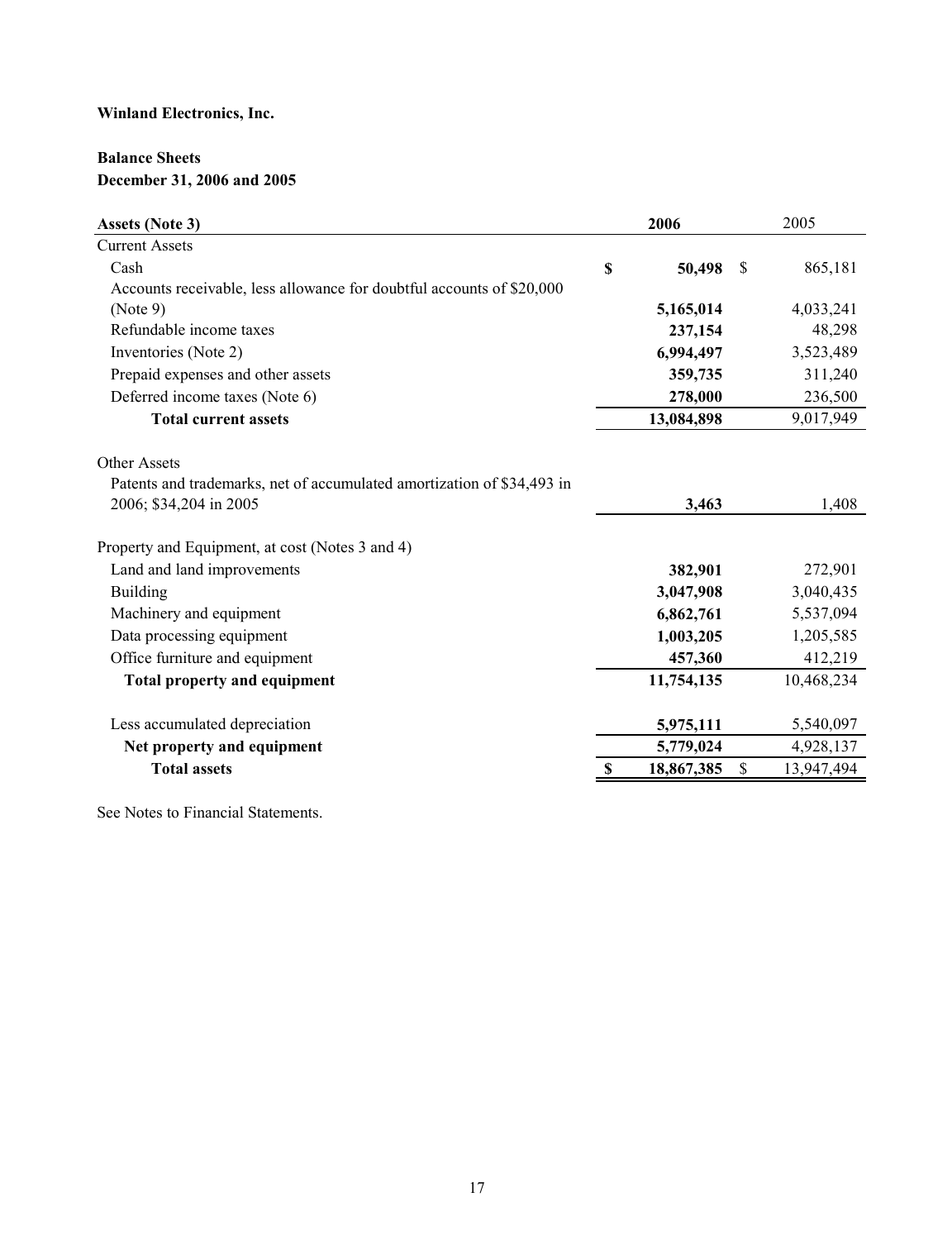**Winland Electronics, Inc.**

**Balance Sheets**
**December 31, 2006 and 2005**

| Assets (Note 3) | 2006 | 2005 |
|---|---|---|
| Current Assets | | |
| Cash | **$ 50,498** | $ 865,181 |
| Accounts receivable, less allowance for doubtful accounts of $20,000 (Note 9) | **5,165,014** | 4,033,241 |
| Refundable income taxes | **237,154** | 48,298 |
| Inventories (Note 2) | **6,994,497** | 3,523,489 |
| Prepaid expenses and other assets | **359,735** | 311,240 |
| Deferred income taxes (Note 6) | **278,000** | 236,500 |
| **Total current assets** | **13,084,898** | 9,017,949 |
| | | |
| Other Assets | | |
| Patents and trademarks, net of accumulated amortization of $34,493 in 2006; $34,204 in 2005 | **3,463** | 1,408 |
| | | |
| Property and Equipment, at cost (Notes 3 and 4) | | |
| Land and land improvements | **382,901** | 272,901 |
| Building | **3,047,908** | 3,040,435 |
| Machinery and equipment | **6,862,761** | 5,537,094 |
| Data processing equipment | **1,003,205** | 1,205,585 |
| Office furniture and equipment | **457,360** | 412,219 |
| **Total property and equipment** | **11,754,135** | 10,468,234 |
| | | |
| Less accumulated depreciation | **5,975,111** | 5,540,097 |
| **Net property and equipment** | **5,779,024** | 4,928,137 |
| **Total assets** | **$ 18,867,385** | $ 13,947,494 |

See Notes to Financial Statements.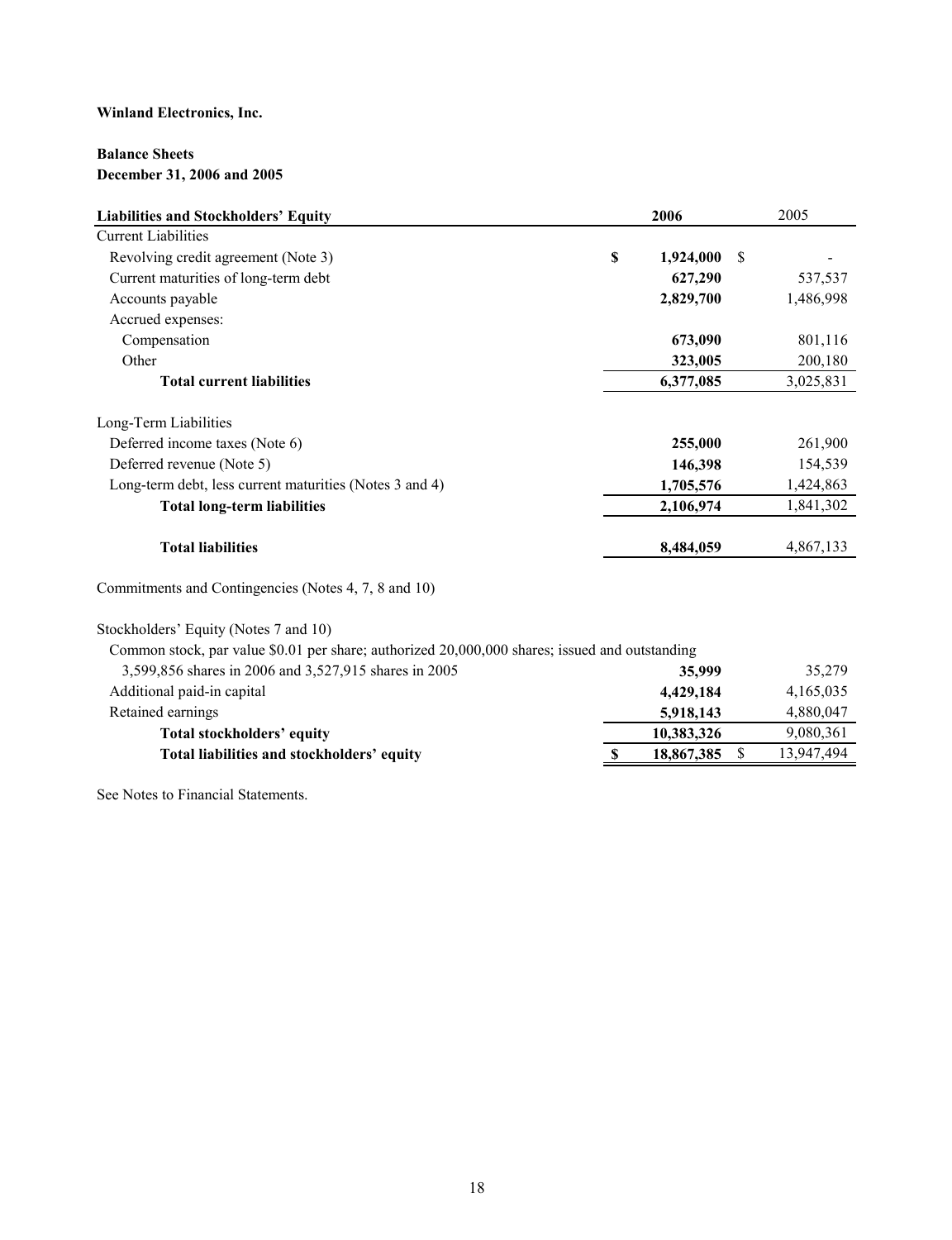**Winland Electronics, Inc.**

**Balance Sheets**
**December 31, 2006 and 2005**

| Liabilities and Stockholders' Equity | 2006 | 2005 |
|---|---|---|
| Current Liabilities | | |
| Revolving credit agreement (Note 3) | $ 1,924,000 | $ - |
| Current maturities of long-term debt | 627,290 | 537,537 |
| Accounts payable | 2,829,700 | 1,486,998 |
| Accrued expenses: | | |
| Compensation | 673,090 | 801,116 |
| Other | 323,005 | 200,180 |
| **Total current liabilities** | 6,377,085 | 3,025,831 |
| Long-Term Liabilities | | |
| Deferred income taxes (Note 6) | 255,000 | 261,900 |
| Deferred revenue (Note 5) | 146,398 | 154,539 |
| Long-term debt, less current maturities (Notes 3 and 4) | 1,705,576 | 1,424,863 |
| **Total long-term liabilities** | 2,106,974 | 1,841,302 |
| **Total liabilities** | 8,484,059 | 4,867,133 |
| Commitments and Contingencies (Notes 4, 7, 8 and 10) | | |
| Stockholders' Equity (Notes 7 and 10) | | |
| Common stock, par value $0.01 per share; authorized 20,000,000 shares; issued and outstanding 3,599,856 shares in 2006 and 3,527,915 shares in 2005 | 35,999 | 35,279 |
| Additional paid-in capital | 4,429,184 | 4,165,035 |
| Retained earnings | 5,918,143 | 4,880,047 |
| **Total stockholders' equity** | 10,383,326 | 9,080,361 |
| **Total liabilities and stockholders' equity** | $ 18,867,385 | $ 13,947,494 |

See Notes to Financial Statements.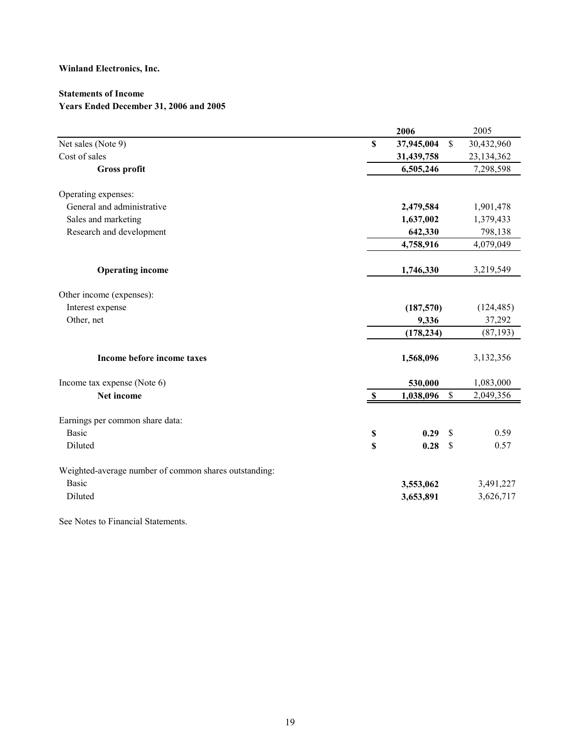**Winland Electronics, Inc.**

**Statements of Income**
**Years Ended December 31, 2006 and 2005**

| | 2006 | 2005 |
|---|---|---|
| Net sales (Note 9) | $ 37,945,004 | $ 30,432,960 |
| Cost of sales | 31,439,758 | 23,134,362 |
| **Gross profit** | 6,505,246 | 7,298,598 |
| | | |
| Operating expenses: | | |
| General and administrative | 2,479,584 | 1,901,478 |
| Sales and marketing | 1,637,002 | 1,379,433 |
| Research and development | 642,330 | 798,138 |
| | 4,758,916 | 4,079,049 |
| | | |
| **Operating income** | 1,746,330 | 3,219,549 |
| | | |
| Other income (expenses): | | |
| Interest expense | (187,570) | (124,485) |
| Other, net | 9,336 | 37,292 |
| | (178,234) | (87,193) |
| | | |
| **Income before income taxes** | 1,568,096 | 3,132,356 |
| | | |
| Income tax expense (Note 6) | 530,000 | 1,083,000 |
| **Net income** | $ 1,038,096 | $ 2,049,356 |
| | | |
| Earnings per common share data: | | |
| Basic | $ 0.29 | $ 0.59 |
| Diluted | $ 0.28 | $ 0.57 |
| | | |
| Weighted-average number of common shares outstanding: | | |
| Basic | 3,553,062 | 3,491,227 |
| Diluted | 3,653,891 | 3,626,717 |

See Notes to Financial Statements.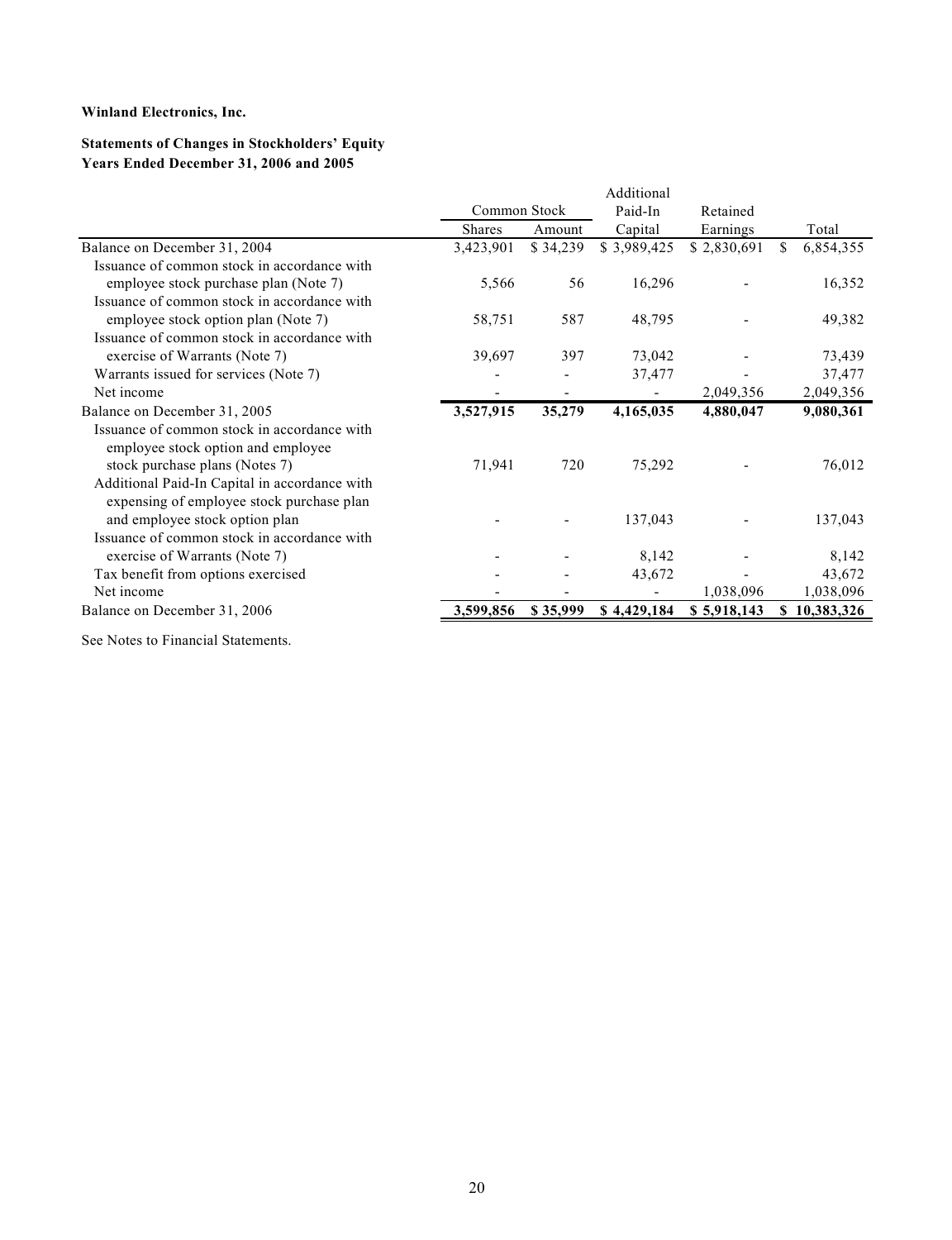**Winland Electronics, Inc.**

**Statements of Changes in Stockholders' Equity**
**Years Ended December 31, 2006 and 2005**

| | Common Stock | | Additional Paid-In | Retained | |
|---|---|---|---|---|---|
| | Shares | Amount | Capital | Earnings | Total |
| Balance on December 31, 2004 | 3,423,901 | $ 34,239 | $ 3,989,425 | $ 2,830,691 | $ 6,854,355 |
| Issuance of common stock in accordance with employee stock purchase plan (Note 7) | 5,566 | 56 | 16,296 | - | 16,352 |
| Issuance of common stock in accordance with employee stock option plan (Note 7) | 58,751 | 587 | 48,795 | - | 49,382 |
| Issuance of common stock in accordance with exercise of Warrants (Note 7) | 39,697 | 397 | 73,042 | - | 73,439 |
| Warrants issued for services (Note 7) | - | - | 37,477 | - | 37,477 |
| Net income | - | - | - | 2,049,356 | 2,049,356 |
| **Balance on December 31, 2005** | **3,527,915** | **35,279** | **4,165,035** | **4,880,047** | **9,080,361** |
| Issuance of common stock in accordance with employee stock option and employee stock purchase plans (Notes 7) | 71,941 | 720 | 75,292 | - | 76,012 |
| Additional Paid-In Capital in accordance with expensing of employee stock purchase plan and employee stock option plan | - | - | 137,043 | - | 137,043 |
| Issuance of common stock in accordance with exercise of Warrants (Note 7) | - | - | 8,142 | - | 8,142 |
| Tax benefit from options exercised | - | - | 43,672 | - | 43,672 |
| Net income | - | - | - | 1,038,096 | 1,038,096 |
| **Balance on December 31, 2006** | **3,599,856** | **$ 35,999** | **$ 4,429,184** | **$ 5,918,143** | **$ 10,383,326** |

See Notes to Financial Statements.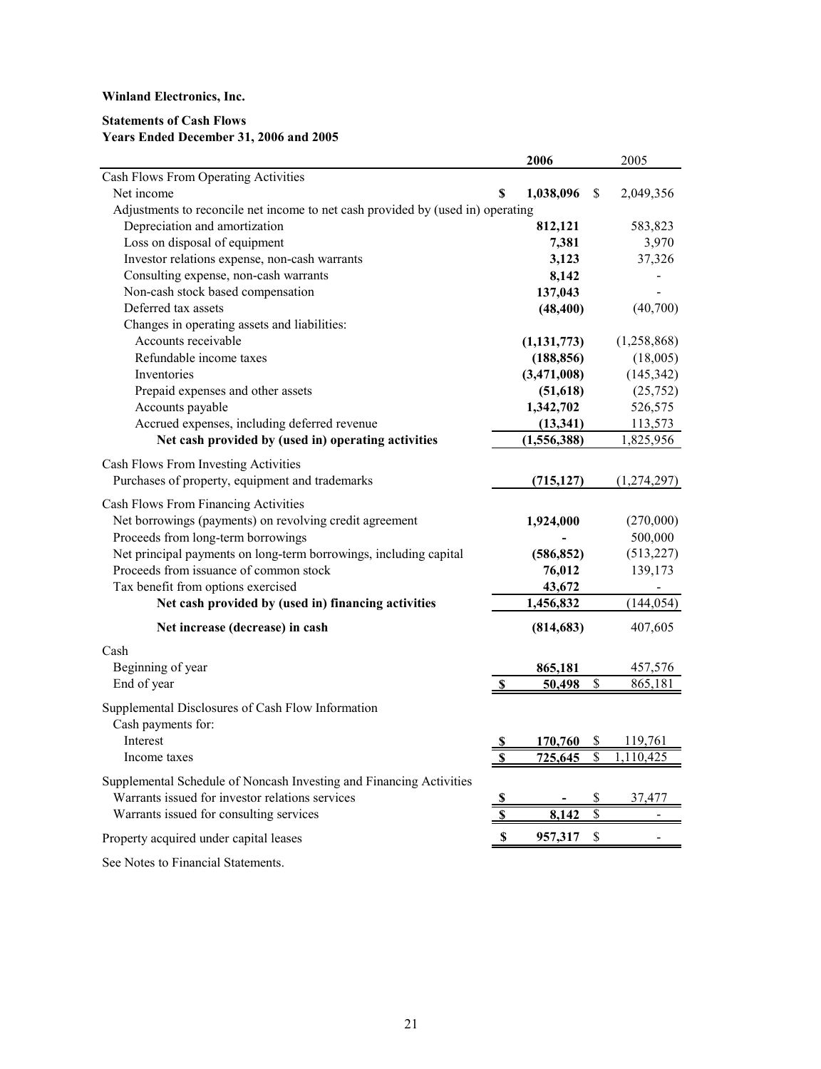**Winland Electronics, Inc.**

**Statements of Cash Flows**
**Years Ended December 31, 2006 and 2005**

| | 2006 | 2005 |
|---|---|---|
| Cash Flows From Operating Activities | | |
| Net income | $ 1,038,096 | $ 2,049,356 |
| Adjustments to reconcile net income to net cash provided by (used in) operating | | |
| Depreciation and amortization | 812,121 | 583,823 |
| Loss on disposal of equipment | 7,381 | 3,970 |
| Investor relations expense, non-cash warrants | 3,123 | 37,326 |
| Consulting expense, non-cash warrants | 8,142 | - |
| Non-cash stock based compensation | 137,043 | - |
| Deferred tax assets | (48,400) | (40,700) |
| Changes in operating assets and liabilities: | | |
| Accounts receivable | (1,131,773) | (1,258,868) |
| Refundable income taxes | (188,856) | (18,005) |
| Inventories | (3,471,008) | (145,342) |
| Prepaid expenses and other assets | (51,618) | (25,752) |
| Accounts payable | 1,342,702 | 526,575 |
| Accrued expenses, including deferred revenue | (13,341) | 113,573 |
| **Net cash provided by (used in) operating activities** | (1,556,388) | 1,825,956 |
| Cash Flows From Investing Activities | | |
| Purchases of property, equipment and trademarks | (715,127) | (1,274,297) |
| Cash Flows From Financing Activities | | |
| Net borrowings (payments) on revolving credit agreement | 1,924,000 | (270,000) |
| Proceeds from long-term borrowings | - | 500,000 |
| Net principal payments on long-term borrowings, including capital | (586,852) | (513,227) |
| Proceeds from issuance of common stock | 76,012 | 139,173 |
| Tax benefit from options exercised | 43,672 | - |
| **Net cash provided by (used in) financing activities** | 1,456,832 | (144,054) |
| **Net increase (decrease) in cash** | (814,683) | 407,605 |
| Cash | | |
| Beginning of year | 865,181 | 457,576 |
| End of year | $ 50,498 | $ 865,181 |
| Supplemental Disclosures of Cash Flow Information | | |
| Cash payments for: | | |
| Interest | $ 170,760 | $ 119,761 |
| Income taxes | $ 725,645 | $ 1,110,425 |
| Supplemental Schedule of Noncash Investing and Financing Activities | | |
| Warrants issued for investor relations services | $ - | $ 37,477 |
| Warrants issued for consulting services | $ 8,142 | $ - |
| Property acquired under capital leases | $ 957,317 | $ - |

See Notes to Financial Statements.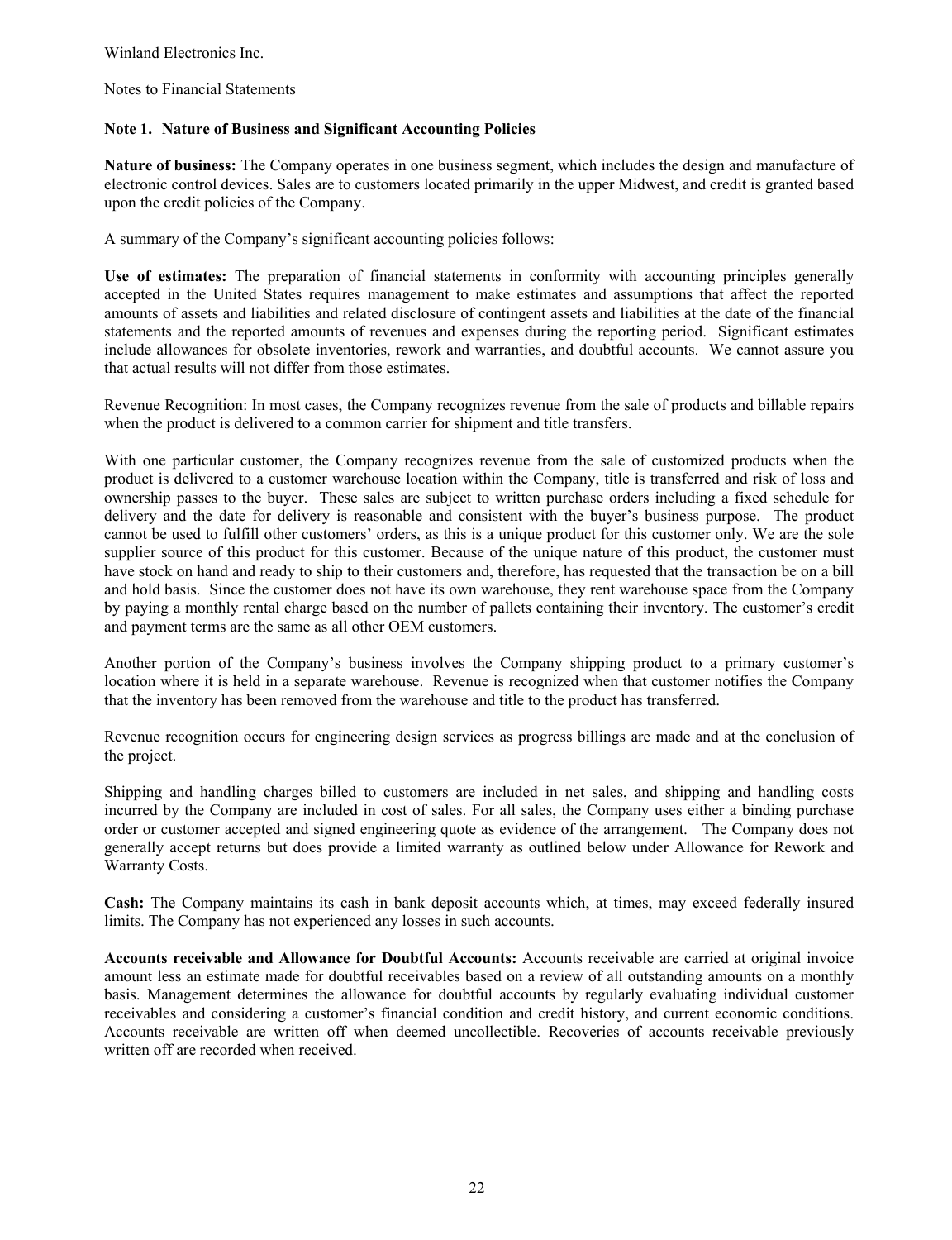Winland Electronics Inc.

Notes to Financial Statements

## Note 1. Nature of Business and Significant Accounting Policies

**Nature of business:** The Company operates in one business segment, which includes the design and manufacture of electronic control devices. Sales are to customers located primarily in the upper Midwest, and credit is granted based upon the credit policies of the Company.

A summary of the Company's significant accounting policies follows:

**Use of estimates:** The preparation of financial statements in conformity with accounting principles generally accepted in the United States requires management to make estimates and assumptions that affect the reported amounts of assets and liabilities and related disclosure of contingent assets and liabilities at the date of the financial statements and the reported amounts of revenues and expenses during the reporting period. Significant estimates include allowances for obsolete inventories, rework and warranties, and doubtful accounts. We cannot assure you that actual results will not differ from those estimates.

Revenue Recognition: In most cases, the Company recognizes revenue from the sale of products and billable repairs when the product is delivered to a common carrier for shipment and title transfers.

With one particular customer, the Company recognizes revenue from the sale of customized products when the product is delivered to a customer warehouse location within the Company, title is transferred and risk of loss and ownership passes to the buyer. These sales are subject to written purchase orders including a fixed schedule for delivery and the date for delivery is reasonable and consistent with the buyer's business purpose. The product cannot be used to fulfill other customers' orders, as this is a unique product for this customer only. We are the sole supplier source of this product for this customer. Because of the unique nature of this product, the customer must have stock on hand and ready to ship to their customers and, therefore, has requested that the transaction be on a bill and hold basis. Since the customer does not have its own warehouse, they rent warehouse space from the Company by paying a monthly rental charge based on the number of pallets containing their inventory. The customer's credit and payment terms are the same as all other OEM customers.

Another portion of the Company's business involves the Company shipping product to a primary customer's location where it is held in a separate warehouse. Revenue is recognized when that customer notifies the Company that the inventory has been removed from the warehouse and title to the product has transferred.

Revenue recognition occurs for engineering design services as progress billings are made and at the conclusion of the project.

Shipping and handling charges billed to customers are included in net sales, and shipping and handling costs incurred by the Company are included in cost of sales. For all sales, the Company uses either a binding purchase order or customer accepted and signed engineering quote as evidence of the arrangement. The Company does not generally accept returns but does provide a limited warranty as outlined below under Allowance for Rework and Warranty Costs.

**Cash:** The Company maintains its cash in bank deposit accounts which, at times, may exceed federally insured limits. The Company has not experienced any losses in such accounts.

**Accounts receivable and Allowance for Doubtful Accounts:** Accounts receivable are carried at original invoice amount less an estimate made for doubtful receivables based on a review of all outstanding amounts on a monthly basis. Management determines the allowance for doubtful accounts by regularly evaluating individual customer receivables and considering a customer's financial condition and credit history, and current economic conditions. Accounts receivable are written off when deemed uncollectible. Recoveries of accounts receivable previously written off are recorded when received.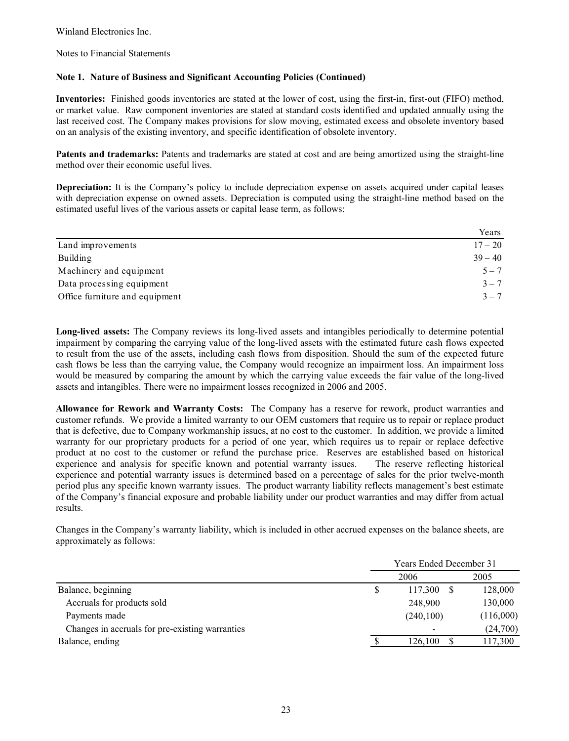Winland Electronics Inc.

Notes to Financial Statements

### Note 1. Nature of Business and Significant Accounting Policies (Continued)

**Inventories:** Finished goods inventories are stated at the lower of cost, using the first-in, first-out (FIFO) method, or market value. Raw component inventories are stated at standard costs identified and updated annually using the last received cost. The Company makes provisions for slow moving, estimated excess and obsolete inventory based on an analysis of the existing inventory, and specific identification of obsolete inventory.

**Patents and trademarks:** Patents and trademarks are stated at cost and are being amortized using the straight-line method over their economic useful lives.

**Depreciation:** It is the Company's policy to include depreciation expense on assets acquired under capital leases with depreciation expense on owned assets. Depreciation is computed using the straight-line method based on the estimated useful lives of the various assets or capital lease term, as follows:

| | Years |
|---|---|
| Land improvements | 17 – 20 |
| Building | 39 – 40 |
| Machinery and equipment | 5 – 7 |
| Data processing equipment | 3 – 7 |
| Office furniture and equipment | 3 – 7 |

**Long-lived assets:** The Company reviews its long-lived assets and intangibles periodically to determine potential impairment by comparing the carrying value of the long-lived assets with the estimated future cash flows expected to result from the use of the assets, including cash flows from disposition. Should the sum of the expected future cash flows be less than the carrying value, the Company would recognize an impairment loss. An impairment loss would be measured by comparing the amount by which the carrying value exceeds the fair value of the long-lived assets and intangibles. There were no impairment losses recognized in 2006 and 2005.

**Allowance for Rework and Warranty Costs:** The Company has a reserve for rework, product warranties and customer refunds. We provide a limited warranty to our OEM customers that require us to repair or replace product that is defective, due to Company workmanship issues, at no cost to the customer. In addition, we provide a limited warranty for our proprietary products for a period of one year, which requires us to repair or replace defective product at no cost to the customer or refund the purchase price. Reserves are established based on historical experience and analysis for specific known and potential warranty issues. The reserve reflecting historical experience and potential warranty issues is determined based on a percentage of sales for the prior twelve-month period plus any specific known warranty issues. The product warranty liability reflects management's best estimate of the Company's financial exposure and probable liability under our product warranties and may differ from actual results.

Changes in the Company's warranty liability, which is included in other accrued expenses on the balance sheets, are approximately as follows:

| | Years Ended December 31 | |
|---|---|---|
| | 2006 | 2005 |
| Balance, beginning | $ 117,300 | $ 128,000 |
| Accruals for products sold | 248,900 | 130,000 |
| Payments made | (240,100) | (116,000) |
| Changes in accruals for pre-existing warranties | - | (24,700) |
| Balance, ending | $ 126,100 | $ 117,300 |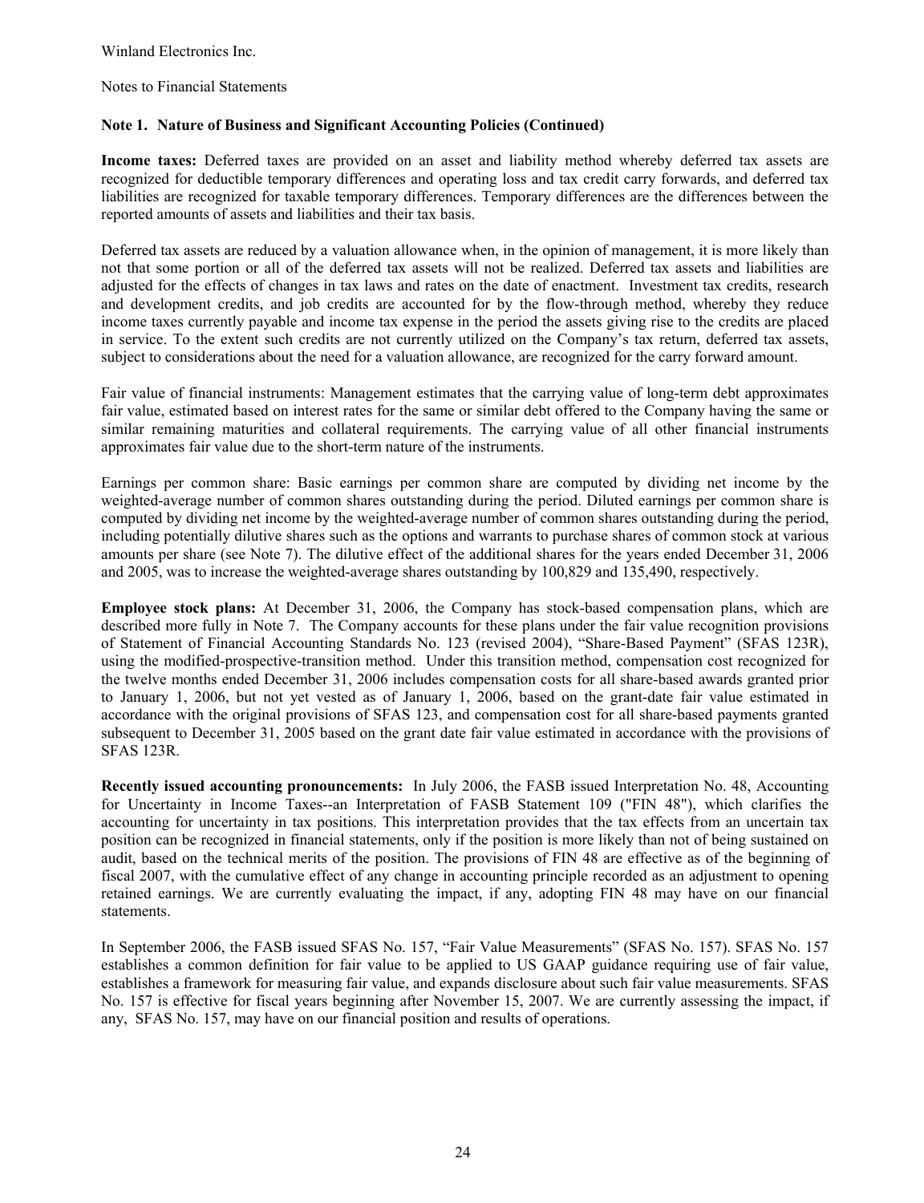Winland Electronics Inc.

Notes to Financial Statements

### Note 1. Nature of Business and Significant Accounting Policies (Continued)

**Income taxes:** Deferred taxes are provided on an asset and liability method whereby deferred tax assets are recognized for deductible temporary differences and operating loss and tax credit carry forwards, and deferred tax liabilities are recognized for taxable temporary differences. Temporary differences are the differences between the reported amounts of assets and liabilities and their tax basis.

Deferred tax assets are reduced by a valuation allowance when, in the opinion of management, it is more likely than not that some portion or all of the deferred tax assets will not be realized. Deferred tax assets and liabilities are adjusted for the effects of changes in tax laws and rates on the date of enactment. Investment tax credits, research and development credits, and job credits are accounted for by the flow-through method, whereby they reduce income taxes currently payable and income tax expense in the period the assets giving rise to the credits are placed in service. To the extent such credits are not currently utilized on the Company's tax return, deferred tax assets, subject to considerations about the need for a valuation allowance, are recognized for the carry forward amount.

Fair value of financial instruments: Management estimates that the carrying value of long-term debt approximates fair value, estimated based on interest rates for the same or similar debt offered to the Company having the same or similar remaining maturities and collateral requirements. The carrying value of all other financial instruments approximates fair value due to the short-term nature of the instruments.

Earnings per common share: Basic earnings per common share are computed by dividing net income by the weighted-average number of common shares outstanding during the period. Diluted earnings per common share is computed by dividing net income by the weighted-average number of common shares outstanding during the period, including potentially dilutive shares such as the options and warrants to purchase shares of common stock at various amounts per share (see Note 7). The dilutive effect of the additional shares for the years ended December 31, 2006 and 2005, was to increase the weighted-average shares outstanding by 100,829 and 135,490, respectively.

**Employee stock plans:** At December 31, 2006, the Company has stock-based compensation plans, which are described more fully in Note 7. The Company accounts for these plans under the fair value recognition provisions of Statement of Financial Accounting Standards No. 123 (revised 2004), "Share-Based Payment" (SFAS 123R), using the modified-prospective-transition method. Under this transition method, compensation cost recognized for the twelve months ended December 31, 2006 includes compensation costs for all share-based awards granted prior to January 1, 2006, but not yet vested as of January 1, 2006, based on the grant-date fair value estimated in accordance with the original provisions of SFAS 123, and compensation cost for all share-based payments granted subsequent to December 31, 2005 based on the grant date fair value estimated in accordance with the provisions of SFAS 123R.

**Recently issued accounting pronouncements:** In July 2006, the FASB issued Interpretation No. 48, Accounting for Uncertainty in Income Taxes--an Interpretation of FASB Statement 109 ("FIN 48"), which clarifies the accounting for uncertainty in tax positions. This interpretation provides that the tax effects from an uncertain tax position can be recognized in financial statements, only if the position is more likely than not of being sustained on audit, based on the technical merits of the position. The provisions of FIN 48 are effective as of the beginning of fiscal 2007, with the cumulative effect of any change in accounting principle recorded as an adjustment to opening retained earnings. We are currently evaluating the impact, if any, adopting FIN 48 may have on our financial statements.

In September 2006, the FASB issued SFAS No. 157, "Fair Value Measurements" (SFAS No. 157). SFAS No. 157 establishes a common definition for fair value to be applied to US GAAP guidance requiring use of fair value, establishes a framework for measuring fair value, and expands disclosure about such fair value measurements. SFAS No. 157 is effective for fiscal years beginning after November 15, 2007. We are currently assessing the impact, if any, SFAS No. 157, may have on our financial position and results of operations.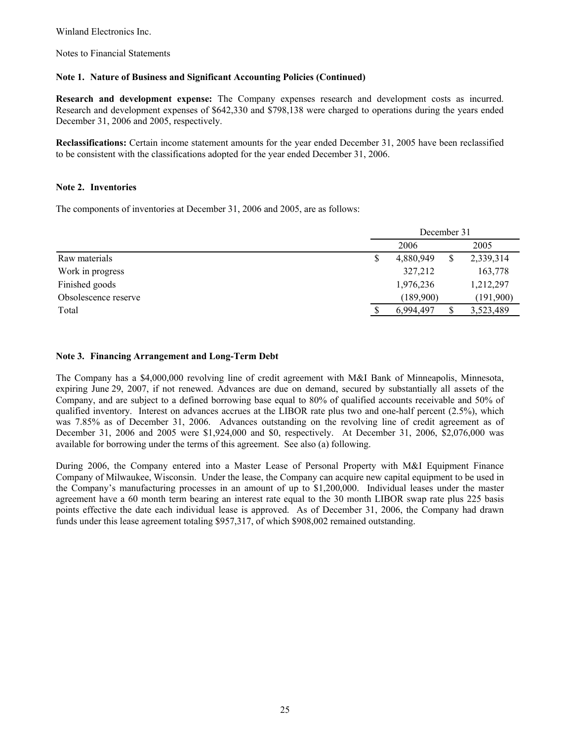Winland Electronics Inc.

Notes to Financial Statements

### Note 1. Nature of Business and Significant Accounting Policies (Continued)

**Research and development expense:** The Company expenses research and development costs as incurred. Research and development expenses of $642,330 and $798,138 were charged to operations during the years ended December 31, 2006 and 2005, respectively.

**Reclassifications:** Certain income statement amounts for the year ended December 31, 2005 have been reclassified to be consistent with the classifications adopted for the year ended December 31, 2006.

### Note 2. Inventories

The components of inventories at December 31, 2006 and 2005, are as follows:

| | December 31 | |
|---|---|---|
| | 2006 | 2005 |
| Raw materials | $ 4,880,949 | $ 2,339,314 |
| Work in progress | 327,212 | 163,778 |
| Finished goods | 1,976,236 | 1,212,297 |
| Obsolescence reserve | (189,900) | (191,900) |
| Total | $ 6,994,497 | $ 3,523,489 |

### Note 3. Financing Arrangement and Long-Term Debt

The Company has a $4,000,000 revolving line of credit agreement with M&I Bank of Minneapolis, Minnesota, expiring June 29, 2007, if not renewed. Advances are due on demand, secured by substantially all assets of the Company, and are subject to a defined borrowing base equal to 80% of qualified accounts receivable and 50% of qualified inventory. Interest on advances accrues at the LIBOR rate plus two and one-half percent (2.5%), which was 7.85% as of December 31, 2006. Advances outstanding on the revolving line of credit agreement as of December 31, 2006 and 2005 were $1,924,000 and $0, respectively. At December 31, 2006, $2,076,000 was available for borrowing under the terms of this agreement. See also (a) following.

During 2006, the Company entered into a Master Lease of Personal Property with M&I Equipment Finance Company of Milwaukee, Wisconsin. Under the lease, the Company can acquire new capital equipment to be used in the Company's manufacturing processes in an amount of up to $1,200,000. Individual leases under the master agreement have a 60 month term bearing an interest rate equal to the 30 month LIBOR swap rate plus 225 basis points effective the date each individual lease is approved. As of December 31, 2006, the Company had drawn funds under this lease agreement totaling $957,317, of which $908,002 remained outstanding.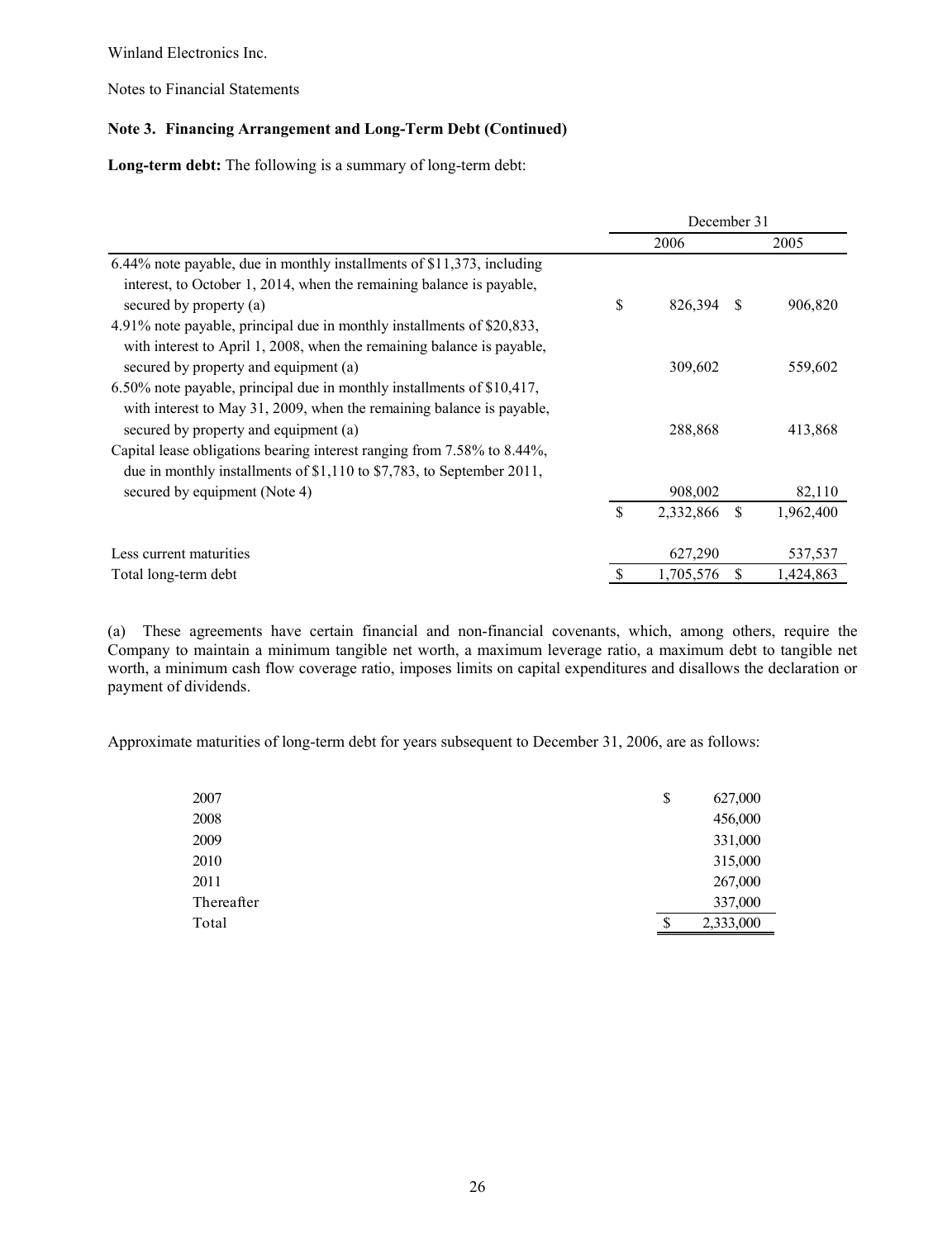Winland Electronics Inc.

Notes to Financial Statements

### Note 3. Financing Arrangement and Long-Term Debt (Continued)

**Long-term debt:** The following is a summary of long-term debt:

| | December 31 | |
|---|---|---|
| | 2006 | 2005 |
| 6.44% note payable, due in monthly installments of $11,373, including interest, to October 1, 2014, when the remaining balance is payable, secured by property (a) | $ 826,394 | $ 906,820 |
| 4.91% note payable, principal due in monthly installments of $20,833, with interest to April 1, 2008, when the remaining balance is payable, secured by property and equipment (a) | 309,602 | 559,602 |
| 6.50% note payable, principal due in monthly installments of $10,417, with interest to May 31, 2009, when the remaining balance is payable, secured by property and equipment (a) | 288,868 | 413,868 |
| Capital lease obligations bearing interest ranging from 7.58% to 8.44%, due in monthly installments of $1,110 to $7,783, to September 2011, secured by equipment (Note 4) | 908,002 | 82,110 |
| | $ 2,332,866 | $ 1,962,400 |
| Less current maturities | 627,290 | 537,537 |
| Total long-term debt | $ 1,705,576 | $ 1,424,863 |

(a) These agreements have certain financial and non-financial covenants, which, among others, require the Company to maintain a minimum tangible net worth, a maximum leverage ratio, a maximum debt to tangible net worth, a minimum cash flow coverage ratio, imposes limits on capital expenditures and disallows the declaration or payment of dividends.

Approximate maturities of long-term debt for years subsequent to December 31, 2006, are as follows:

| | |
|---|---|
| 2007 | $ 627,000 |
| 2008 | 456,000 |
| 2009 | 331,000 |
| 2010 | 315,000 |
| 2011 | 267,000 |
| Thereafter | 337,000 |
| Total | $ 2,333,000 |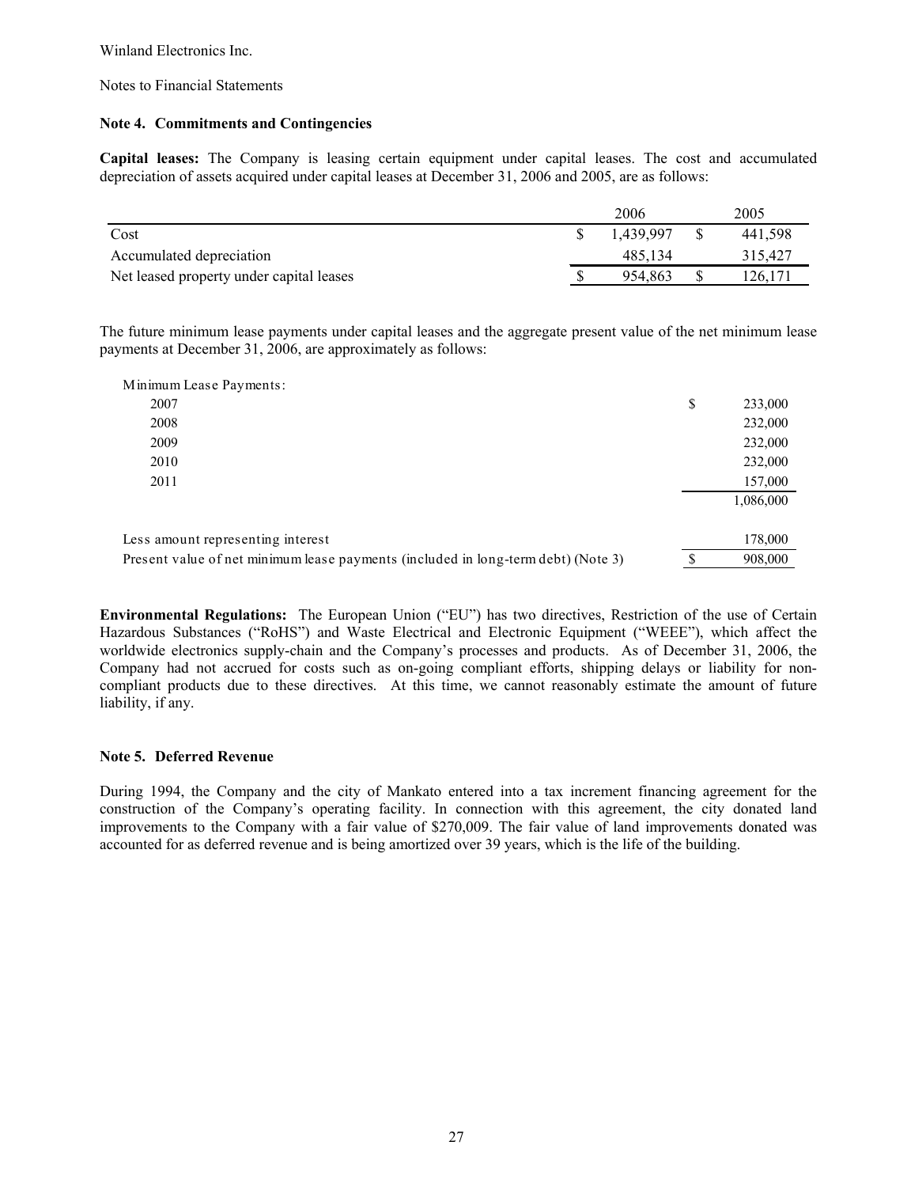Winland Electronics Inc.

Notes to Financial Statements

### Note 4. Commitments and Contingencies

**Capital leases:** The Company is leasing certain equipment under capital leases. The cost and accumulated depreciation of assets acquired under capital leases at December 31, 2006 and 2005, are as follows:

| | 2006 | 2005 |
|---|---|---|
| Cost | $ 1,439,997 | $ 441,598 |
| Accumulated depreciation | 485,134 | 315,427 |
| Net leased property under capital leases | $ 954,863 | $ 126,171 |

The future minimum lease payments under capital leases and the aggregate present value of the net minimum lease payments at December 31, 2006, are approximately as follows:

| | |
|---|---|
| Minimum Lease Payments: | |
| 2007 | $ 233,000 |
| 2008 | 232,000 |
| 2009 | 232,000 |
| 2010 | 232,000 |
| 2011 | 157,000 |
| | 1,086,000 |
| Less amount representing interest | 178,000 |
| Present value of net minimum lease payments (included in long-term debt) (Note 3) | $ 908,000 |

**Environmental Regulations:** The European Union ("EU") has two directives, Restriction of the use of Certain Hazardous Substances ("RoHS") and Waste Electrical and Electronic Equipment ("WEEE"), which affect the worldwide electronics supply-chain and the Company's processes and products. As of December 31, 2006, the Company had not accrued for costs such as on-going compliant efforts, shipping delays or liability for non-compliant products due to these directives. At this time, we cannot reasonably estimate the amount of future liability, if any.

### Note 5. Deferred Revenue

During 1994, the Company and the city of Mankato entered into a tax increment financing agreement for the construction of the Company's operating facility. In connection with this agreement, the city donated land improvements to the Company with a fair value of $270,009. The fair value of land improvements donated was accounted for as deferred revenue and is being amortized over 39 years, which is the life of the building.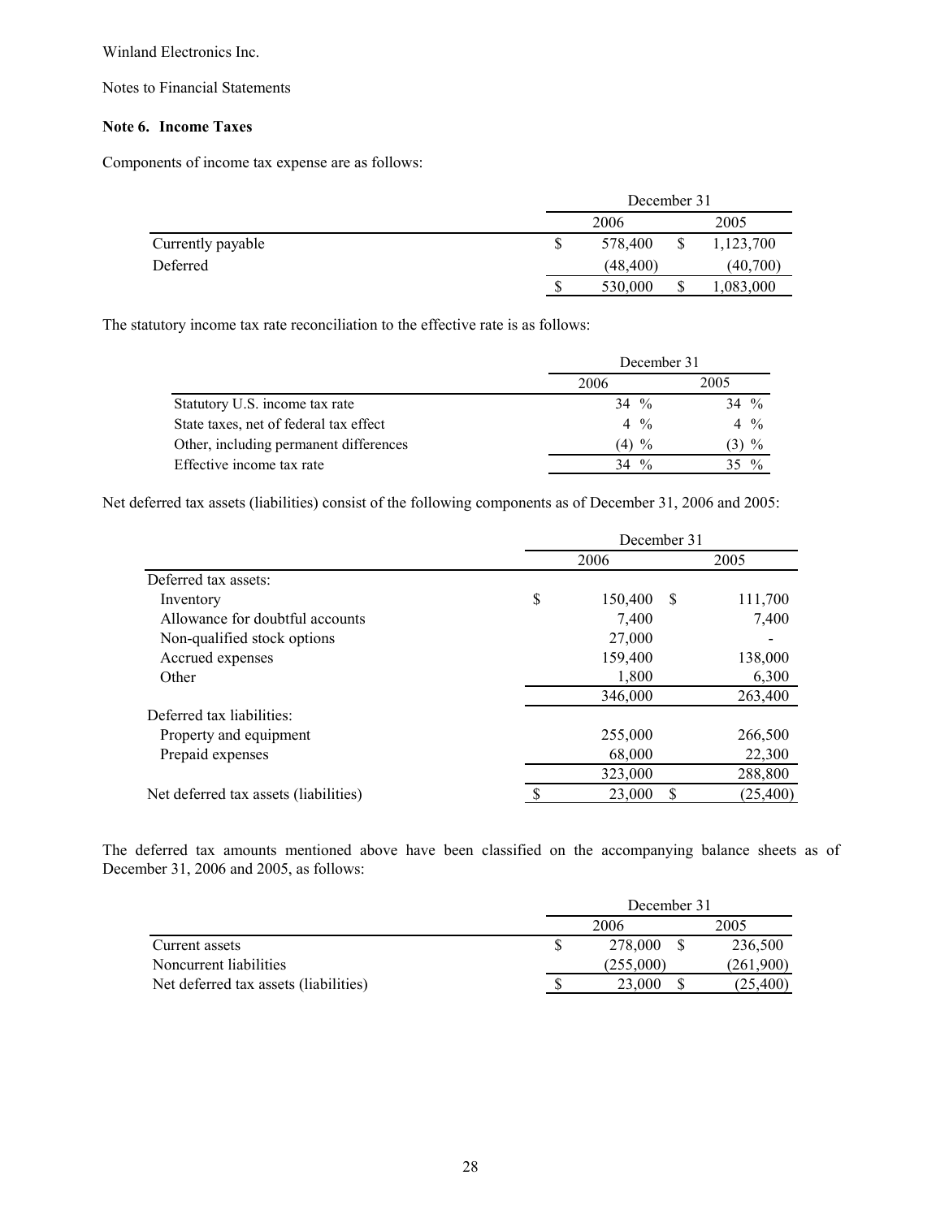Winland Electronics Inc.

Notes to Financial Statements

**Note 6. Income Taxes**

Components of income tax expense are as follows:

| | December 31 | |
|---|---|---|
| | 2006 | 2005 |
| Currently payable | $ 578,400 | $ 1,123,700 |
| Deferred | (48,400) | (40,700) |
| | $ 530,000 | $ 1,083,000 |

The statutory income tax rate reconciliation to the effective rate is as follows:

| | December 31 | |
|---|---|---|
| | 2006 | 2005 |
| Statutory U.S. income tax rate | 34 % | 34 % |
| State taxes, net of federal tax effect | 4 % | 4 % |
| Other, including permanent differences | (4) % | (3) % |
| Effective income tax rate | 34 % | 35 % |

Net deferred tax assets (liabilities) consist of the following components as of December 31, 2006 and 2005:

| | December 31 | |
|---|---|---|
| | 2006 | 2005 |
| Deferred tax assets: | | |
| Inventory | $ 150,400 | $ 111,700 |
| Allowance for doubtful accounts | 7,400 | 7,400 |
| Non-qualified stock options | 27,000 | - |
| Accrued expenses | 159,400 | 138,000 |
| Other | 1,800 | 6,300 |
| | 346,000 | 263,400 |
| Deferred tax liabilities: | | |
| Property and equipment | 255,000 | 266,500 |
| Prepaid expenses | 68,000 | 22,300 |
| | 323,000 | 288,800 |
| Net deferred tax assets (liabilities) | $ 23,000 | $ (25,400) |

The deferred tax amounts mentioned above have been classified on the accompanying balance sheets as of December 31, 2006 and 2005, as follows:

| | December 31 | |
|---|---|---|
| | 2006 | 2005 |
| Current assets | $ 278,000 | $ 236,500 |
| Noncurrent liabilities | (255,000) | (261,900) |
| Net deferred tax assets (liabilities) | $ 23,000 | $ (25,400) |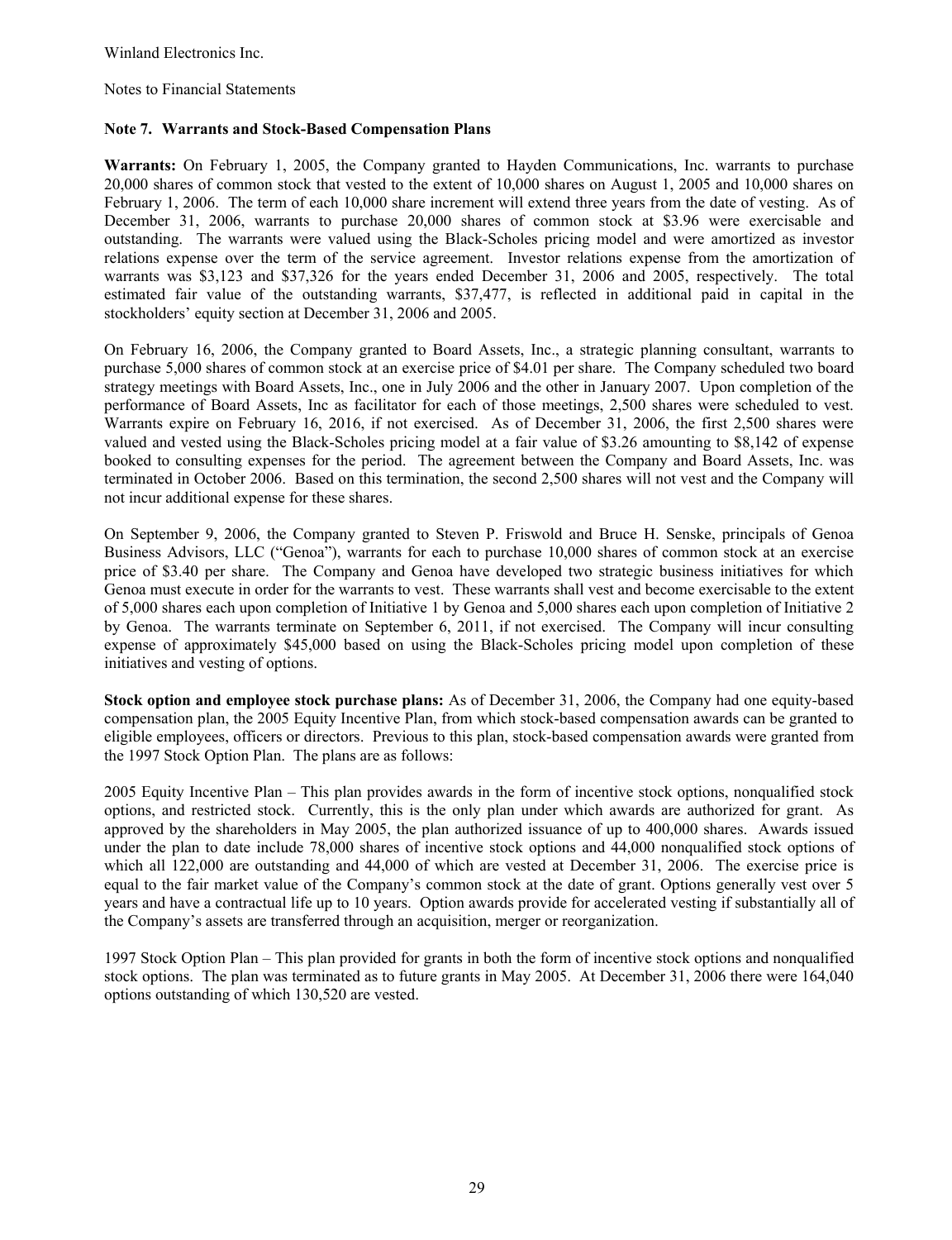Winland Electronics Inc.

Notes to Financial Statements

## Note 7. Warrants and Stock-Based Compensation Plans

**Warrants:** On February 1, 2005, the Company granted to Hayden Communications, Inc. warrants to purchase 20,000 shares of common stock that vested to the extent of 10,000 shares on August 1, 2005 and 10,000 shares on February 1, 2006. The term of each 10,000 share increment will extend three years from the date of vesting. As of December 31, 2006, warrants to purchase 20,000 shares of common stock at $3.96 were exercisable and outstanding. The warrants were valued using the Black-Scholes pricing model and were amortized as investor relations expense over the term of the service agreement. Investor relations expense from the amortization of warrants was $3,123 and $37,326 for the years ended December 31, 2006 and 2005, respectively. The total estimated fair value of the outstanding warrants, $37,477, is reflected in additional paid in capital in the stockholders' equity section at December 31, 2006 and 2005.

On February 16, 2006, the Company granted to Board Assets, Inc., a strategic planning consultant, warrants to purchase 5,000 shares of common stock at an exercise price of $4.01 per share. The Company scheduled two board strategy meetings with Board Assets, Inc., one in July 2006 and the other in January 2007. Upon completion of the performance of Board Assets, Inc as facilitator for each of those meetings, 2,500 shares were scheduled to vest. Warrants expire on February 16, 2016, if not exercised. As of December 31, 2006, the first 2,500 shares were valued and vested using the Black-Scholes pricing model at a fair value of $3.26 amounting to $8,142 of expense booked to consulting expenses for the period. The agreement between the Company and Board Assets, Inc. was terminated in October 2006. Based on this termination, the second 2,500 shares will not vest and the Company will not incur additional expense for these shares.

On September 9, 2006, the Company granted to Steven P. Friswold and Bruce H. Senske, principals of Genoa Business Advisors, LLC ("Genoa"), warrants for each to purchase 10,000 shares of common stock at an exercise price of $3.40 per share. The Company and Genoa have developed two strategic business initiatives for which Genoa must execute in order for the warrants to vest. These warrants shall vest and become exercisable to the extent of 5,000 shares each upon completion of Initiative 1 by Genoa and 5,000 shares each upon completion of Initiative 2 by Genoa. The warrants terminate on September 6, 2011, if not exercised. The Company will incur consulting expense of approximately $45,000 based on using the Black-Scholes pricing model upon completion of these initiatives and vesting of options.

**Stock option and employee stock purchase plans:** As of December 31, 2006, the Company had one equity-based compensation plan, the 2005 Equity Incentive Plan, from which stock-based compensation awards can be granted to eligible employees, officers or directors. Previous to this plan, stock-based compensation awards were granted from the 1997 Stock Option Plan. The plans are as follows:

2005 Equity Incentive Plan – This plan provides awards in the form of incentive stock options, nonqualified stock options, and restricted stock. Currently, this is the only plan under which awards are authorized for grant. As approved by the shareholders in May 2005, the plan authorized issuance of up to 400,000 shares. Awards issued under the plan to date include 78,000 shares of incentive stock options and 44,000 nonqualified stock options of which all 122,000 are outstanding and 44,000 of which are vested at December 31, 2006. The exercise price is equal to the fair market value of the Company's common stock at the date of grant. Options generally vest over 5 years and have a contractual life up to 10 years. Option awards provide for accelerated vesting if substantially all of the Company's assets are transferred through an acquisition, merger or reorganization.

1997 Stock Option Plan – This plan provided for grants in both the form of incentive stock options and nonqualified stock options. The plan was terminated as to future grants in May 2005. At December 31, 2006 there were 164,040 options outstanding of which 130,520 are vested.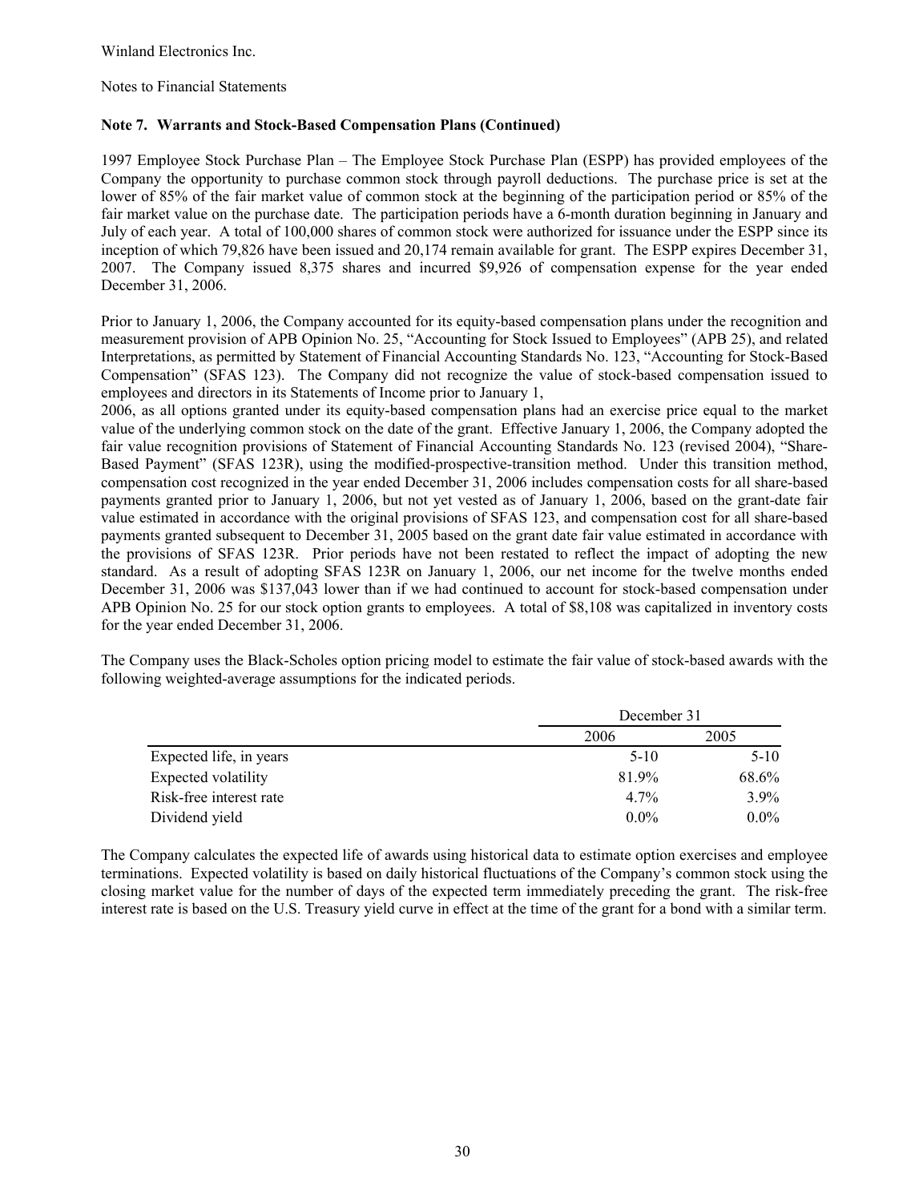Winland Electronics Inc.

Notes to Financial Statements

### Note 7. Warrants and Stock-Based Compensation Plans (Continued)

1997 Employee Stock Purchase Plan – The Employee Stock Purchase Plan (ESPP) has provided employees of the Company the opportunity to purchase common stock through payroll deductions. The purchase price is set at the lower of 85% of the fair market value of common stock at the beginning of the participation period or 85% of the fair market value on the purchase date. The participation periods have a 6-month duration beginning in January and July of each year. A total of 100,000 shares of common stock were authorized for issuance under the ESPP since its inception of which 79,826 have been issued and 20,174 remain available for grant. The ESPP expires December 31, 2007. The Company issued 8,375 shares and incurred $9,926 of compensation expense for the year ended December 31, 2006.

Prior to January 1, 2006, the Company accounted for its equity-based compensation plans under the recognition and measurement provision of APB Opinion No. 25, "Accounting for Stock Issued to Employees" (APB 25), and related Interpretations, as permitted by Statement of Financial Accounting Standards No. 123, "Accounting for Stock-Based Compensation" (SFAS 123). The Company did not recognize the value of stock-based compensation issued to employees and directors in its Statements of Income prior to January 1,
2006, as all options granted under its equity-based compensation plans had an exercise price equal to the market value of the underlying common stock on the date of the grant. Effective January 1, 2006, the Company adopted the fair value recognition provisions of Statement of Financial Accounting Standards No. 123 (revised 2004), "Share-Based Payment" (SFAS 123R), using the modified-prospective-transition method. Under this transition method, compensation cost recognized in the year ended December 31, 2006 includes compensation costs for all share-based payments granted prior to January 1, 2006, but not yet vested as of January 1, 2006, based on the grant-date fair value estimated in accordance with the original provisions of SFAS 123, and compensation cost for all share-based payments granted subsequent to December 31, 2005 based on the grant date fair value estimated in accordance with the provisions of SFAS 123R. Prior periods have not been restated to reflect the impact of adopting the new standard. As a result of adopting SFAS 123R on January 1, 2006, our net income for the twelve months ended December 31, 2006 was $137,043 lower than if we had continued to account for stock-based compensation under APB Opinion No. 25 for our stock option grants to employees. A total of $8,108 was capitalized in inventory costs for the year ended December 31, 2006.

The Company uses the Black-Scholes option pricing model to estimate the fair value of stock-based awards with the following weighted-average assumptions for the indicated periods.

| | December 31 | |
|---|---|---|
| | 2006 | 2005 |
| Expected life, in years | 5-10 | 5-10 |
| Expected volatility | 81.9% | 68.6% |
| Risk-free interest rate | 4.7% | 3.9% |
| Dividend yield | 0.0% | 0.0% |

The Company calculates the expected life of awards using historical data to estimate option exercises and employee terminations. Expected volatility is based on daily historical fluctuations of the Company's common stock using the closing market value for the number of days of the expected term immediately preceding the grant. The risk-free interest rate is based on the U.S. Treasury yield curve in effect at the time of the grant for a bond with a similar term.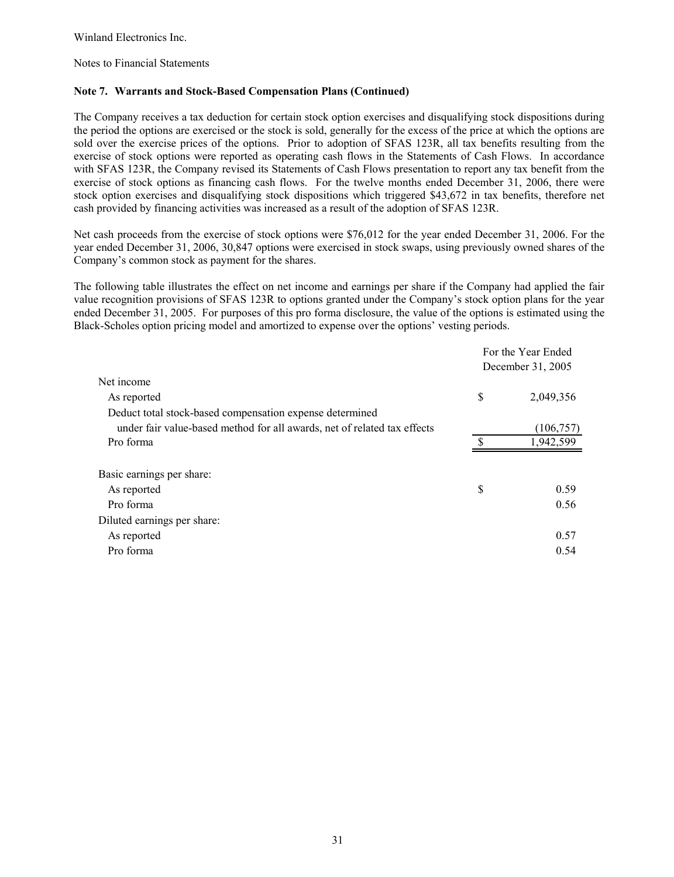Winland Electronics Inc.

Notes to Financial Statements

**Note 7. Warrants and Stock-Based Compensation Plans (Continued)**

The Company receives a tax deduction for certain stock option exercises and disqualifying stock dispositions during the period the options are exercised or the stock is sold, generally for the excess of the price at which the options are sold over the exercise prices of the options. Prior to adoption of SFAS 123R, all tax benefits resulting from the exercise of stock options were reported as operating cash flows in the Statements of Cash Flows. In accordance with SFAS 123R, the Company revised its Statements of Cash Flows presentation to report any tax benefit from the exercise of stock options as financing cash flows. For the twelve months ended December 31, 2006, there were stock option exercises and disqualifying stock dispositions which triggered $43,672 in tax benefits, therefore net cash provided by financing activities was increased as a result of the adoption of SFAS 123R.

Net cash proceeds from the exercise of stock options were $76,012 for the year ended December 31, 2006. For the year ended December 31, 2006, 30,847 options were exercised in stock swaps, using previously owned shares of the Company's common stock as payment for the shares.

The following table illustrates the effect on net income and earnings per share if the Company had applied the fair value recognition provisions of SFAS 123R to options granted under the Company's stock option plans for the year ended December 31, 2005. For purposes of this pro forma disclosure, the value of the options is estimated using the Black-Scholes option pricing model and amortized to expense over the options' vesting periods.

| | For the Year Ended December 31, 2005 |
|---|---|
| Net income | |
| As reported | $ 2,049,356 |
| Deduct total stock-based compensation expense determined under fair value-based method for all awards, net of related tax effects | (106,757) |
| Pro forma | $ 1,942,599 |
| | |
| Basic earnings per share: | |
| As reported | $ 0.59 |
| Pro forma | 0.56 |
| Diluted earnings per share: | |
| As reported | 0.57 |
| Pro forma | 0.54 |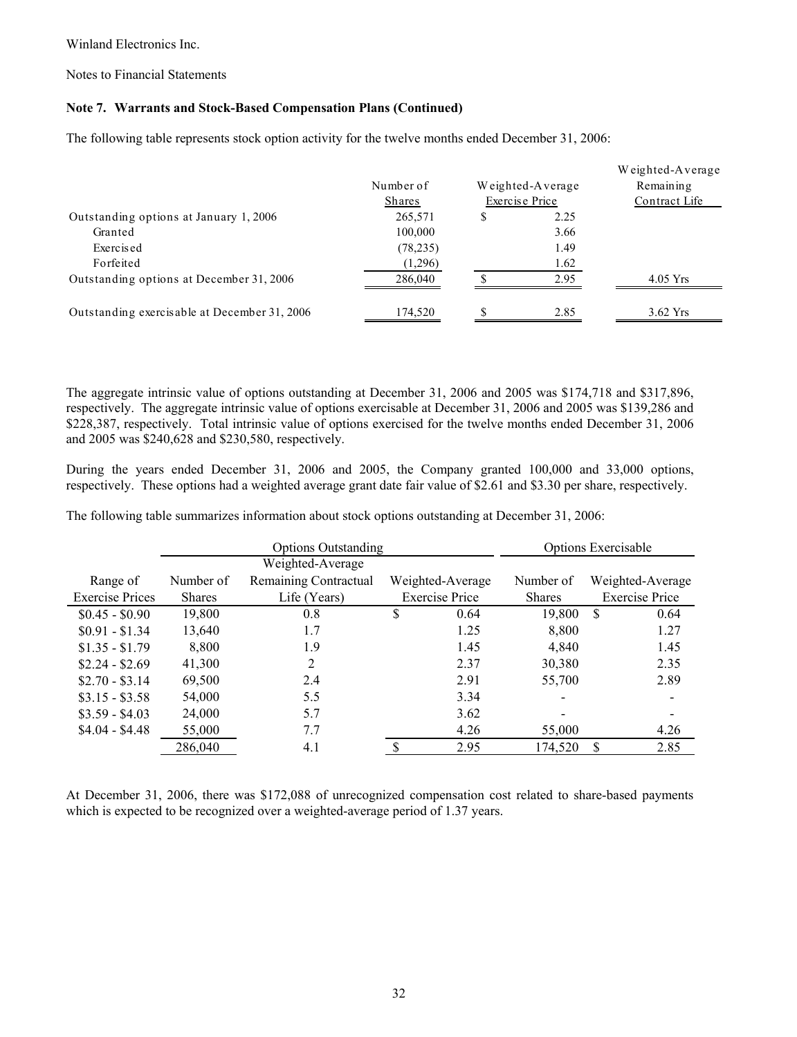Winland Electronics Inc.

Notes to Financial Statements

**Note 7. Warrants and Stock-Based Compensation Plans (Continued)**

The following table represents stock option activity for the twelve months ended December 31, 2006:

| | Number of Shares | Weighted-Average Exercise Price | Weighted-Average Remaining Contract Life |
|---|---|---|---|
| Outstanding options at January 1, 2006 | 265,571 | $ 2.25 | |
| Granted | 100,000 | 3.66 | |
| Exercised | (78,235) | 1.49 | |
| Forfeited | (1,296) | 1.62 | |
| Outstanding options at December 31, 2006 | 286,040 | $ 2.95 | 4.05 Yrs |
| Outstanding exercisable at December 31, 2006 | 174,520 | $ 2.85 | 3.62 Yrs |

The aggregate intrinsic value of options outstanding at December 31, 2006 and 2005 was $174,718 and $317,896, respectively. The aggregate intrinsic value of options exercisable at December 31, 2006 and 2005 was $139,286 and $228,387, respectively. Total intrinsic value of options exercised for the twelve months ended December 31, 2006 and 2005 was $240,628 and $230,580, respectively.

During the years ended December 31, 2006 and 2005, the Company granted 100,000 and 33,000 options, respectively. These options had a weighted average grant date fair value of $2.61 and $3.30 per share, respectively.

The following table summarizes information about stock options outstanding at December 31, 2006:

| | Options Outstanding | | | Options Exercisable | |
|---|---|---|---|---|---|
| Range of Exercise Prices | Number of Shares | Weighted-Average Remaining Contractual Life (Years) | Weighted-Average Exercise Price | Number of Shares | Weighted-Average Exercise Price |
| $0.45 - $0.90 | 19,800 | 0.8 | $ 0.64 | 19,800 | $ 0.64 |
| $0.91 - $1.34 | 13,640 | 1.7 | 1.25 | 8,800 | 1.27 |
| $1.35 - $1.79 | 8,800 | 1.9 | 1.45 | 4,840 | 1.45 |
| $2.24 - $2.69 | 41,300 | 2 | 2.37 | 30,380 | 2.35 |
| $2.70 - $3.14 | 69,500 | 2.4 | 2.91 | 55,700 | 2.89 |
| $3.15 - $3.58 | 54,000 | 5.5 | 3.34 | - | - |
| $3.59 - $4.03 | 24,000 | 5.7 | 3.62 | - | - |
| $4.04 - $4.48 | 55,000 | 7.7 | 4.26 | 55,000 | 4.26 |
| | 286,040 | 4.1 | $ 2.95 | 174,520 | $ 2.85 |

At December 31, 2006, there was $172,088 of unrecognized compensation cost related to share-based payments which is expected to be recognized over a weighted-average period of 1.37 years.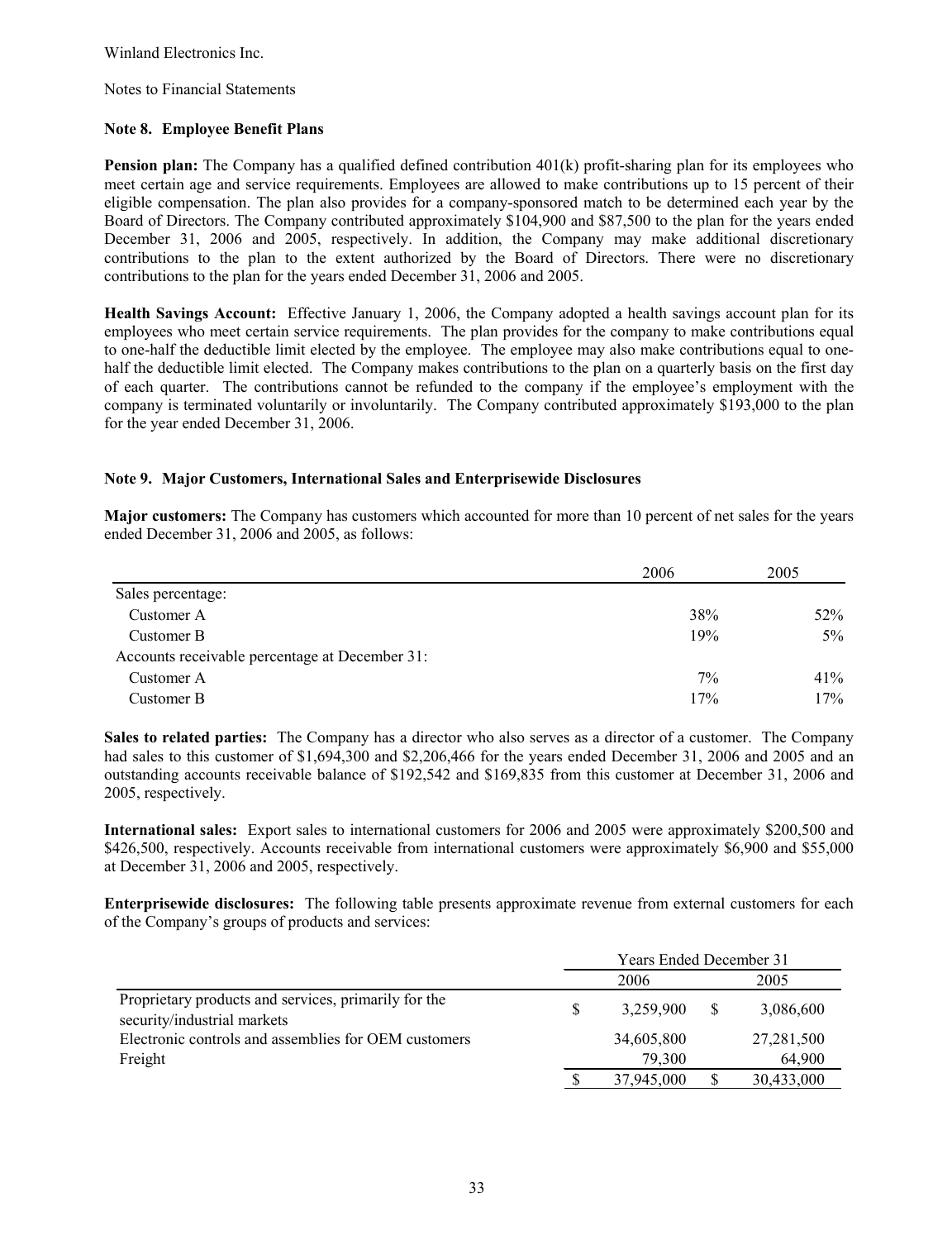Winland Electronics Inc.

Notes to Financial Statements

### Note 8. Employee Benefit Plans

**Pension plan:** The Company has a qualified defined contribution 401(k) profit-sharing plan for its employees who meet certain age and service requirements. Employees are allowed to make contributions up to 15 percent of their eligible compensation. The plan also provides for a company-sponsored match to be determined each year by the Board of Directors. The Company contributed approximately $104,900 and $87,500 to the plan for the years ended December 31, 2006 and 2005, respectively. In addition, the Company may make additional discretionary contributions to the plan to the extent authorized by the Board of Directors. There were no discretionary contributions to the plan for the years ended December 31, 2006 and 2005.

**Health Savings Account:** Effective January 1, 2006, the Company adopted a health savings account plan for its employees who meet certain service requirements. The plan provides for the company to make contributions equal to one-half the deductible limit elected by the employee. The employee may also make contributions equal to one-half the deductible limit elected. The Company makes contributions to the plan on a quarterly basis on the first day of each quarter. The contributions cannot be refunded to the company if the employee's employment with the company is terminated voluntarily or involuntarily. The Company contributed approximately $193,000 to the plan for the year ended December 31, 2006.

### Note 9. Major Customers, International Sales and Enterprisewide Disclosures

**Major customers:** The Company has customers which accounted for more than 10 percent of net sales for the years ended December 31, 2006 and 2005, as follows:

| | 2006 | 2005 |
|---|---|---|
| Sales percentage: | | |
| Customer A | 38% | 52% |
| Customer B | 19% | 5% |
| Accounts receivable percentage at December 31: | | |
| Customer A | 7% | 41% |
| Customer B | 17% | 17% |

**Sales to related parties:** The Company has a director who also serves as a director of a customer. The Company had sales to this customer of $1,694,300 and $2,206,466 for the years ended December 31, 2006 and 2005 and an outstanding accounts receivable balance of $192,542 and $169,835 from this customer at December 31, 2006 and 2005, respectively.

**International sales:** Export sales to international customers for 2006 and 2005 were approximately $200,500 and $426,500, respectively. Accounts receivable from international customers were approximately $6,900 and $55,000 at December 31, 2006 and 2005, respectively.

**Enterprisewide disclosures:** The following table presents approximate revenue from external customers for each of the Company's groups of products and services:

| | Years Ended December 31 | |
|---|---|---|
| | 2006 | 2005 |
| Proprietary products and services, primarily for the security/industrial markets | $ 3,259,900 | $ 3,086,600 |
| Electronic controls and assemblies for OEM customers | 34,605,800 | 27,281,500 |
| Freight | 79,300 | 64,900 |
| | $ 37,945,000 | $ 30,433,000 |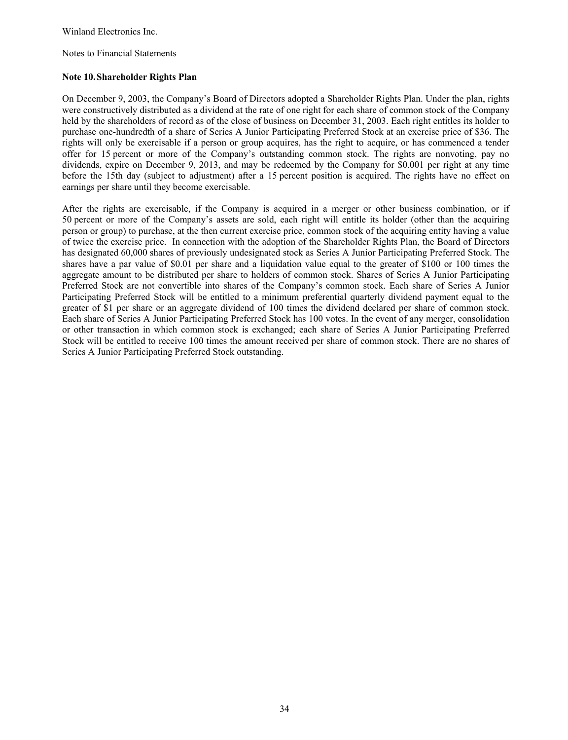## Note 10. Shareholder Rights Plan

On December 9, 2003, the Company's Board of Directors adopted a Shareholder Rights Plan. Under the plan, rights were constructively distributed as a dividend at the rate of one right for each share of common stock of the Company held by the shareholders of record as of the close of business on December 31, 2003. Each right entitles its holder to purchase one-hundredth of a share of Series A Junior Participating Preferred Stock at an exercise price of $36. The rights will only be exercisable if a person or group acquires, has the right to acquire, or has commenced a tender offer for 15 percent or more of the Company's outstanding common stock. The rights are nonvoting, pay no dividends, expire on December 9, 2013, and may be redeemed by the Company for $0.001 per right at any time before the 15th day (subject to adjustment) after a 15 percent position is acquired. The rights have no effect on earnings per share until they become exercisable.

After the rights are exercisable, if the Company is acquired in a merger or other business combination, or if 50 percent or more of the Company's assets are sold, each right will entitle its holder (other than the acquiring person or group) to purchase, at the then current exercise price, common stock of the acquiring entity having a value of twice the exercise price. In connection with the adoption of the Shareholder Rights Plan, the Board of Directors has designated 60,000 shares of previously undesignated stock as Series A Junior Participating Preferred Stock. The shares have a par value of $0.01 per share and a liquidation value equal to the greater of $100 or 100 times the aggregate amount to be distributed per share to holders of common stock. Shares of Series A Junior Participating Preferred Stock are not convertible into shares of the Company's common stock. Each share of Series A Junior Participating Preferred Stock will be entitled to a minimum preferential quarterly dividend payment equal to the greater of $1 per share or an aggregate dividend of 100 times the dividend declared per share of common stock. Each share of Series A Junior Participating Preferred Stock has 100 votes. In the event of any merger, consolidation or other transaction in which common stock is exchanged; each share of Series A Junior Participating Preferred Stock will be entitled to receive 100 times the amount received per share of common stock. There are no shares of Series A Junior Participating Preferred Stock outstanding.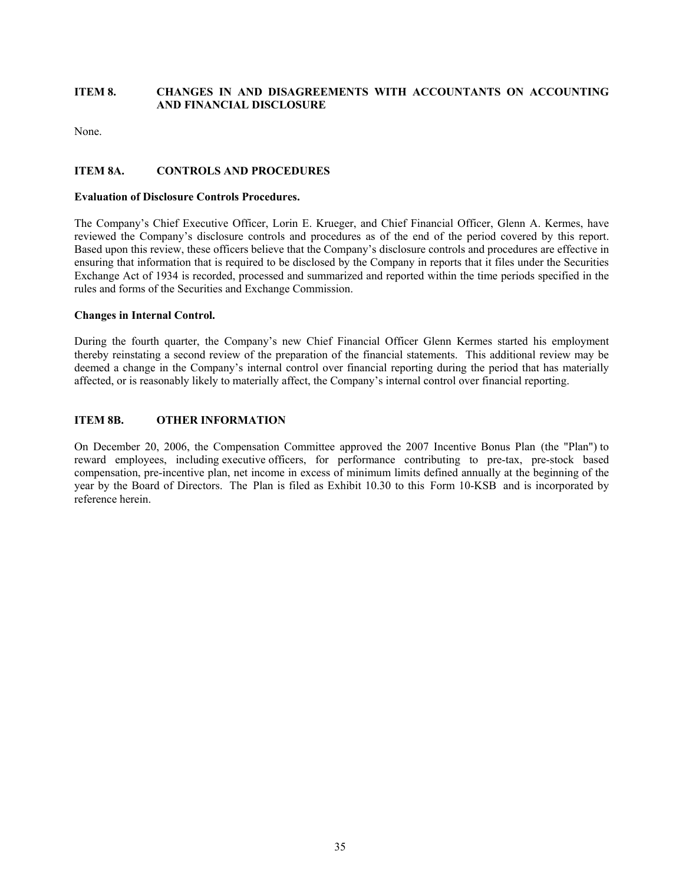## ITEM 8. CHANGES IN AND DISAGREEMENTS WITH ACCOUNTANTS ON ACCOUNTING AND FINANCIAL DISCLOSURE

None.

## ITEM 8A. CONTROLS AND PROCEDURES

**Evaluation of Disclosure Controls Procedures.**

The Company's Chief Executive Officer, Lorin E. Krueger, and Chief Financial Officer, Glenn A. Kermes, have reviewed the Company's disclosure controls and procedures as of the end of the period covered by this report. Based upon this review, these officers believe that the Company's disclosure controls and procedures are effective in ensuring that information that is required to be disclosed by the Company in reports that it files under the Securities Exchange Act of 1934 is recorded, processed and summarized and reported within the time periods specified in the rules and forms of the Securities and Exchange Commission.

**Changes in Internal Control.**

During the fourth quarter, the Company's new Chief Financial Officer Glenn Kermes started his employment thereby reinstating a second review of the preparation of the financial statements. This additional review may be deemed a change in the Company's internal control over financial reporting during the period that has materially affected, or is reasonably likely to materially affect, the Company's internal control over financial reporting.

## ITEM 8B. OTHER INFORMATION

On December 20, 2006, the Compensation Committee approved the 2007 Incentive Bonus Plan (the "Plan") to reward employees, including executive officers, for performance contributing to pre-tax, pre-stock based compensation, pre-incentive plan, net income in excess of minimum limits defined annually at the beginning of the year by the Board of Directors. The Plan is filed as Exhibit 10.30 to this Form 10-KSB and is incorporated by reference herein.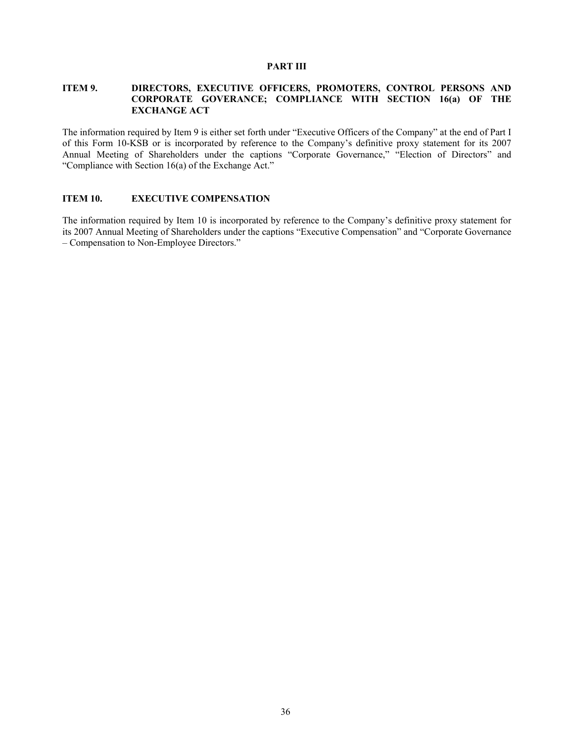# PART III

## ITEM 9. DIRECTORS, EXECUTIVE OFFICERS, PROMOTERS, CONTROL PERSONS AND CORPORATE GOVERANCE; COMPLIANCE WITH SECTION 16(a) OF THE EXCHANGE ACT

The information required by Item 9 is either set forth under "Executive Officers of the Company" at the end of Part I of this Form 10-KSB or is incorporated by reference to the Company's definitive proxy statement for its 2007 Annual Meeting of Shareholders under the captions "Corporate Governance," "Election of Directors" and "Compliance with Section 16(a) of the Exchange Act."

## ITEM 10. EXECUTIVE COMPENSATION

The information required by Item 10 is incorporated by reference to the Company's definitive proxy statement for its 2007 Annual Meeting of Shareholders under the captions "Executive Compensation" and "Corporate Governance – Compensation to Non-Employee Directors."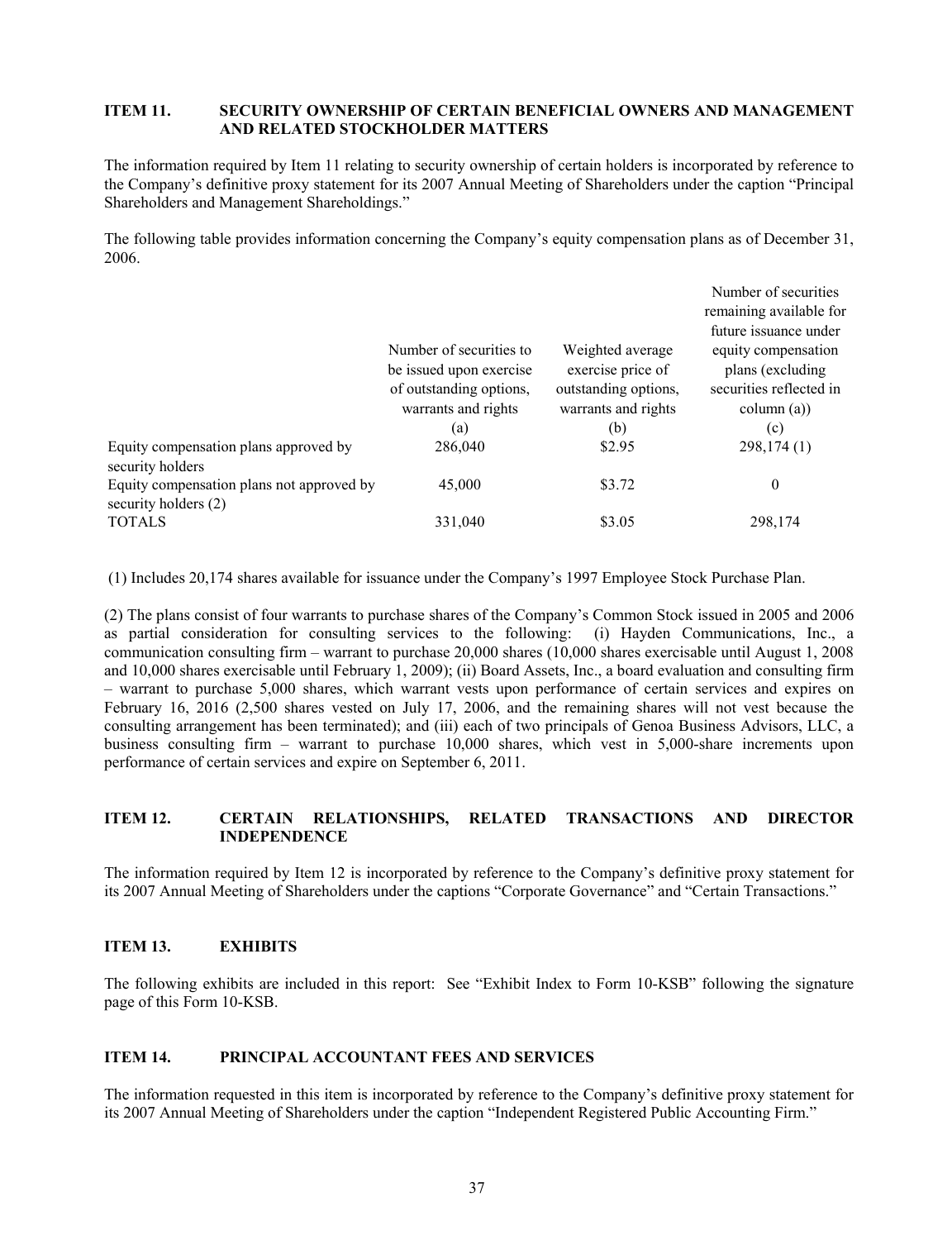## ITEM 11. SECURITY OWNERSHIP OF CERTAIN BENEFICIAL OWNERS AND MANAGEMENT AND RELATED STOCKHOLDER MATTERS

The information required by Item 11 relating to security ownership of certain holders is incorporated by reference to the Company's definitive proxy statement for its 2007 Annual Meeting of Shareholders under the caption "Principal Shareholders and Management Shareholdings."

The following table provides information concerning the Company's equity compensation plans as of December 31, 2006.

| | Number of securities to be issued upon exercise of outstanding options, warrants and rights (a) | Weighted average exercise price of outstanding options, warrants and rights (b) | Number of securities remaining available for future issuance under equity compensation plans (excluding securities reflected in column (a)) (c) |
|---|---|---|---|
| Equity compensation plans approved by security holders | 286,040 | $2.95 | 298,174 (1) |
| Equity compensation plans not approved by security holders (2) | 45,000 | $3.72 | 0 |
| TOTALS | 331,040 | $3.05 | 298,174 |

(1) Includes 20,174 shares available for issuance under the Company's 1997 Employee Stock Purchase Plan.

(2) The plans consist of four warrants to purchase shares of the Company's Common Stock issued in 2005 and 2006 as partial consideration for consulting services to the following: (i) Hayden Communications, Inc., a communication consulting firm – warrant to purchase 20,000 shares (10,000 shares exercisable until August 1, 2008 and 10,000 shares exercisable until February 1, 2009); (ii) Board Assets, Inc., a board evaluation and consulting firm – warrant to purchase 5,000 shares, which warrant vests upon performance of certain services and expires on February 16, 2016 (2,500 shares vested on July 17, 2006, and the remaining shares will not vest because the consulting arrangement has been terminated); and (iii) each of two principals of Genoa Business Advisors, LLC, a business consulting firm – warrant to purchase 10,000 shares, which vest in 5,000-share increments upon performance of certain services and expire on September 6, 2011.

## ITEM 12. CERTAIN RELATIONSHIPS, RELATED TRANSACTIONS AND DIRECTOR INDEPENDENCE

The information required by Item 12 is incorporated by reference to the Company's definitive proxy statement for its 2007 Annual Meeting of Shareholders under the captions "Corporate Governance" and "Certain Transactions."

## ITEM 13. EXHIBITS

The following exhibits are included in this report: See "Exhibit Index to Form 10-KSB" following the signature page of this Form 10-KSB.

## ITEM 14. PRINCIPAL ACCOUNTANT FEES AND SERVICES

The information requested in this item is incorporated by reference to the Company's definitive proxy statement for its 2007 Annual Meeting of Shareholders under the caption "Independent Registered Public Accounting Firm."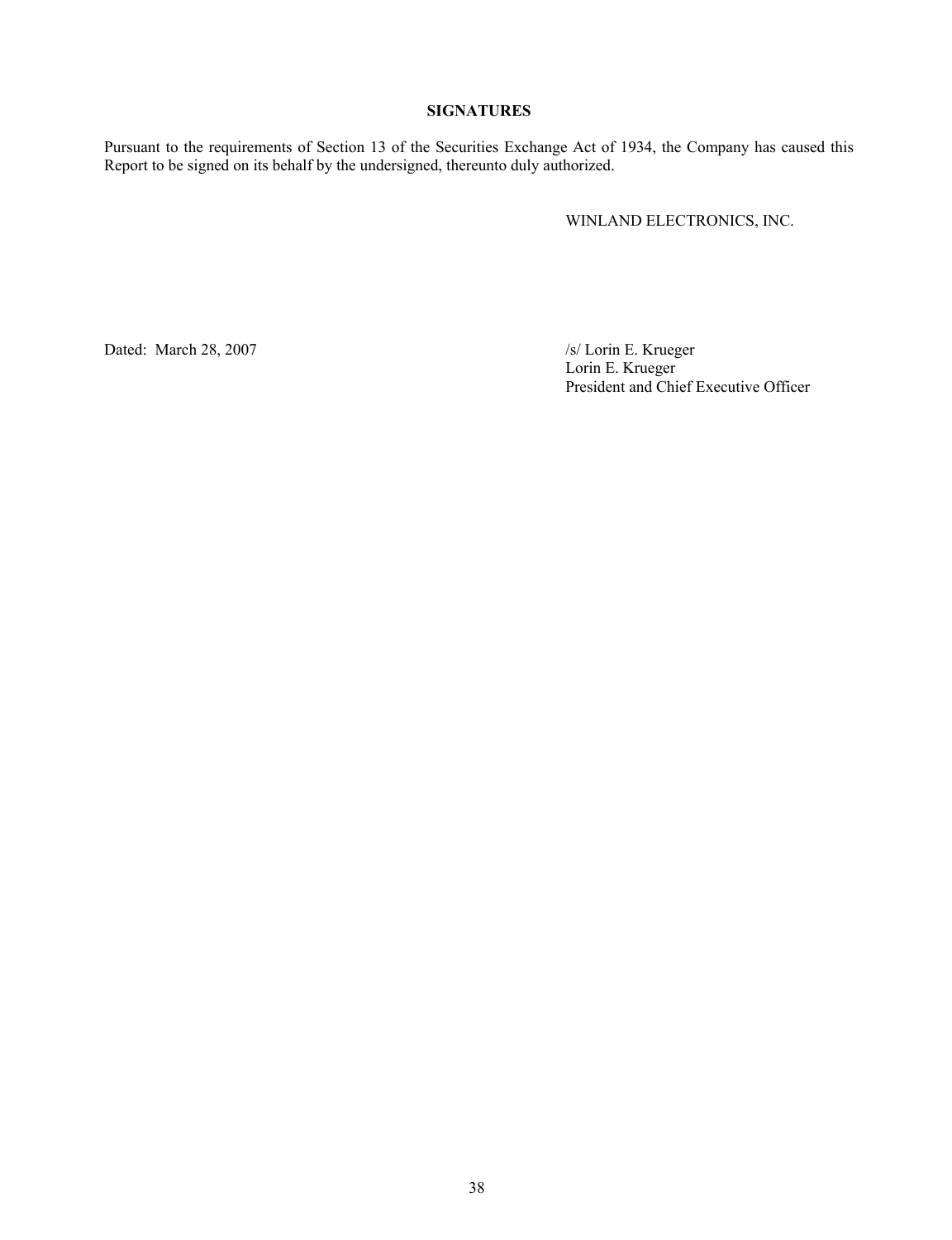## SIGNATURES

Pursuant to the requirements of Section 13 of the Securities Exchange Act of 1934, the Company has caused this Report to be signed on its behalf by the undersigned, thereunto duly authorized.

WINLAND ELECTRONICS, INC.

Dated: March 28, 2007

/s/ Lorin E. Krueger
Lorin E. Krueger
President and Chief Executive Officer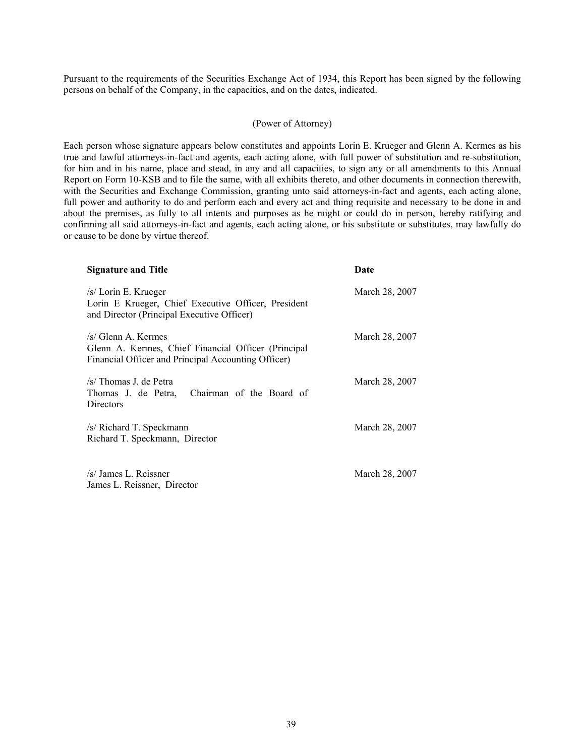Pursuant to the requirements of the Securities Exchange Act of 1934, this Report has been signed by the following persons on behalf of the Company, in the capacities, and on the dates, indicated.

(Power of Attorney)

Each person whose signature appears below constitutes and appoints Lorin E. Krueger and Glenn A. Kermes as his true and lawful attorneys-in-fact and agents, each acting alone, with full power of substitution and re-substitution, for him and in his name, place and stead, in any and all capacities, to sign any or all amendments to this Annual Report on Form 10-KSB and to file the same, with all exhibits thereto, and other documents in connection therewith, with the Securities and Exchange Commission, granting unto said attorneys-in-fact and agents, each acting alone, full power and authority to do and perform each and every act and thing requisite and necessary to be done in and about the premises, as fully to all intents and purposes as he might or could do in person, hereby ratifying and confirming all said attorneys-in-fact and agents, each acting alone, or his substitute or substitutes, may lawfully do or cause to be done by virtue thereof.

| **Signature and Title** | **Date** |
|---|---|
| /s/ Lorin E. Krueger<br>Lorin E Krueger, Chief Executive Officer, President and Director (Principal Executive Officer) | March 28, 2007 |
| /s/ Glenn A. Kermes<br>Glenn A. Kermes, Chief Financial Officer (Principal Financial Officer and Principal Accounting Officer) | March 28, 2007 |
| /s/ Thomas J. de Petra<br>Thomas J. de Petra, Chairman of the Board of Directors | March 28, 2007 |
| /s/ Richard T. Speckmann<br>Richard T. Speckmann, Director | March 28, 2007 |
| /s/ James L. Reissner<br>James L. Reissner, Director | March 28, 2007 |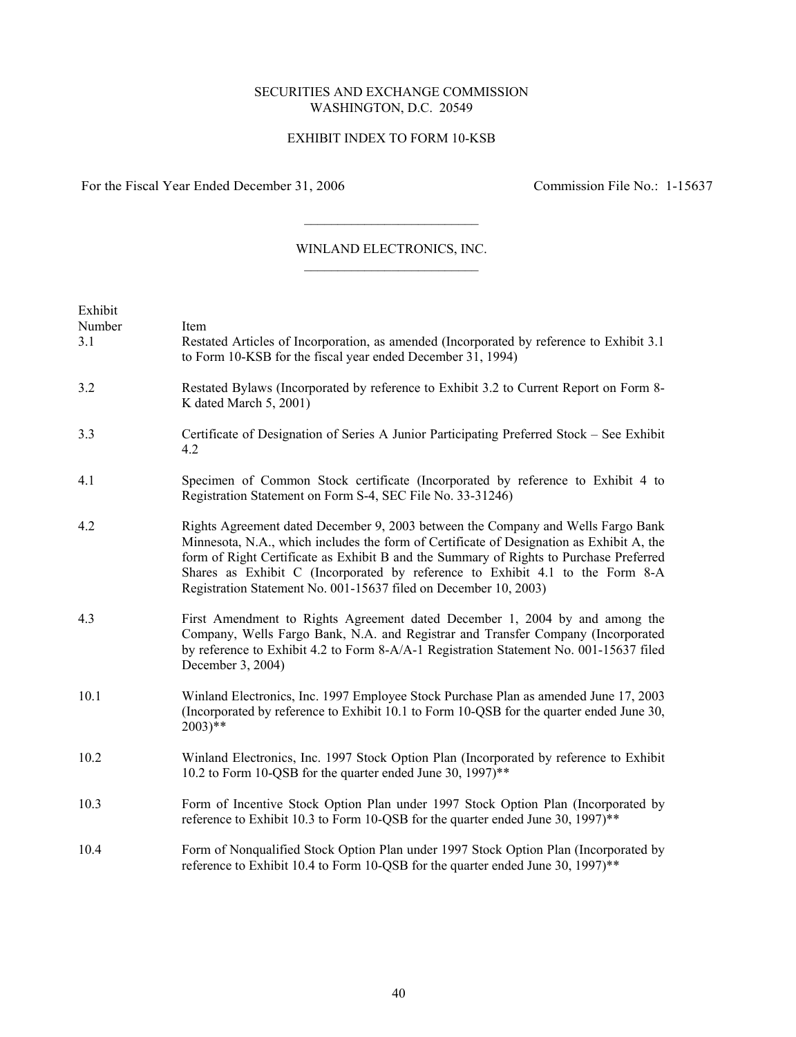SECURITIES AND EXCHANGE COMMISSION
WASHINGTON, D.C. 20549

EXHIBIT INDEX TO FORM 10-KSB

For the Fiscal Year Ended December 31, 2006 | Commission File No.: 1-15637

---

WINLAND ELECTRONICS, INC.

---

| Exhibit Number | Item |
|---|---|
| 3.1 | Restated Articles of Incorporation, as amended (Incorporated by reference to Exhibit 3.1 to Form 10-KSB for the fiscal year ended December 31, 1994) |
| 3.2 | Restated Bylaws (Incorporated by reference to Exhibit 3.2 to Current Report on Form 8-K dated March 5, 2001) |
| 3.3 | Certificate of Designation of Series A Junior Participating Preferred Stock – See Exhibit 4.2 |
| 4.1 | Specimen of Common Stock certificate (Incorporated by reference to Exhibit 4 to Registration Statement on Form S-4, SEC File No. 33-31246) |
| 4.2 | Rights Agreement dated December 9, 2003 between the Company and Wells Fargo Bank Minnesota, N.A., which includes the form of Certificate of Designation as Exhibit A, the form of Right Certificate as Exhibit B and the Summary of Rights to Purchase Preferred Shares as Exhibit C (Incorporated by reference to Exhibit 4.1 to the Form 8-A Registration Statement No. 001-15637 filed on December 10, 2003) |
| 4.3 | First Amendment to Rights Agreement dated December 1, 2004 by and among the Company, Wells Fargo Bank, N.A. and Registrar and Transfer Company (Incorporated by reference to Exhibit 4.2 to Form 8-A/A-1 Registration Statement No. 001-15637 filed December 3, 2004) |
| 10.1 | Winland Electronics, Inc. 1997 Employee Stock Purchase Plan as amended June 17, 2003 (Incorporated by reference to Exhibit 10.1 to Form 10-QSB for the quarter ended June 30, 2003)** |
| 10.2 | Winland Electronics, Inc. 1997 Stock Option Plan (Incorporated by reference to Exhibit 10.2 to Form 10-QSB for the quarter ended June 30, 1997)** |
| 10.3 | Form of Incentive Stock Option Plan under 1997 Stock Option Plan (Incorporated by reference to Exhibit 10.3 to Form 10-QSB for the quarter ended June 30, 1997)** |
| 10.4 | Form of Nonqualified Stock Option Plan under 1997 Stock Option Plan (Incorporated by reference to Exhibit 10.4 to Form 10-QSB for the quarter ended June 30, 1997)** |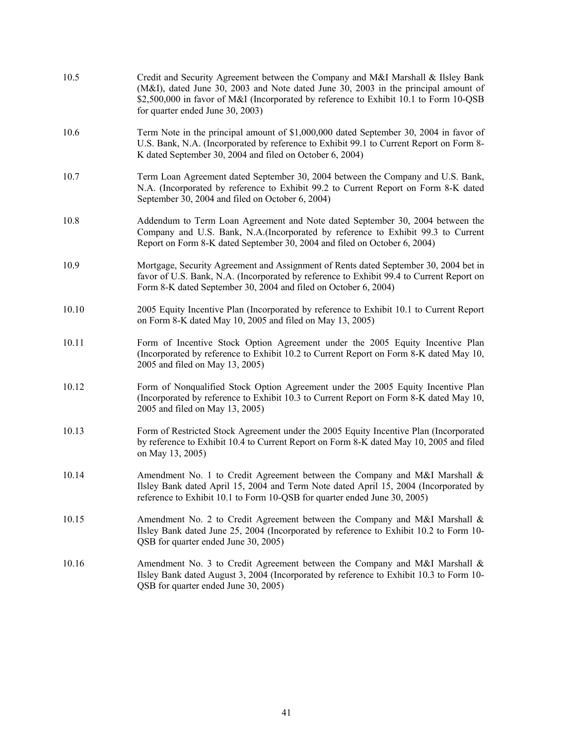| | |
|---|---|
| 10.5 | Credit and Security Agreement between the Company and M&I Marshall & Ilsley Bank (M&I), dated June 30, 2003 and Note dated June 30, 2003 in the principal amount of $2,500,000 in favor of M&I (Incorporated by reference to Exhibit 10.1 to Form 10-QSB for quarter ended June 30, 2003) |
| 10.6 | Term Note in the principal amount of $1,000,000 dated September 30, 2004 in favor of U.S. Bank, N.A. (Incorporated by reference to Exhibit 99.1 to Current Report on Form 8-K dated September 30, 2004 and filed on October 6, 2004) |
| 10.7 | Term Loan Agreement dated September 30, 2004 between the Company and U.S. Bank, N.A. (Incorporated by reference to Exhibit 99.2 to Current Report on Form 8-K dated September 30, 2004 and filed on October 6, 2004) |
| 10.8 | Addendum to Term Loan Agreement and Note dated September 30, 2004 between the Company and U.S. Bank, N.A.(Incorporated by reference to Exhibit 99.3 to Current Report on Form 8-K dated September 30, 2004 and filed on October 6, 2004) |
| 10.9 | Mortgage, Security Agreement and Assignment of Rents dated September 30, 2004 bet in favor of U.S. Bank, N.A. (Incorporated by reference to Exhibit 99.4 to Current Report on Form 8-K dated September 30, 2004 and filed on October 6, 2004) |
| 10.10 | 2005 Equity Incentive Plan (Incorporated by reference to Exhibit 10.1 to Current Report on Form 8-K dated May 10, 2005 and filed on May 13, 2005) |
| 10.11 | Form of Incentive Stock Option Agreement under the 2005 Equity Incentive Plan (Incorporated by reference to Exhibit 10.2 to Current Report on Form 8-K dated May 10, 2005 and filed on May 13, 2005) |
| 10.12 | Form of Nonqualified Stock Option Agreement under the 2005 Equity Incentive Plan (Incorporated by reference to Exhibit 10.3 to Current Report on Form 8-K dated May 10, 2005 and filed on May 13, 2005) |
| 10.13 | Form of Restricted Stock Agreement under the 2005 Equity Incentive Plan (Incorporated by reference to Exhibit 10.4 to Current Report on Form 8-K dated May 10, 2005 and filed on May 13, 2005) |
| 10.14 | Amendment No. 1 to Credit Agreement between the Company and M&I Marshall & Ilsley Bank dated April 15, 2004 and Term Note dated April 15, 2004 (Incorporated by reference to Exhibit 10.1 to Form 10-QSB for quarter ended June 30, 2005) |
| 10.15 | Amendment No. 2 to Credit Agreement between the Company and M&I Marshall & Ilsley Bank dated June 25, 2004 (Incorporated by reference to Exhibit 10.2 to Form 10-QSB for quarter ended June 30, 2005) |
| 10.16 | Amendment No. 3 to Credit Agreement between the Company and M&I Marshall & Ilsley Bank dated August 3, 2004 (Incorporated by reference to Exhibit 10.3 to Form 10-QSB for quarter ended June 30, 2005) |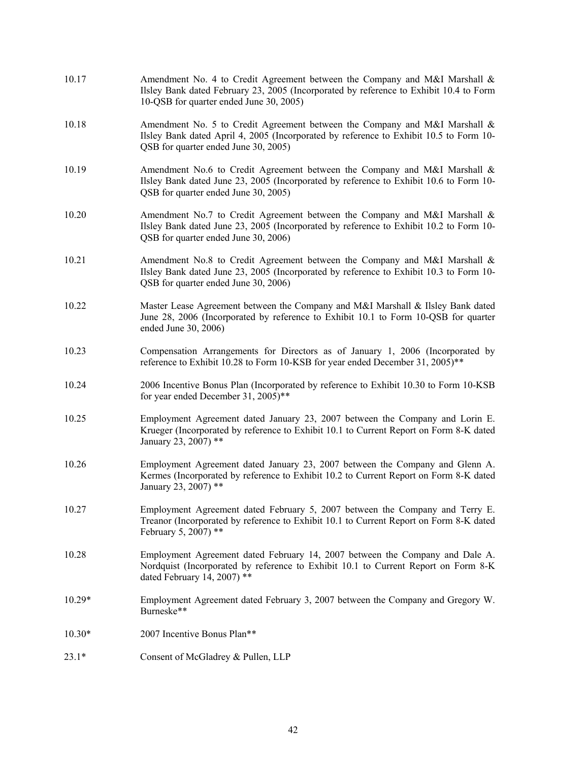| | |
|---|---|
| 10.17 | Amendment No. 4 to Credit Agreement between the Company and M&I Marshall & Ilsley Bank dated February 23, 2005 (Incorporated by reference to Exhibit 10.4 to Form 10-QSB for quarter ended June 30, 2005) |
| 10.18 | Amendment No. 5 to Credit Agreement between the Company and M&I Marshall & Ilsley Bank dated April 4, 2005 (Incorporated by reference to Exhibit 10.5 to Form 10-QSB for quarter ended June 30, 2005) |
| 10.19 | Amendment No.6 to Credit Agreement between the Company and M&I Marshall & Ilsley Bank dated June 23, 2005 (Incorporated by reference to Exhibit 10.6 to Form 10-QSB for quarter ended June 30, 2005) |
| 10.20 | Amendment No.7 to Credit Agreement between the Company and M&I Marshall & Ilsley Bank dated June 23, 2005 (Incorporated by reference to Exhibit 10.2 to Form 10-QSB for quarter ended June 30, 2006) |
| 10.21 | Amendment No.8 to Credit Agreement between the Company and M&I Marshall & Ilsley Bank dated June 23, 2005 (Incorporated by reference to Exhibit 10.3 to Form 10-QSB for quarter ended June 30, 2006) |
| 10.22 | Master Lease Agreement between the Company and M&I Marshall & Ilsley Bank dated June 28, 2006 (Incorporated by reference to Exhibit 10.1 to Form 10-QSB for quarter ended June 30, 2006) |
| 10.23 | Compensation Arrangements for Directors as of January 1, 2006 (Incorporated by reference to Exhibit 10.28 to Form 10-KSB for year ended December 31, 2005)** |
| 10.24 | 2006 Incentive Bonus Plan (Incorporated by reference to Exhibit 10.30 to Form 10-KSB for year ended December 31, 2005)** |
| 10.25 | Employment Agreement dated January 23, 2007 between the Company and Lorin E. Krueger (Incorporated by reference to Exhibit 10.1 to Current Report on Form 8-K dated January 23, 2007) ** |
| 10.26 | Employment Agreement dated January 23, 2007 between the Company and Glenn A. Kermes (Incorporated by reference to Exhibit 10.2 to Current Report on Form 8-K dated January 23, 2007) ** |
| 10.27 | Employment Agreement dated February 5, 2007 between the Company and Terry E. Treanor (Incorporated by reference to Exhibit 10.1 to Current Report on Form 8-K dated February 5, 2007) ** |
| 10.28 | Employment Agreement dated February 14, 2007 between the Company and Dale A. Nordquist (Incorporated by reference to Exhibit 10.1 to Current Report on Form 8-K dated February 14, 2007) ** |
| 10.29* | Employment Agreement dated February 3, 2007 between the Company and Gregory W. Burneske** |
| 10.30* | 2007 Incentive Bonus Plan** |
| 23.1* | Consent of McGladrey & Pullen, LLP |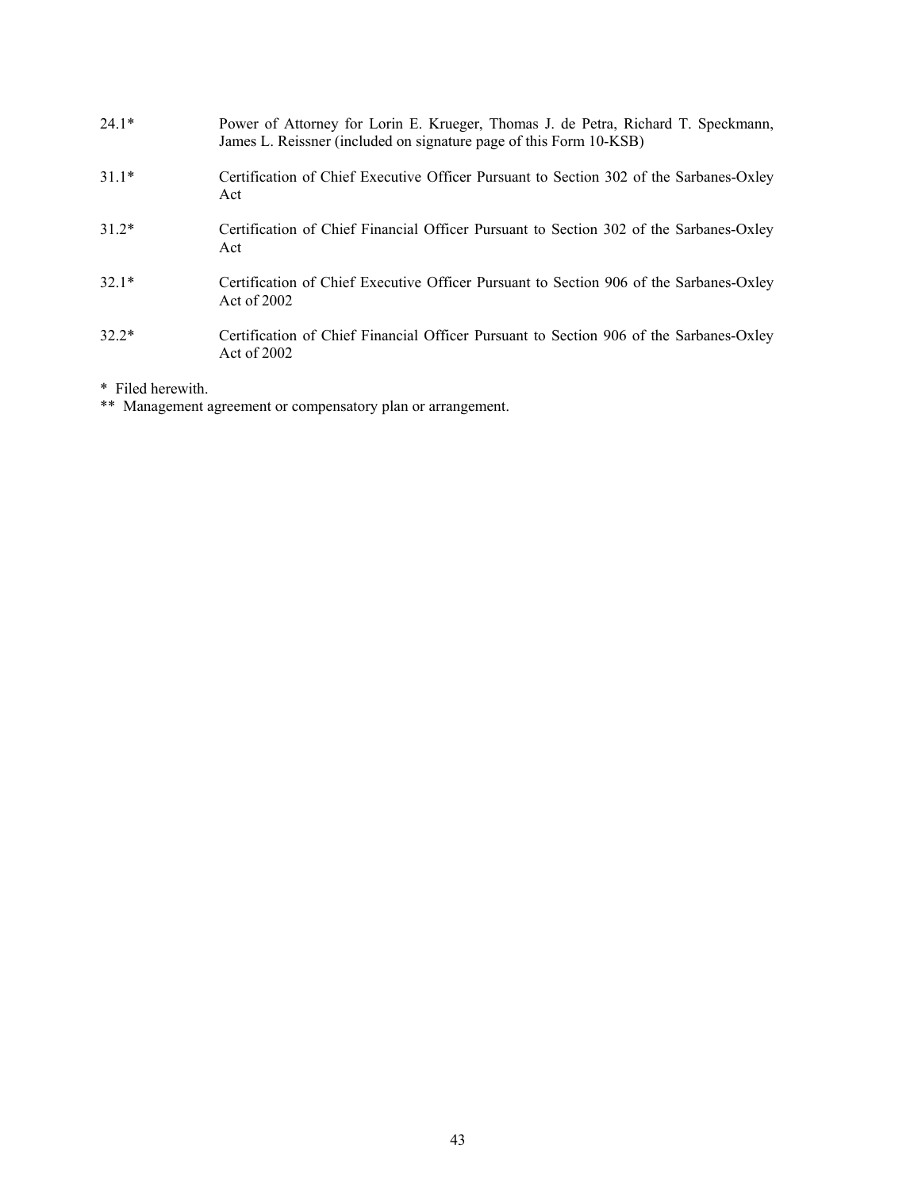| | |
|---|---|
| 24.1* | Power of Attorney for Lorin E. Krueger, Thomas J. de Petra, Richard T. Speckmann, James L. Reissner (included on signature page of this Form 10-KSB) |
| 31.1* | Certification of Chief Executive Officer Pursuant to Section 302 of the Sarbanes-Oxley Act |
| 31.2* | Certification of Chief Financial Officer Pursuant to Section 302 of the Sarbanes-Oxley Act |
| 32.1* | Certification of Chief Executive Officer Pursuant to Section 906 of the Sarbanes-Oxley Act of 2002 |
| 32.2* | Certification of Chief Financial Officer Pursuant to Section 906 of the Sarbanes-Oxley Act of 2002 |

\* Filed herewith.

\*\* Management agreement or compensatory plan or arrangement.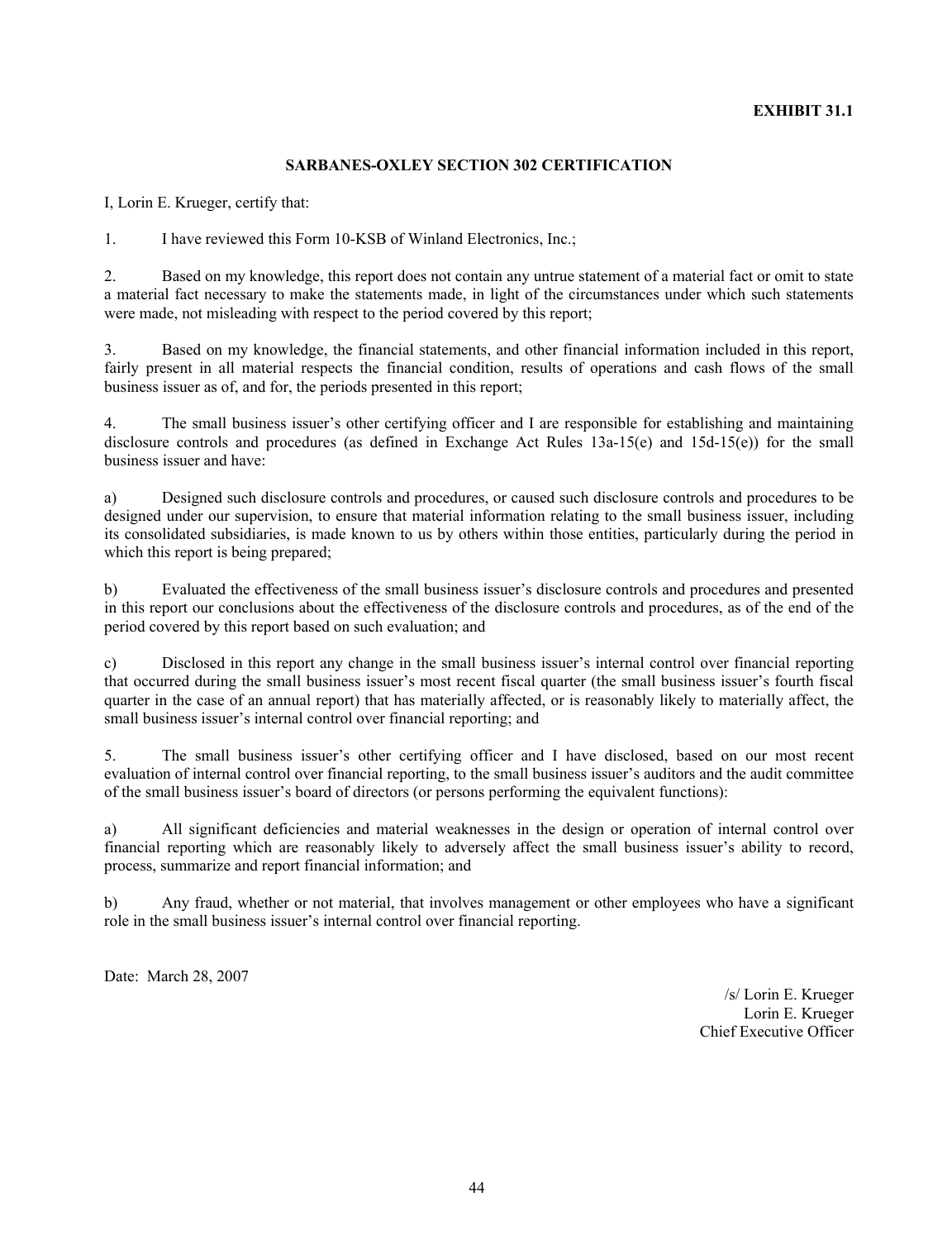**EXHIBIT 31.1**

## SARBANES-OXLEY SECTION 302 CERTIFICATION

I, Lorin E. Krueger, certify that:

1. I have reviewed this Form 10-KSB of Winland Electronics, Inc.;

2. Based on my knowledge, this report does not contain any untrue statement of a material fact or omit to state a material fact necessary to make the statements made, in light of the circumstances under which such statements were made, not misleading with respect to the period covered by this report;

3. Based on my knowledge, the financial statements, and other financial information included in this report, fairly present in all material respects the financial condition, results of operations and cash flows of the small business issuer as of, and for, the periods presented in this report;

4. The small business issuer's other certifying officer and I are responsible for establishing and maintaining disclosure controls and procedures (as defined in Exchange Act Rules 13a-15(e) and 15d-15(e)) for the small business issuer and have:

a) Designed such disclosure controls and procedures, or caused such disclosure controls and procedures to be designed under our supervision, to ensure that material information relating to the small business issuer, including its consolidated subsidiaries, is made known to us by others within those entities, particularly during the period in which this report is being prepared;

b) Evaluated the effectiveness of the small business issuer's disclosure controls and procedures and presented in this report our conclusions about the effectiveness of the disclosure controls and procedures, as of the end of the period covered by this report based on such evaluation; and

c) Disclosed in this report any change in the small business issuer's internal control over financial reporting that occurred during the small business issuer's most recent fiscal quarter (the small business issuer's fourth fiscal quarter in the case of an annual report) that has materially affected, or is reasonably likely to materially affect, the small business issuer's internal control over financial reporting; and

5. The small business issuer's other certifying officer and I have disclosed, based on our most recent evaluation of internal control over financial reporting, to the small business issuer's auditors and the audit committee of the small business issuer's board of directors (or persons performing the equivalent functions):

a) All significant deficiencies and material weaknesses in the design or operation of internal control over financial reporting which are reasonably likely to adversely affect the small business issuer's ability to record, process, summarize and report financial information; and

b) Any fraud, whether or not material, that involves management or other employees who have a significant role in the small business issuer's internal control over financial reporting.

Date: March 28, 2007

/s/ Lorin E. Krueger
Lorin E. Krueger
Chief Executive Officer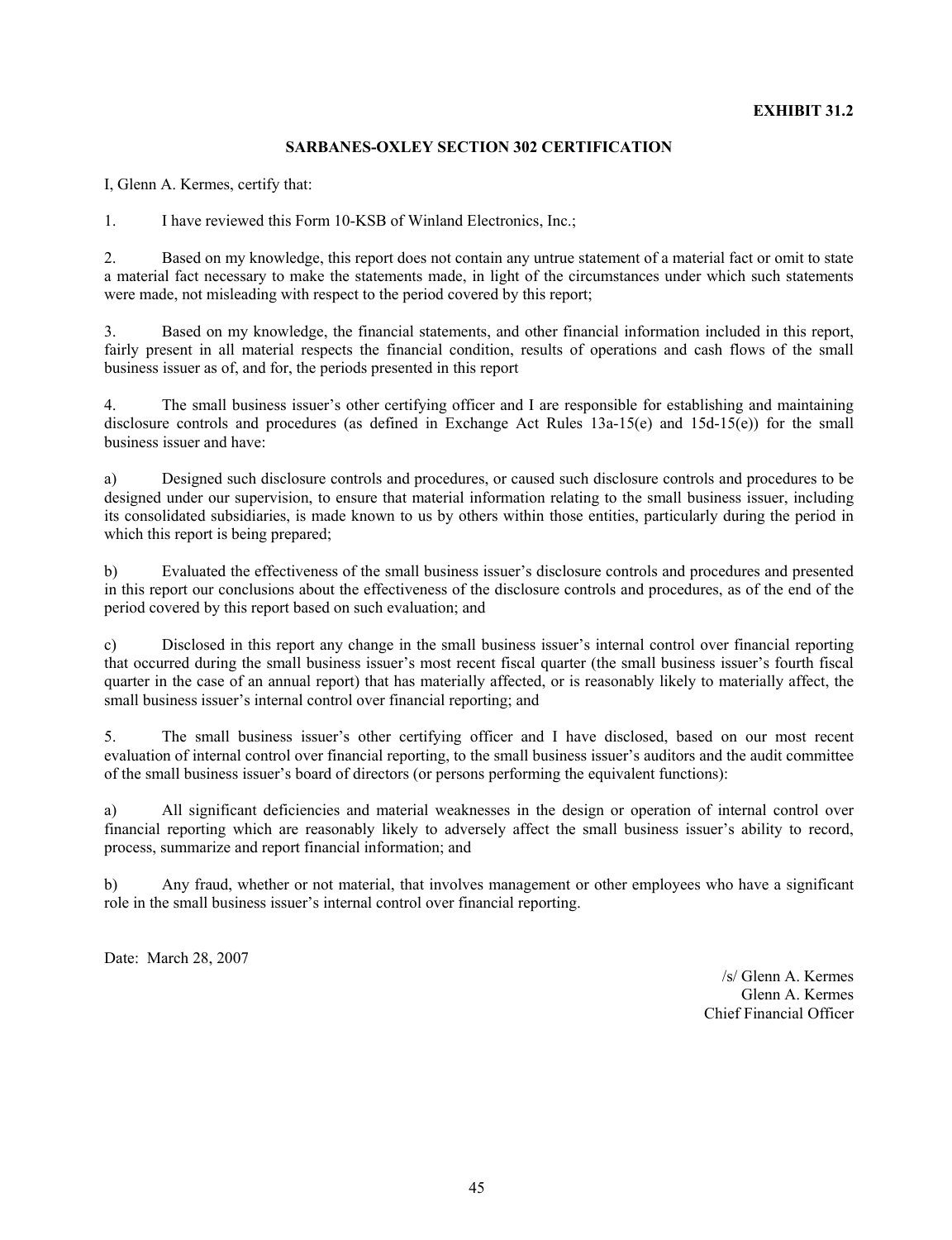**EXHIBIT 31.2**

## SARBANES-OXLEY SECTION 302 CERTIFICATION

I, Glenn A. Kermes, certify that:

1. I have reviewed this Form 10-KSB of Winland Electronics, Inc.;

2. Based on my knowledge, this report does not contain any untrue statement of a material fact or omit to state a material fact necessary to make the statements made, in light of the circumstances under which such statements were made, not misleading with respect to the period covered by this report;

3. Based on my knowledge, the financial statements, and other financial information included in this report, fairly present in all material respects the financial condition, results of operations and cash flows of the small business issuer as of, and for, the periods presented in this report

4. The small business issuer's other certifying officer and I are responsible for establishing and maintaining disclosure controls and procedures (as defined in Exchange Act Rules 13a-15(e) and 15d-15(e)) for the small business issuer and have:

a) Designed such disclosure controls and procedures, or caused such disclosure controls and procedures to be designed under our supervision, to ensure that material information relating to the small business issuer, including its consolidated subsidiaries, is made known to us by others within those entities, particularly during the period in which this report is being prepared;

b) Evaluated the effectiveness of the small business issuer's disclosure controls and procedures and presented in this report our conclusions about the effectiveness of the disclosure controls and procedures, as of the end of the period covered by this report based on such evaluation; and

c) Disclosed in this report any change in the small business issuer's internal control over financial reporting that occurred during the small business issuer's most recent fiscal quarter (the small business issuer's fourth fiscal quarter in the case of an annual report) that has materially affected, or is reasonably likely to materially affect, the small business issuer's internal control over financial reporting; and

5. The small business issuer's other certifying officer and I have disclosed, based on our most recent evaluation of internal control over financial reporting, to the small business issuer's auditors and the audit committee of the small business issuer's board of directors (or persons performing the equivalent functions):

a) All significant deficiencies and material weaknesses in the design or operation of internal control over financial reporting which are reasonably likely to adversely affect the small business issuer's ability to record, process, summarize and report financial information; and

b) Any fraud, whether or not material, that involves management or other employees who have a significant role in the small business issuer's internal control over financial reporting.

Date: March 28, 2007

/s/ Glenn A. Kermes
Glenn A. Kermes
Chief Financial Officer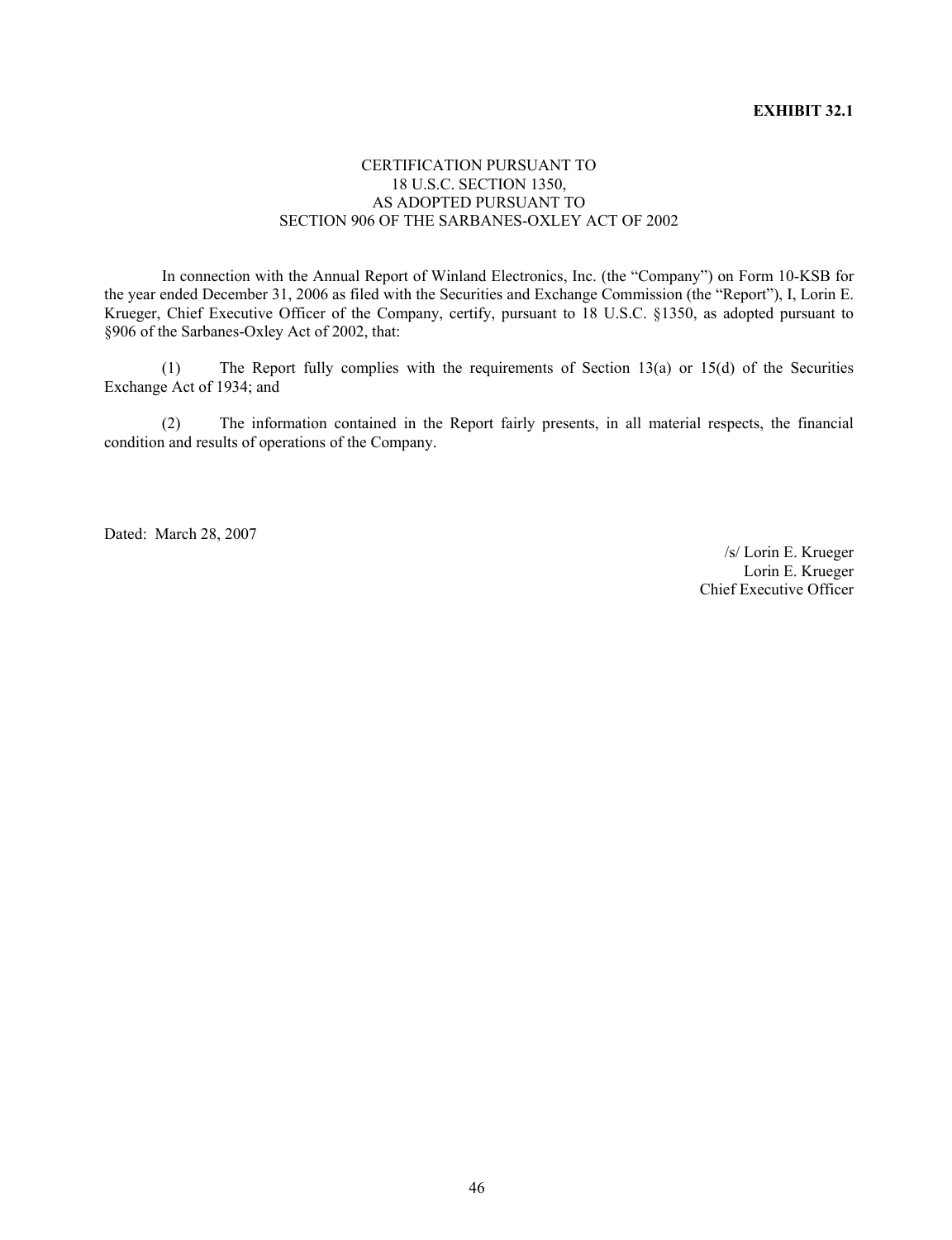**EXHIBIT 32.1**

CERTIFICATION PURSUANT TO
18 U.S.C. SECTION 1350,
AS ADOPTED PURSUANT TO
SECTION 906 OF THE SARBANES-OXLEY ACT OF 2002

In connection with the Annual Report of Winland Electronics, Inc. (the "Company") on Form 10-KSB for the year ended December 31, 2006 as filed with the Securities and Exchange Commission (the "Report"), I, Lorin E. Krueger, Chief Executive Officer of the Company, certify, pursuant to 18 U.S.C. §1350, as adopted pursuant to §906 of the Sarbanes-Oxley Act of 2002, that:

(1) The Report fully complies with the requirements of Section 13(a) or 15(d) of the Securities Exchange Act of 1934; and

(2) The information contained in the Report fairly presents, in all material respects, the financial condition and results of operations of the Company.

Dated: March 28, 2007

/s/ Lorin E. Krueger
Lorin E. Krueger
Chief Executive Officer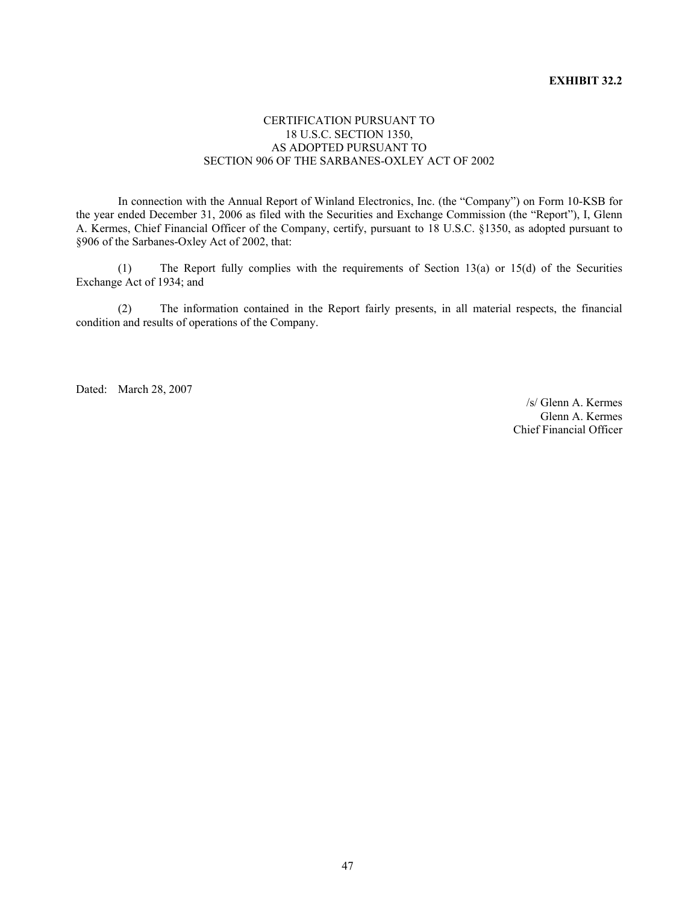**EXHIBIT 32.2**

CERTIFICATION PURSUANT TO
18 U.S.C. SECTION 1350,
AS ADOPTED PURSUANT TO
SECTION 906 OF THE SARBANES-OXLEY ACT OF 2002

In connection with the Annual Report of Winland Electronics, Inc. (the "Company") on Form 10-KSB for the year ended December 31, 2006 as filed with the Securities and Exchange Commission (the "Report"), I, Glenn A. Kermes, Chief Financial Officer of the Company, certify, pursuant to 18 U.S.C. §1350, as adopted pursuant to §906 of the Sarbanes-Oxley Act of 2002, that:

(1) The Report fully complies with the requirements of Section 13(a) or 15(d) of the Securities Exchange Act of 1934; and

(2) The information contained in the Report fairly presents, in all material respects, the financial condition and results of operations of the Company.

Dated: March 28, 2007

/s/ Glenn A. Kermes
Glenn A. Kermes
Chief Financial Officer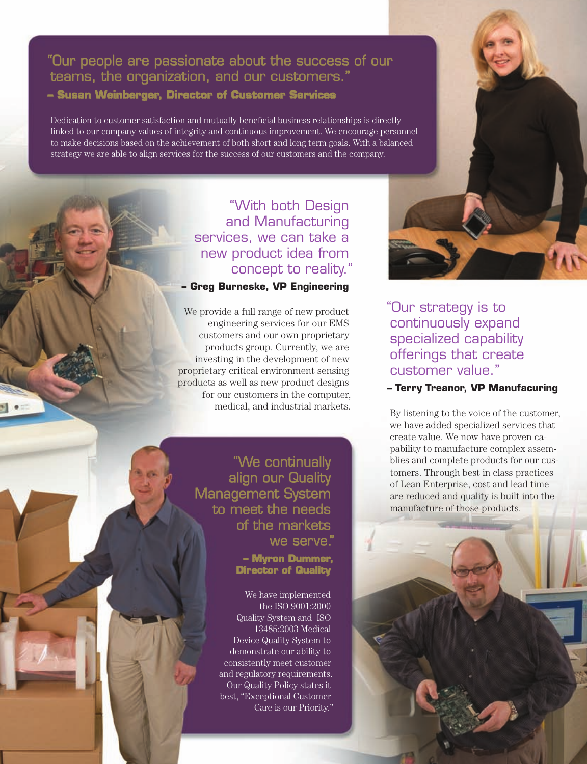"Our people are passionate about the success of our teams, the organization, and our customers."

**– Susan Weinberger, Director of Customer Services**

Dedication to customer satisfaction and mutually beneficial business relationships is directly linked to our company values of integrity and continuous improvement. We encourage personnel to make decisions based on the achievement of both short and long term goals. With a balanced strategy we are able to align services for the success of our customers and the company.

"With both Design and Manufacturing services, we can take a new product idea from concept to reality."

**– Greg Burneske, VP Engineering**

We provide a full range of new product engineering services for our EMS customers and our own proprietary products group. Currently, we are investing in the development of new proprietary critical environment sensing products as well as new product designs for our customers in the computer, medical, and industrial markets.

"Our strategy is to continuously expand specialized capability offerings that create customer value."

**– Terry Treanor, VP Manufacuring**

By listening to the voice of the customer, we have added specialized services that create value. We now have proven capability to manufacture complex assemblies and complete products for our customers. Through best in class practices of Lean Enterprise, cost and lead time are reduced and quality is built into the manufacture of those products.

"We continually align our Quality Management System to meet the needs of the markets we serve."

**– Myron Dummer, Director of Quality**

We have implemented the ISO 9001:2000 Quality System and ISO 13485:2003 Medical Device Quality System to demonstrate our ability to consistently meet customer and regulatory requirements. Our Quality Policy states it best, "Exceptional Customer Care is our Priority."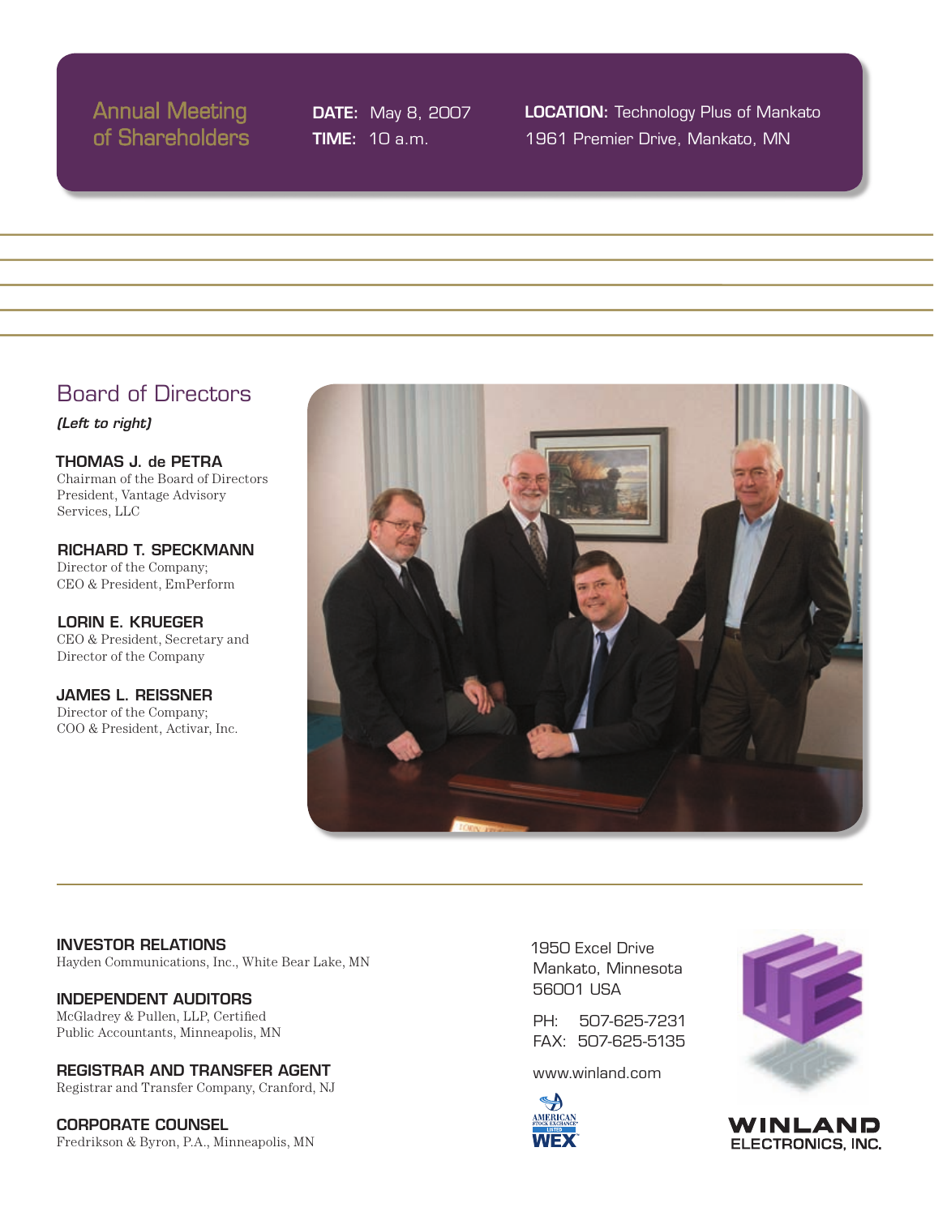## Annual Meeting of Shareholders

**DATE:** May 8, 2007
**TIME:** 10 a.m.

**LOCATION:** Technology Plus of Mankato
1961 Premier Drive, Mankato, MN

## Board of Directors

*(Left to right)*

**THOMAS J. de PETRA**
Chairman of the Board of Directors
President, Vantage Advisory Services, LLC

**RICHARD T. SPECKMANN**
Director of the Company;
CEO & President, EmPerform

**LORIN E. KRUEGER**
CEO & President, Secretary and Director of the Company

**JAMES L. REISSNER**
Director of the Company;
COO & President, Activar, Inc.

**INVESTOR RELATIONS**
Hayden Communications, Inc., White Bear Lake, MN

**INDEPENDENT AUDITORS**
McGladrey & Pullen, LLP, Certified Public Accountants, Minneapolis, MN

**REGISTRAR AND TRANSFER AGENT**
Registrar and Transfer Company, Cranford, NJ

**CORPORATE COUNSEL**
Fredrikson & Byron, P.A., Minneapolis, MN

1950 Excel Drive
Mankato, Minnesota
56001 USA

PH: 507-625-7231
FAX: 507-625-5135

www.winland.com

AMERICAN STOCK EXCHANGE LISTED WEX

WINLAND ELECTRONICS, INC.